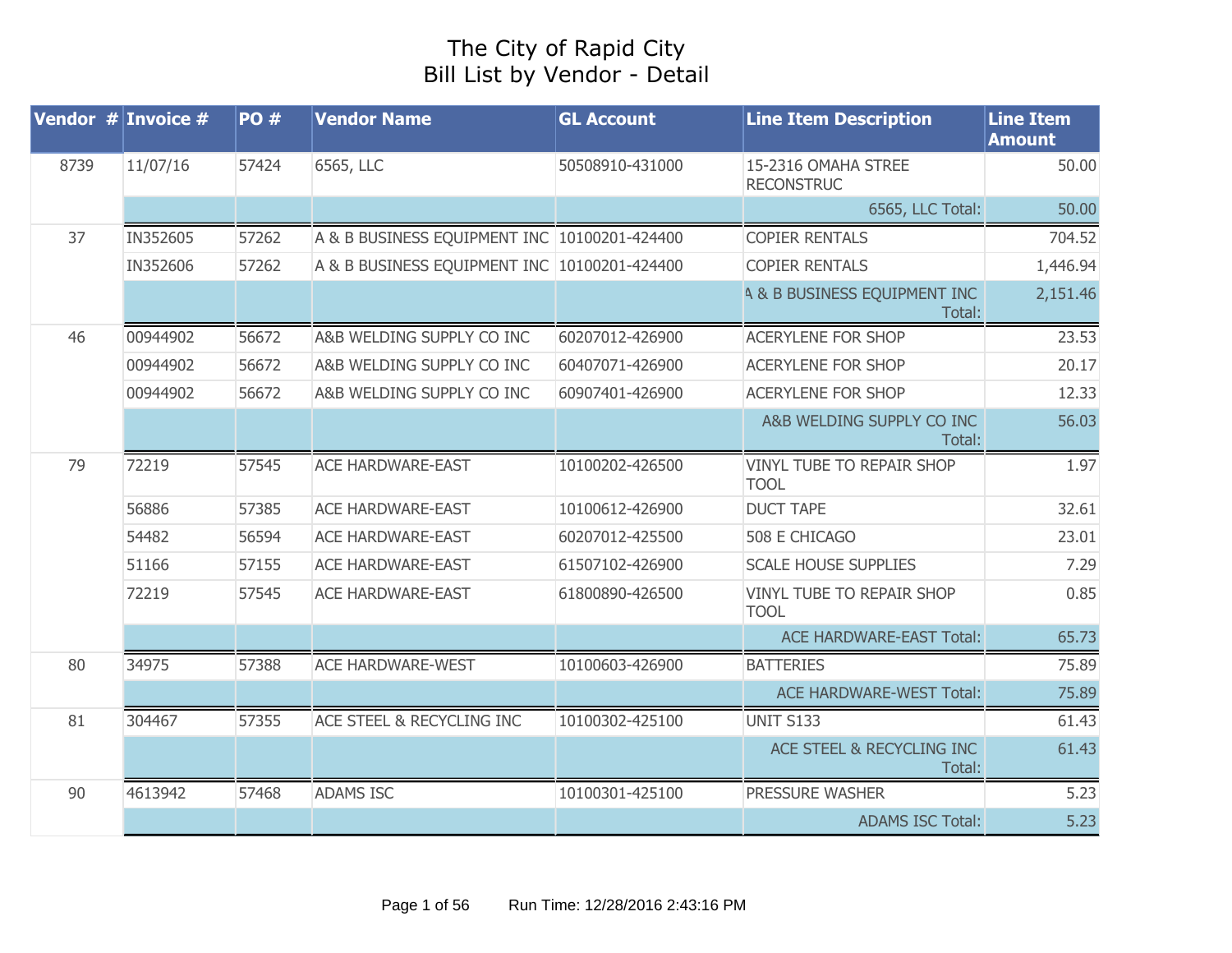# The City of Rapid City
## Bill List by Vendor - Detail

| Vendor # | Invoice # | PO # | Vendor Name | GL Account | Line Item Description | Line Item Amount |
|---|---|---|---|---|---|---|
| 8739 | 11/07/16 | 57424 | 6565, LLC | 50508910-431000 | 15-2316 OMAHA STREE RECONSTRUC | 50.00 |
| | | | | | 6565, LLC Total: | 50.00 |
| 37 | IN352605 | 57262 | A & B BUSINESS EQUIPMENT INC | 10100201-424400 | COPIER RENTALS | 704.52 |
| | IN352606 | 57262 | A & B BUSINESS EQUIPMENT INC | 10100201-424400 | COPIER RENTALS | 1,446.94 |
| | | | | | A & B BUSINESS EQUIPMENT INC Total: | 2,151.46 |
| 46 | 00944902 | 56672 | A&B WELDING SUPPLY CO INC | 60207012-426900 | ACERYLENE FOR SHOP | 23.53 |
| | 00944902 | 56672 | A&B WELDING SUPPLY CO INC | 60407071-426900 | ACERYLENE FOR SHOP | 20.17 |
| | 00944902 | 56672 | A&B WELDING SUPPLY CO INC | 60907401-426900 | ACERYLENE FOR SHOP | 12.33 |
| | | | | | A&B WELDING SUPPLY CO INC Total: | 56.03 |
| 79 | 72219 | 57545 | ACE HARDWARE-EAST | 10100202-426500 | VINYL TUBE TO REPAIR SHOP TOOL | 1.97 |
| | 56886 | 57385 | ACE HARDWARE-EAST | 10100612-426900 | DUCT TAPE | 32.61 |
| | 54482 | 56594 | ACE HARDWARE-EAST | 60207012-425500 | 508 E CHICAGO | 23.01 |
| | 51166 | 57155 | ACE HARDWARE-EAST | 61507102-426900 | SCALE HOUSE SUPPLIES | 7.29 |
| | 72219 | 57545 | ACE HARDWARE-EAST | 61800890-426500 | VINYL TUBE TO REPAIR SHOP TOOL | 0.85 |
| | | | | | ACE HARDWARE-EAST Total: | 65.73 |
| 80 | 34975 | 57388 | ACE HARDWARE-WEST | 10100603-426900 | BATTERIES | 75.89 |
| | | | | | ACE HARDWARE-WEST Total: | 75.89 |
| 81 | 304467 | 57355 | ACE STEEL & RECYCLING INC | 10100302-425100 | UNIT S133 | 61.43 |
| | | | | | ACE STEEL & RECYCLING INC Total: | 61.43 |
| 90 | 4613942 | 57468 | ADAMS ISC | 10100301-425100 | PRESSURE WASHER | 5.23 |
| | | | | | ADAMS ISC Total: | 5.23 |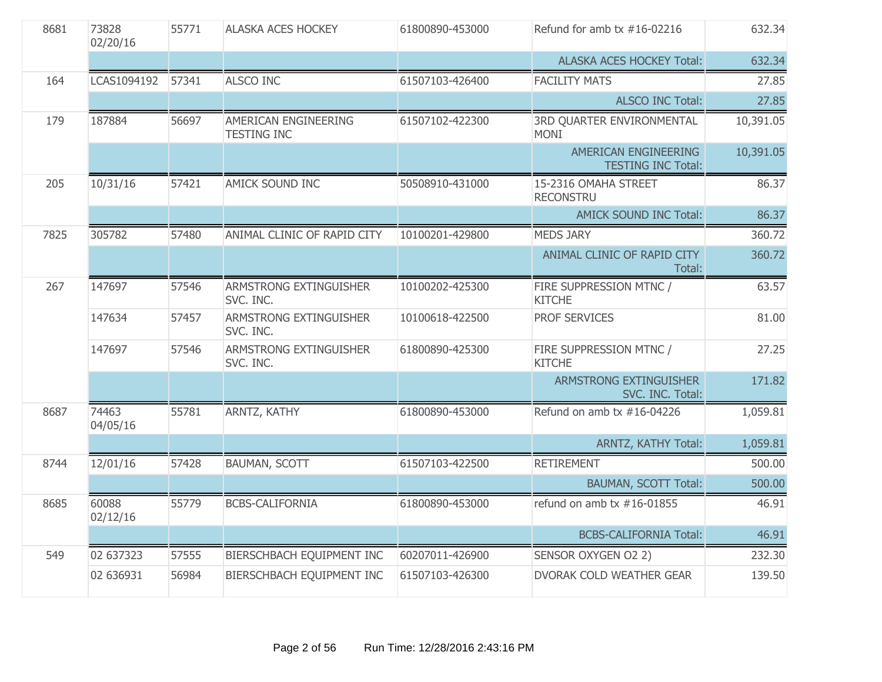| | | | | | | |
|---|---|---|---|---|---|---|
| 8681 | 73828 02/20/16 | 55771 | ALASKA ACES HOCKEY | 61800890-453000 | Refund for amb tx #16-02216 | 632.34 |
| | | | | | ALASKA ACES HOCKEY Total: | 632.34 |
| 164 | LCAS1094192 | 57341 | ALSCO INC | 61507103-426400 | FACILITY MATS | 27.85 |
| | | | | | ALSCO INC Total: | 27.85 |
| 179 | 187884 | 56697 | AMERICAN ENGINEERING TESTING INC | 61507102-422300 | 3RD QUARTER ENVIRONMENTAL MONI | 10,391.05 |
| | | | | | AMERICAN ENGINEERING TESTING INC Total: | 10,391.05 |
| 205 | 10/31/16 | 57421 | AMICK SOUND INC | 50508910-431000 | 15-2316 OMAHA STREET RECONSTRU | 86.37 |
| | | | | | AMICK SOUND INC Total: | 86.37 |
| 7825 | 305782 | 57480 | ANIMAL CLINIC OF RAPID CITY | 10100201-429800 | MEDS JARY | 360.72 |
| | | | | | ANIMAL CLINIC OF RAPID CITY Total: | 360.72 |
| 267 | 147697 | 57546 | ARMSTRONG EXTINGUISHER SVC. INC. | 10100202-425300 | FIRE SUPPRESSION MTNC / KITCHE | 63.57 |
| | 147634 | 57457 | ARMSTRONG EXTINGUISHER SVC. INC. | 10100618-422500 | PROF SERVICES | 81.00 |
| | 147697 | 57546 | ARMSTRONG EXTINGUISHER SVC. INC. | 61800890-425300 | FIRE SUPPRESSION MTNC / KITCHE | 27.25 |
| | | | | | ARMSTRONG EXTINGUISHER SVC. INC. Total: | 171.82 |
| 8687 | 74463 04/05/16 | 55781 | ARNTZ, KATHY | 61800890-453000 | Refund on amb tx #16-04226 | 1,059.81 |
| | | | | | ARNTZ, KATHY Total: | 1,059.81 |
| 8744 | 12/01/16 | 57428 | BAUMAN, SCOTT | 61507103-422500 | RETIREMENT | 500.00 |
| | | | | | BAUMAN, SCOTT Total: | 500.00 |
| 8685 | 60088 02/12/16 | 55779 | BCBS-CALIFORNIA | 61800890-453000 | refund on amb tx #16-01855 | 46.91 |
| | | | | | BCBS-CALIFORNIA Total: | 46.91 |
| 549 | 02 637323 | 57555 | BIERSCHBACH EQUIPMENT INC | 60207011-426900 | SENSOR OXYGEN O2 2) | 232.30 |
| | 02 636931 | 56984 | BIERSCHBACH EQUIPMENT INC | 61507103-426300 | DVORAK COLD WEATHER GEAR | 139.50 |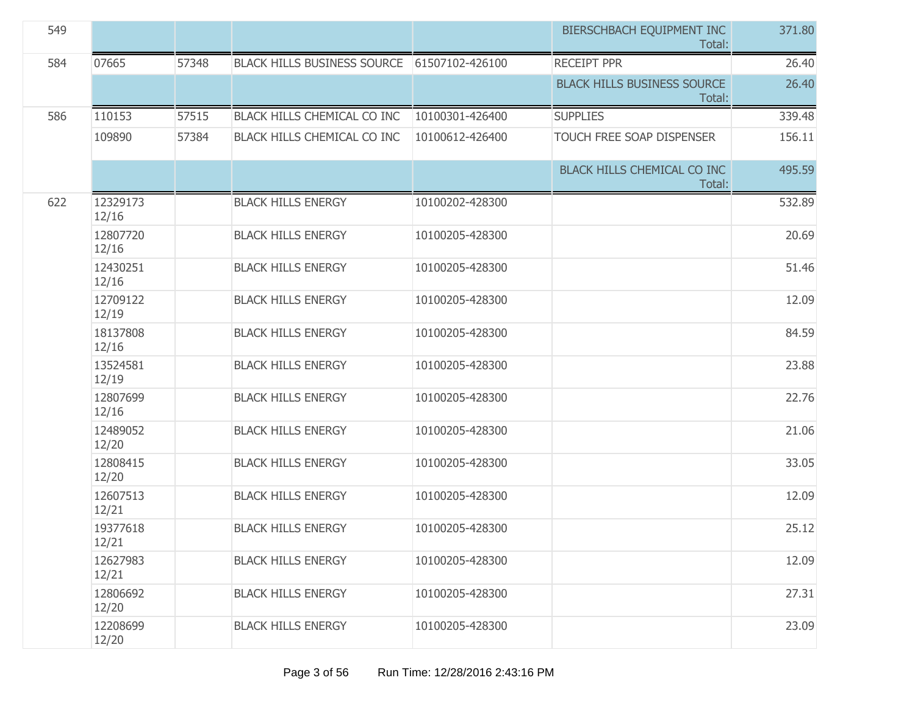| | | | | | | |
|---|---|---|---|---|---|---|
| 549 | | | | | BIERSCHBACH EQUIPMENT INC Total: | 371.80 |
| 584 | 07665 | 57348 | BLACK HILLS BUSINESS SOURCE | 61507102-426100 | RECEIPT PPR | 26.40 |
| | | | | | BLACK HILLS BUSINESS SOURCE Total: | 26.40 |
| 586 | 110153 | 57515 | BLACK HILLS CHEMICAL CO INC | 10100301-426400 | SUPPLIES | 339.48 |
| | 109890 | 57384 | BLACK HILLS CHEMICAL CO INC | 10100612-426400 | TOUCH FREE SOAP DISPENSER | 156.11 |
| | | | | | BLACK HILLS CHEMICAL CO INC Total: | 495.59 |
| 622 | 12329173 12/16 | | BLACK HILLS ENERGY | 10100202-428300 | | 532.89 |
| | 12807720 12/16 | | BLACK HILLS ENERGY | 10100205-428300 | | 20.69 |
| | 12430251 12/16 | | BLACK HILLS ENERGY | 10100205-428300 | | 51.46 |
| | 12709122 12/19 | | BLACK HILLS ENERGY | 10100205-428300 | | 12.09 |
| | 18137808 12/16 | | BLACK HILLS ENERGY | 10100205-428300 | | 84.59 |
| | 13524581 12/19 | | BLACK HILLS ENERGY | 10100205-428300 | | 23.88 |
| | 12807699 12/16 | | BLACK HILLS ENERGY | 10100205-428300 | | 22.76 |
| | 12489052 12/20 | | BLACK HILLS ENERGY | 10100205-428300 | | 21.06 |
| | 12808415 12/20 | | BLACK HILLS ENERGY | 10100205-428300 | | 33.05 |
| | 12607513 12/21 | | BLACK HILLS ENERGY | 10100205-428300 | | 12.09 |
| | 19377618 12/21 | | BLACK HILLS ENERGY | 10100205-428300 | | 25.12 |
| | 12627983 12/21 | | BLACK HILLS ENERGY | 10100205-428300 | | 12.09 |
| | 12806692 12/20 | | BLACK HILLS ENERGY | 10100205-428300 | | 27.31 |
| | 12208699 12/20 | | BLACK HILLS ENERGY | 10100205-428300 | | 23.09 |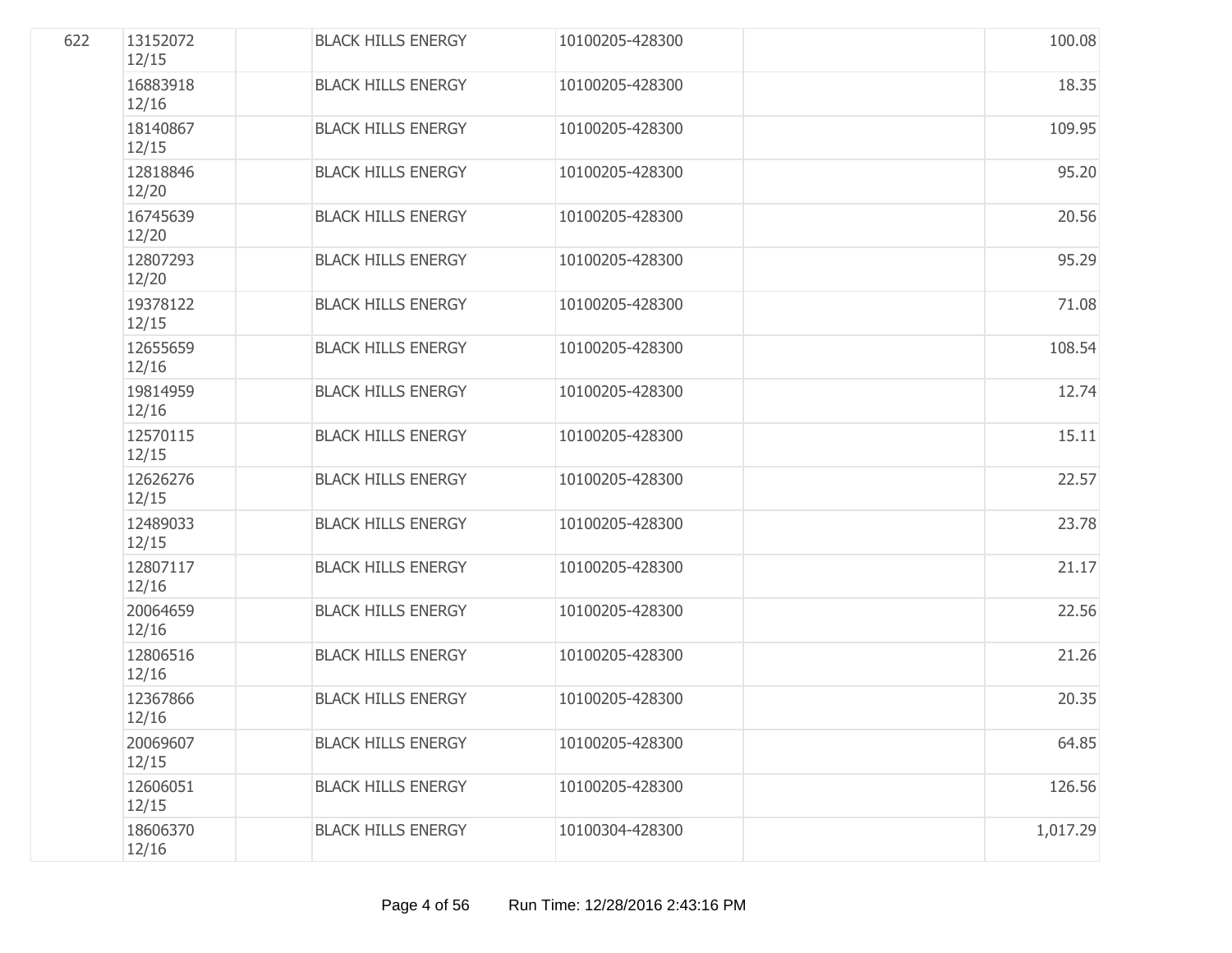| | | | | | | |
|---|---|---|---|---|---|---|
| 622 | 13152072 12/15 | | BLACK HILLS ENERGY | 10100205-428300 | | 100.08 |
| | 16883918 12/16 | | BLACK HILLS ENERGY | 10100205-428300 | | 18.35 |
| | 18140867 12/15 | | BLACK HILLS ENERGY | 10100205-428300 | | 109.95 |
| | 12818846 12/20 | | BLACK HILLS ENERGY | 10100205-428300 | | 95.20 |
| | 16745639 12/20 | | BLACK HILLS ENERGY | 10100205-428300 | | 20.56 |
| | 12807293 12/20 | | BLACK HILLS ENERGY | 10100205-428300 | | 95.29 |
| | 19378122 12/15 | | BLACK HILLS ENERGY | 10100205-428300 | | 71.08 |
| | 12655659 12/16 | | BLACK HILLS ENERGY | 10100205-428300 | | 108.54 |
| | 19814959 12/16 | | BLACK HILLS ENERGY | 10100205-428300 | | 12.74 |
| | 12570115 12/15 | | BLACK HILLS ENERGY | 10100205-428300 | | 15.11 |
| | 12626276 12/15 | | BLACK HILLS ENERGY | 10100205-428300 | | 22.57 |
| | 12489033 12/15 | | BLACK HILLS ENERGY | 10100205-428300 | | 23.78 |
| | 12807117 12/16 | | BLACK HILLS ENERGY | 10100205-428300 | | 21.17 |
| | 20064659 12/16 | | BLACK HILLS ENERGY | 10100205-428300 | | 22.56 |
| | 12806516 12/16 | | BLACK HILLS ENERGY | 10100205-428300 | | 21.26 |
| | 12367866 12/16 | | BLACK HILLS ENERGY | 10100205-428300 | | 20.35 |
| | 20069607 12/15 | | BLACK HILLS ENERGY | 10100205-428300 | | 64.85 |
| | 12606051 12/15 | | BLACK HILLS ENERGY | 10100205-428300 | | 126.56 |
| | 18606370 12/16 | | BLACK HILLS ENERGY | 10100304-428300 | | 1,017.29 |

Run Time: 12/28/2016 2:43:16 PM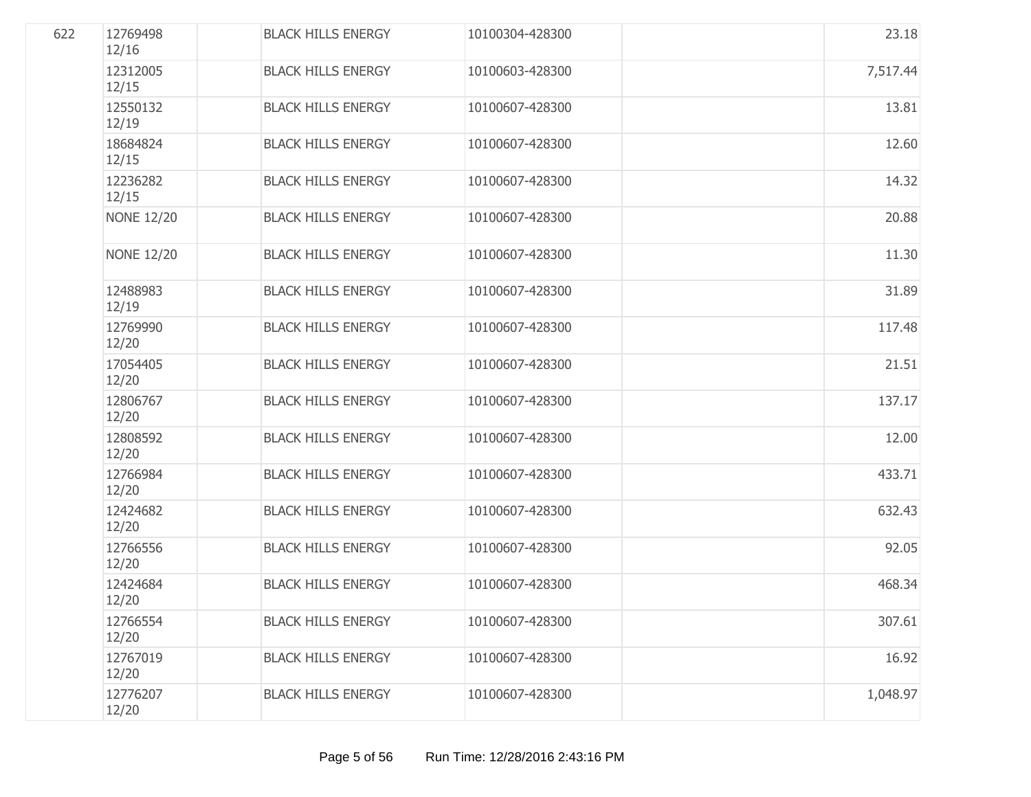| | | | | | | |
|---|---|---|---|---|---|---|
| 622 | 12769498 12/16 | | BLACK HILLS ENERGY | 10100304-428300 | | 23.18 |
| | 12312005 12/15 | | BLACK HILLS ENERGY | 10100603-428300 | | 7,517.44 |
| | 12550132 12/19 | | BLACK HILLS ENERGY | 10100607-428300 | | 13.81 |
| | 18684824 12/15 | | BLACK HILLS ENERGY | 10100607-428300 | | 12.60 |
| | 12236282 12/15 | | BLACK HILLS ENERGY | 10100607-428300 | | 14.32 |
| | NONE 12/20 | | BLACK HILLS ENERGY | 10100607-428300 | | 20.88 |
| | NONE 12/20 | | BLACK HILLS ENERGY | 10100607-428300 | | 11.30 |
| | 12488983 12/19 | | BLACK HILLS ENERGY | 10100607-428300 | | 31.89 |
| | 12769990 12/20 | | BLACK HILLS ENERGY | 10100607-428300 | | 117.48 |
| | 17054405 12/20 | | BLACK HILLS ENERGY | 10100607-428300 | | 21.51 |
| | 12806767 12/20 | | BLACK HILLS ENERGY | 10100607-428300 | | 137.17 |
| | 12808592 12/20 | | BLACK HILLS ENERGY | 10100607-428300 | | 12.00 |
| | 12766984 12/20 | | BLACK HILLS ENERGY | 10100607-428300 | | 433.71 |
| | 12424682 12/20 | | BLACK HILLS ENERGY | 10100607-428300 | | 632.43 |
| | 12766556 12/20 | | BLACK HILLS ENERGY | 10100607-428300 | | 92.05 |
| | 12424684 12/20 | | BLACK HILLS ENERGY | 10100607-428300 | | 468.34 |
| | 12766554 12/20 | | BLACK HILLS ENERGY | 10100607-428300 | | 307.61 |
| | 12767019 12/20 | | BLACK HILLS ENERGY | 10100607-428300 | | 16.92 |
| | 12776207 12/20 | | BLACK HILLS ENERGY | 10100607-428300 | | 1,048.97 |

Run Time: 12/28/2016 2:43:16 PM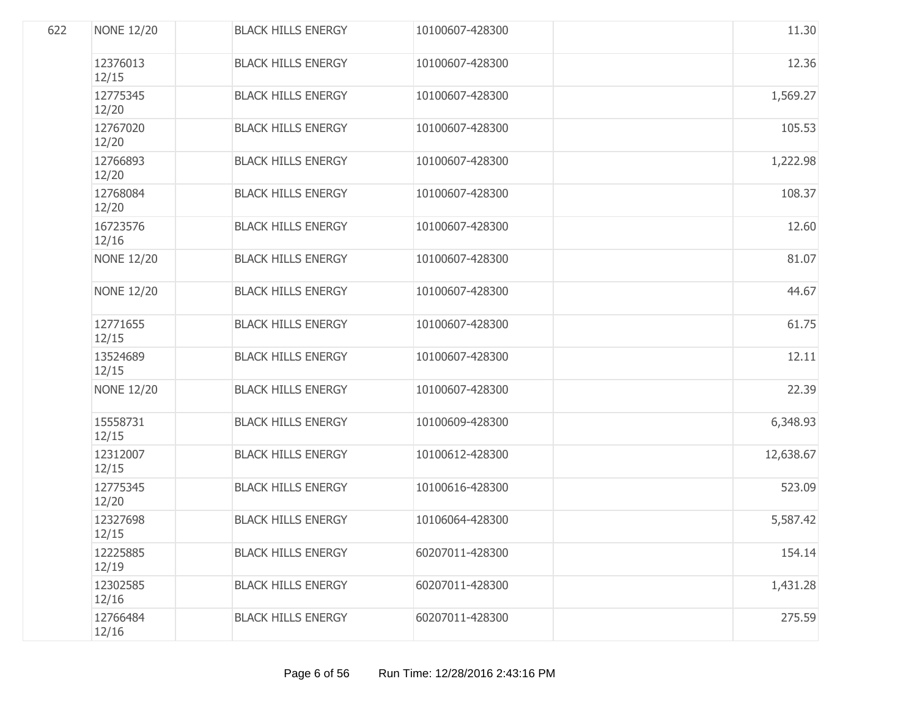| | | | | | | |
|---|---|---|---|---|---|---|
| 622 | NONE 12/20 | | BLACK HILLS ENERGY | 10100607-428300 | | 11.30 |
| | 12376013 12/15 | | BLACK HILLS ENERGY | 10100607-428300 | | 12.36 |
| | 12775345 12/20 | | BLACK HILLS ENERGY | 10100607-428300 | | 1,569.27 |
| | 12767020 12/20 | | BLACK HILLS ENERGY | 10100607-428300 | | 105.53 |
| | 12766893 12/20 | | BLACK HILLS ENERGY | 10100607-428300 | | 1,222.98 |
| | 12768084 12/20 | | BLACK HILLS ENERGY | 10100607-428300 | | 108.37 |
| | 16723576 12/16 | | BLACK HILLS ENERGY | 10100607-428300 | | 12.60 |
| | NONE 12/20 | | BLACK HILLS ENERGY | 10100607-428300 | | 81.07 |
| | NONE 12/20 | | BLACK HILLS ENERGY | 10100607-428300 | | 44.67 |
| | 12771655 12/15 | | BLACK HILLS ENERGY | 10100607-428300 | | 61.75 |
| | 13524689 12/15 | | BLACK HILLS ENERGY | 10100607-428300 | | 12.11 |
| | NONE 12/20 | | BLACK HILLS ENERGY | 10100607-428300 | | 22.39 |
| | 15558731 12/15 | | BLACK HILLS ENERGY | 10100609-428300 | | 6,348.93 |
| | 12312007 12/15 | | BLACK HILLS ENERGY | 10100612-428300 | | 12,638.67 |
| | 12775345 12/20 | | BLACK HILLS ENERGY | 10100616-428300 | | 523.09 |
| | 12327698 12/15 | | BLACK HILLS ENERGY | 10106064-428300 | | 5,587.42 |
| | 12225885 12/19 | | BLACK HILLS ENERGY | 60207011-428300 | | 154.14 |
| | 12302585 12/16 | | BLACK HILLS ENERGY | 60207011-428300 | | 1,431.28 |
| | 12766484 12/16 | | BLACK HILLS ENERGY | 60207011-428300 | | 275.59 |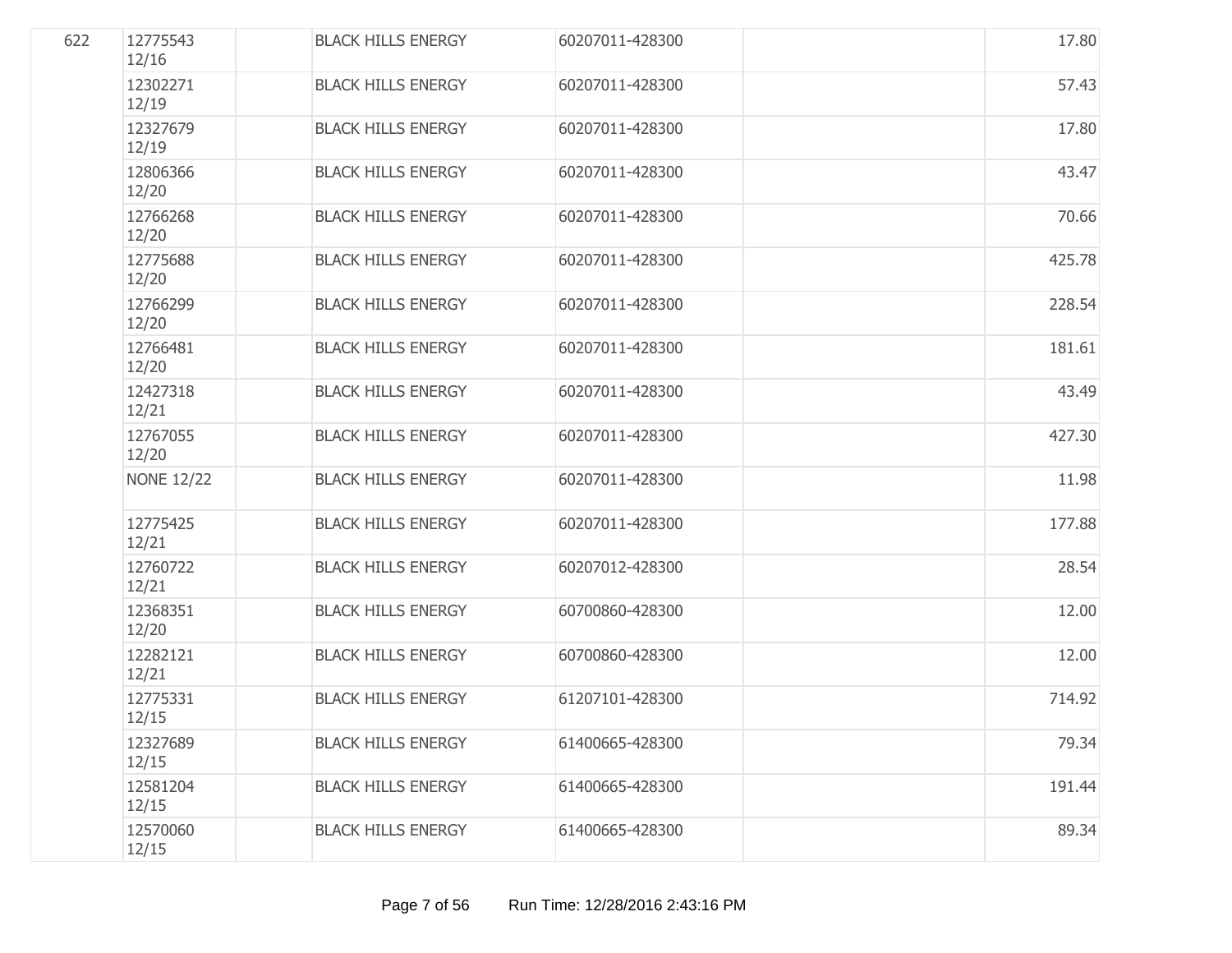| | | | | | | |
|---|---|---|---|---|---|---|
| 622 | 12775543 12/16 | | BLACK HILLS ENERGY | 60207011-428300 | | 17.80 |
| | 12302271 12/19 | | BLACK HILLS ENERGY | 60207011-428300 | | 57.43 |
| | 12327679 12/19 | | BLACK HILLS ENERGY | 60207011-428300 | | 17.80 |
| | 12806366 12/20 | | BLACK HILLS ENERGY | 60207011-428300 | | 43.47 |
| | 12766268 12/20 | | BLACK HILLS ENERGY | 60207011-428300 | | 70.66 |
| | 12775688 12/20 | | BLACK HILLS ENERGY | 60207011-428300 | | 425.78 |
| | 12766299 12/20 | | BLACK HILLS ENERGY | 60207011-428300 | | 228.54 |
| | 12766481 12/20 | | BLACK HILLS ENERGY | 60207011-428300 | | 181.61 |
| | 12427318 12/21 | | BLACK HILLS ENERGY | 60207011-428300 | | 43.49 |
| | 12767055 12/20 | | BLACK HILLS ENERGY | 60207011-428300 | | 427.30 |
| | NONE 12/22 | | BLACK HILLS ENERGY | 60207011-428300 | | 11.98 |
| | 12775425 12/21 | | BLACK HILLS ENERGY | 60207011-428300 | | 177.88 |
| | 12760722 12/21 | | BLACK HILLS ENERGY | 60207012-428300 | | 28.54 |
| | 12368351 12/20 | | BLACK HILLS ENERGY | 60700860-428300 | | 12.00 |
| | 12282121 12/21 | | BLACK HILLS ENERGY | 60700860-428300 | | 12.00 |
| | 12775331 12/15 | | BLACK HILLS ENERGY | 61207101-428300 | | 714.92 |
| | 12327689 12/15 | | BLACK HILLS ENERGY | 61400665-428300 | | 79.34 |
| | 12581204 12/15 | | BLACK HILLS ENERGY | 61400665-428300 | | 191.44 |
| | 12570060 12/15 | | BLACK HILLS ENERGY | 61400665-428300 | | 89.34 |

Run Time: 12/28/2016 2:43:16 PM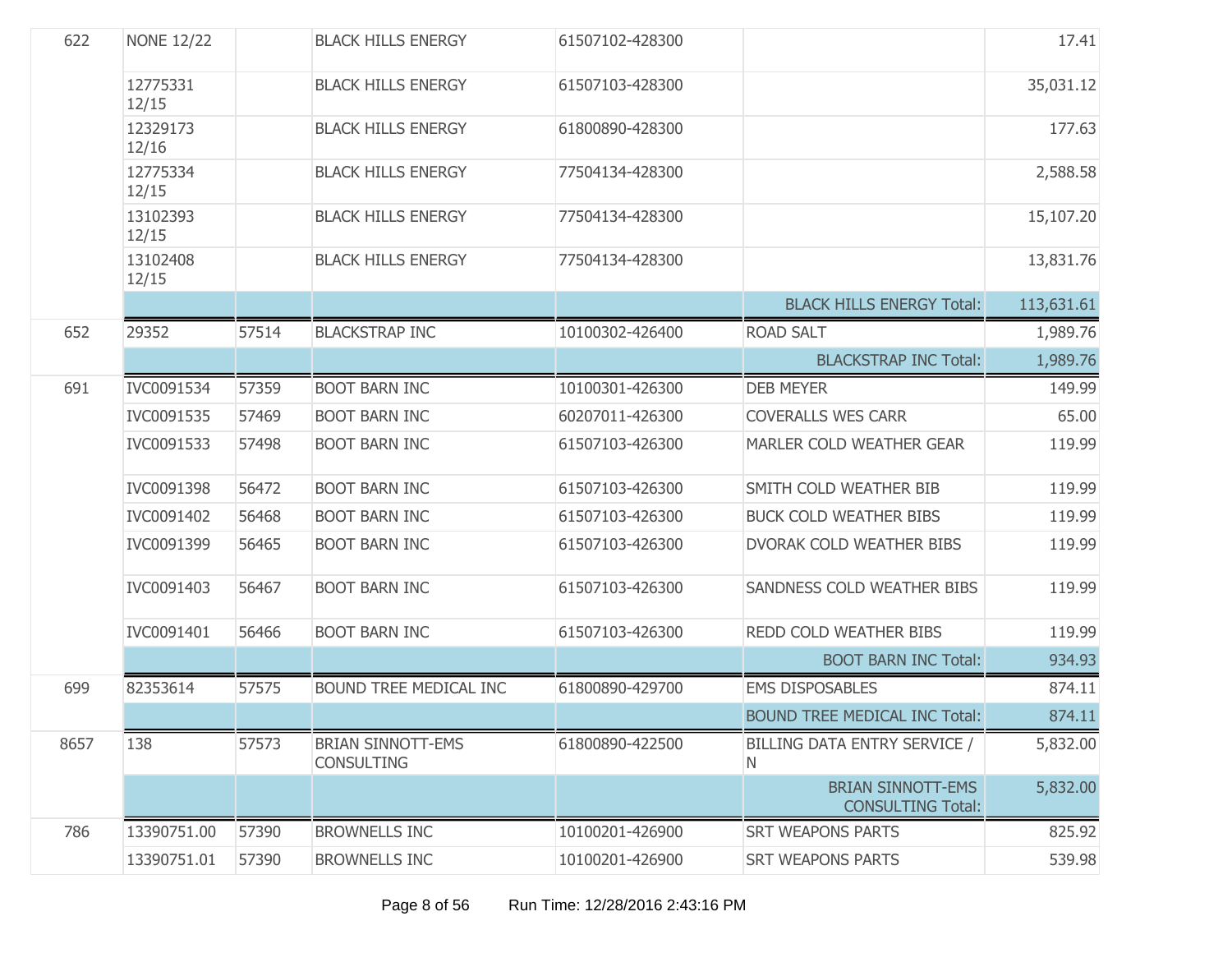| | | | | | | |
|---|---|---|---|---|---|---|
| 622 | NONE 12/22 | | BLACK HILLS ENERGY | 61507102-428300 | | 17.41 |
| | 12775331 12/15 | | BLACK HILLS ENERGY | 61507103-428300 | | 35,031.12 |
| | 12329173 12/16 | | BLACK HILLS ENERGY | 61800890-428300 | | 177.63 |
| | 12775334 12/15 | | BLACK HILLS ENERGY | 77504134-428300 | | 2,588.58 |
| | 13102393 12/15 | | BLACK HILLS ENERGY | 77504134-428300 | | 15,107.20 |
| | 13102408 12/15 | | BLACK HILLS ENERGY | 77504134-428300 | | 13,831.76 |
| | | | | | BLACK HILLS ENERGY Total: | 113,631.61 |
| 652 | 29352 | 57514 | BLACKSTRAP INC | 10100302-426400 | ROAD SALT | 1,989.76 |
| | | | | | BLACKSTRAP INC Total: | 1,989.76 |
| 691 | IVC0091534 | 57359 | BOOT BARN INC | 10100301-426300 | DEB MEYER | 149.99 |
| | IVC0091535 | 57469 | BOOT BARN INC | 60207011-426300 | COVERALLS WES CARR | 65.00 |
| | IVC0091533 | 57498 | BOOT BARN INC | 61507103-426300 | MARLER COLD WEATHER GEAR | 119.99 |
| | IVC0091398 | 56472 | BOOT BARN INC | 61507103-426300 | SMITH COLD WEATHER BIB | 119.99 |
| | IVC0091402 | 56468 | BOOT BARN INC | 61507103-426300 | BUCK COLD WEATHER BIBS | 119.99 |
| | IVC0091399 | 56465 | BOOT BARN INC | 61507103-426300 | DVORAK COLD WEATHER BIBS | 119.99 |
| | IVC0091403 | 56467 | BOOT BARN INC | 61507103-426300 | SANDNESS COLD WEATHER BIBS | 119.99 |
| | IVC0091401 | 56466 | BOOT BARN INC | 61507103-426300 | REDD COLD WEATHER BIBS | 119.99 |
| | | | | | BOOT BARN INC Total: | 934.93 |
| 699 | 82353614 | 57575 | BOUND TREE MEDICAL INC | 61800890-429700 | EMS DISPOSABLES | 874.11 |
| | | | | | BOUND TREE MEDICAL INC Total: | 874.11 |
| 8657 | 138 | 57573 | BRIAN SINNOTT-EMS CONSULTING | 61800890-422500 | BILLING DATA ENTRY SERVICE / N | 5,832.00 |
| | | | | | BRIAN SINNOTT-EMS CONSULTING Total: | 5,832.00 |
| 786 | 13390751.00 | 57390 | BROWNELLS INC | 10100201-426900 | SRT WEAPONS PARTS | 825.92 |
| | 13390751.01 | 57390 | BROWNELLS INC | 10100201-426900 | SRT WEAPONS PARTS | 539.98 |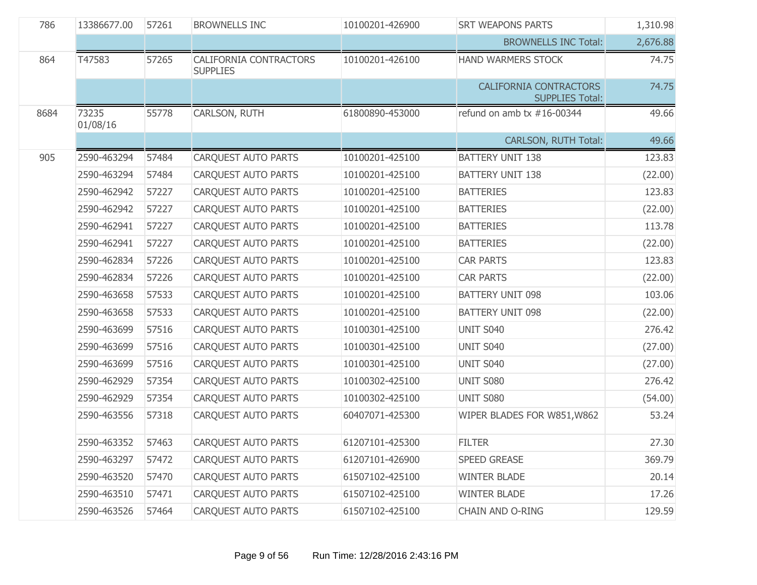| | | | | | | |
|---|---|---|---|---|---|---|
| 786 | 13386677.00 | 57261 | BROWNELLS INC | 10100201-426900 | SRT WEAPONS PARTS | 1,310.98 |
| | | | | | BROWNELLS INC Total: | 2,676.88 |
| 864 | T47583 | 57265 | CALIFORNIA CONTRACTORS SUPPLIES | 10100201-426100 | HAND WARMERS STOCK | 74.75 |
| | | | | | CALIFORNIA CONTRACTORS SUPPLIES Total: | 74.75 |
| 8684 | 73235 01/08/16 | 55778 | CARLSON, RUTH | 61800890-453000 | refund on amb tx #16-00344 | 49.66 |
| | | | | | CARLSON, RUTH Total: | 49.66 |
| 905 | 2590-463294 | 57484 | CARQUEST AUTO PARTS | 10100201-425100 | BATTERY UNIT 138 | 123.83 |
| | 2590-463294 | 57484 | CARQUEST AUTO PARTS | 10100201-425100 | BATTERY UNIT 138 | (22.00) |
| | 2590-462942 | 57227 | CARQUEST AUTO PARTS | 10100201-425100 | BATTERIES | 123.83 |
| | 2590-462942 | 57227 | CARQUEST AUTO PARTS | 10100201-425100 | BATTERIES | (22.00) |
| | 2590-462941 | 57227 | CARQUEST AUTO PARTS | 10100201-425100 | BATTERIES | 113.78 |
| | 2590-462941 | 57227 | CARQUEST AUTO PARTS | 10100201-425100 | BATTERIES | (22.00) |
| | 2590-462834 | 57226 | CARQUEST AUTO PARTS | 10100201-425100 | CAR PARTS | 123.83 |
| | 2590-462834 | 57226 | CARQUEST AUTO PARTS | 10100201-425100 | CAR PARTS | (22.00) |
| | 2590-463658 | 57533 | CARQUEST AUTO PARTS | 10100201-425100 | BATTERY UNIT 098 | 103.06 |
| | 2590-463658 | 57533 | CARQUEST AUTO PARTS | 10100201-425100 | BATTERY UNIT 098 | (22.00) |
| | 2590-463699 | 57516 | CARQUEST AUTO PARTS | 10100301-425100 | UNIT S040 | 276.42 |
| | 2590-463699 | 57516 | CARQUEST AUTO PARTS | 10100301-425100 | UNIT S040 | (27.00) |
| | 2590-463699 | 57516 | CARQUEST AUTO PARTS | 10100301-425100 | UNIT S040 | (27.00) |
| | 2590-462929 | 57354 | CARQUEST AUTO PARTS | 10100302-425100 | UNIT S080 | 276.42 |
| | 2590-462929 | 57354 | CARQUEST AUTO PARTS | 10100302-425100 | UNIT S080 | (54.00) |
| | 2590-463556 | 57318 | CARQUEST AUTO PARTS | 60407071-425300 | WIPER BLADES FOR W851,W862 | 53.24 |
| | 2590-463352 | 57463 | CARQUEST AUTO PARTS | 61207101-425300 | FILTER | 27.30 |
| | 2590-463297 | 57472 | CARQUEST AUTO PARTS | 61207101-426900 | SPEED GREASE | 369.79 |
| | 2590-463520 | 57470 | CARQUEST AUTO PARTS | 61507102-425100 | WINTER BLADE | 20.14 |
| | 2590-463510 | 57471 | CARQUEST AUTO PARTS | 61507102-425100 | WINTER BLADE | 17.26 |
| | 2590-463526 | 57464 | CARQUEST AUTO PARTS | 61507102-425100 | CHAIN AND O-RING | 129.59 |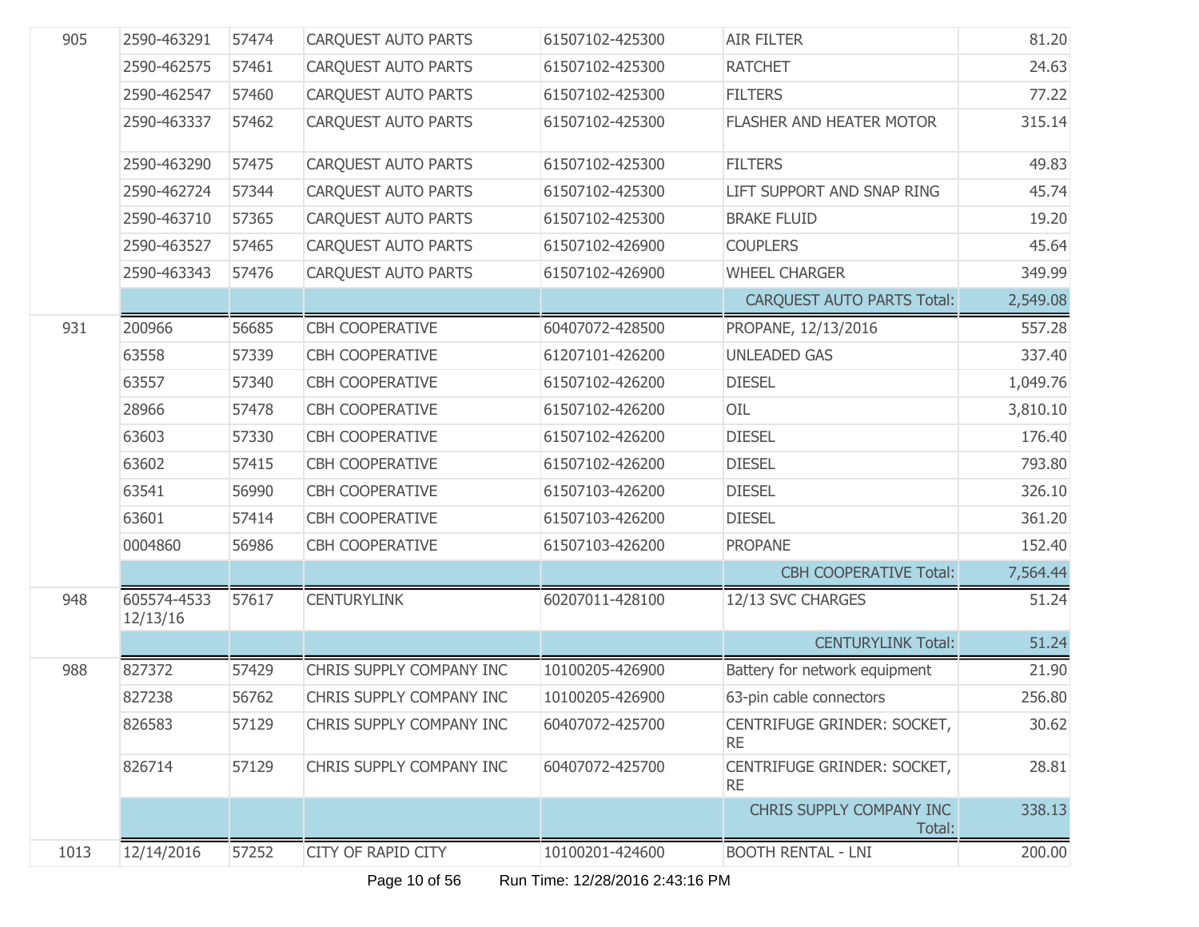| | | | | | | |
|---|---|---|---|---|---|---|
| 905 | 2590-463291 | 57474 | CARQUEST AUTO PARTS | 61507102-425300 | AIR FILTER | 81.20 |
| | 2590-462575 | 57461 | CARQUEST AUTO PARTS | 61507102-425300 | RATCHET | 24.63 |
| | 2590-462547 | 57460 | CARQUEST AUTO PARTS | 61507102-425300 | FILTERS | 77.22 |
| | 2590-463337 | 57462 | CARQUEST AUTO PARTS | 61507102-425300 | FLASHER AND HEATER MOTOR | 315.14 |
| | 2590-463290 | 57475 | CARQUEST AUTO PARTS | 61507102-425300 | FILTERS | 49.83 |
| | 2590-462724 | 57344 | CARQUEST AUTO PARTS | 61507102-425300 | LIFT SUPPORT AND SNAP RING | 45.74 |
| | 2590-463710 | 57365 | CARQUEST AUTO PARTS | 61507102-425300 | BRAKE FLUID | 19.20 |
| | 2590-463527 | 57465 | CARQUEST AUTO PARTS | 61507102-426900 | COUPLERS | 45.64 |
| | 2590-463343 | 57476 | CARQUEST AUTO PARTS | 61507102-426900 | WHEEL CHARGER | 349.99 |
| | | | | | CARQUEST AUTO PARTS Total: | 2,549.08 |
| 931 | 200966 | 56685 | CBH COOPERATIVE | 60407072-428500 | PROPANE, 12/13/2016 | 557.28 |
| | 63558 | 57339 | CBH COOPERATIVE | 61207101-426200 | UNLEADED GAS | 337.40 |
| | 63557 | 57340 | CBH COOPERATIVE | 61507102-426200 | DIESEL | 1,049.76 |
| | 28966 | 57478 | CBH COOPERATIVE | 61507102-426200 | OIL | 3,810.10 |
| | 63603 | 57330 | CBH COOPERATIVE | 61507102-426200 | DIESEL | 176.40 |
| | 63602 | 57415 | CBH COOPERATIVE | 61507102-426200 | DIESEL | 793.80 |
| | 63541 | 56990 | CBH COOPERATIVE | 61507103-426200 | DIESEL | 326.10 |
| | 63601 | 57414 | CBH COOPERATIVE | 61507103-426200 | DIESEL | 361.20 |
| | 0004860 | 56986 | CBH COOPERATIVE | 61507103-426200 | PROPANE | 152.40 |
| | | | | | CBH COOPERATIVE Total: | 7,564.44 |
| 948 | 605574-4533 12/13/16 | 57617 | CENTURYLINK | 60207011-428100 | 12/13 SVC CHARGES | 51.24 |
| | | | | | CENTURYLINK Total: | 51.24 |
| 988 | 827372 | 57429 | CHRIS SUPPLY COMPANY INC | 10100205-426900 | Battery for network equipment | 21.90 |
| | 827238 | 56762 | CHRIS SUPPLY COMPANY INC | 10100205-426900 | 63-pin cable connectors | 256.80 |
| | 826583 | 57129 | CHRIS SUPPLY COMPANY INC | 60407072-425700 | CENTRIFUGE GRINDER: SOCKET, RE | 30.62 |
| | 826714 | 57129 | CHRIS SUPPLY COMPANY INC | 60407072-425700 | CENTRIFUGE GRINDER: SOCKET, RE | 28.81 |
| | | | | | CHRIS SUPPLY COMPANY INC Total: | 338.13 |
| 1013 | 12/14/2016 | 57252 | CITY OF RAPID CITY | 10100201-424600 | BOOTH RENTAL - LNI | 200.00 |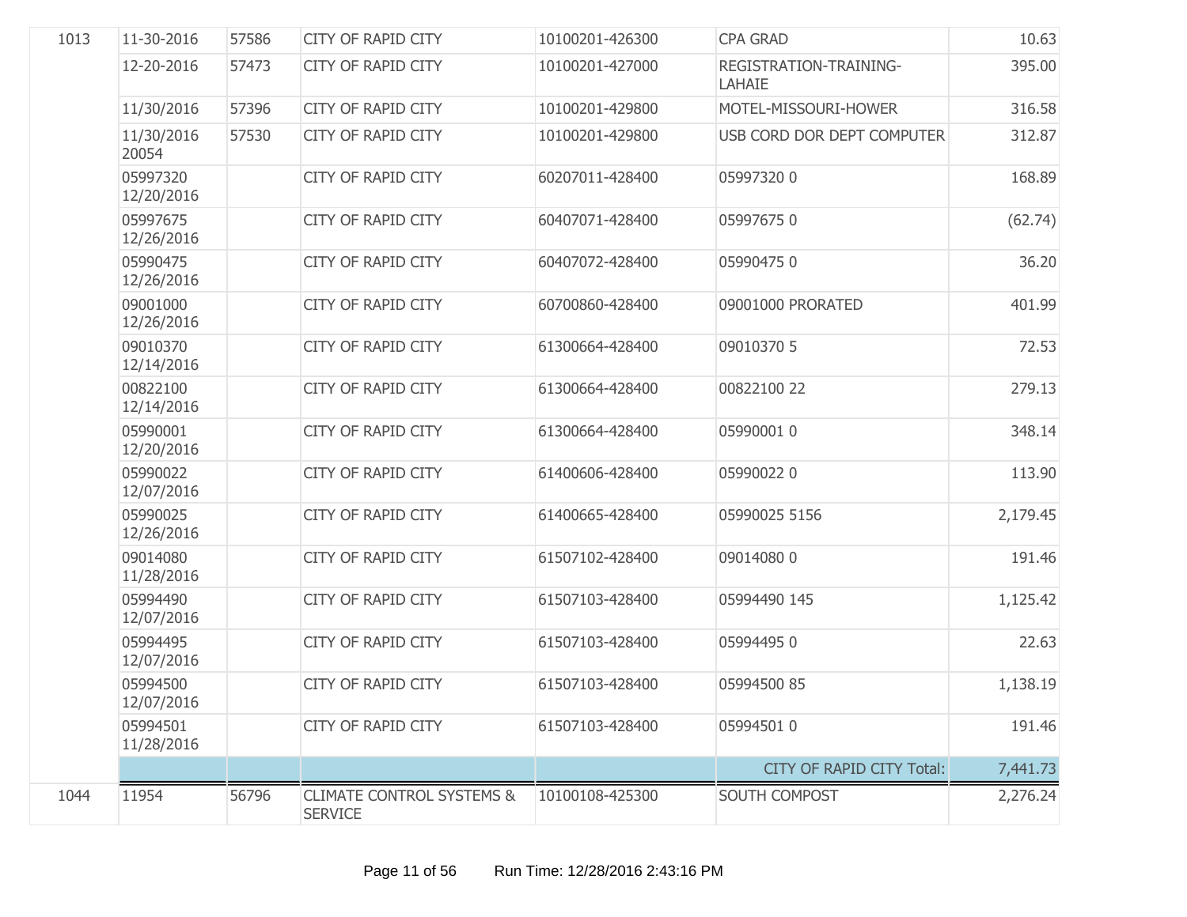| | | | | | | |
|---|---|---|---|---|---|---|
| 1013 | 11-30-2016 | 57586 | CITY OF RAPID CITY | 10100201-426300 | CPA GRAD | 10.63 |
| | 12-20-2016 | 57473 | CITY OF RAPID CITY | 10100201-427000 | REGISTRATION-TRAINING-LAHAIE | 395.00 |
| | 11/30/2016 | 57396 | CITY OF RAPID CITY | 10100201-429800 | MOTEL-MISSOURI-HOWER | 316.58 |
| | 11/30/2016 20054 | 57530 | CITY OF RAPID CITY | 10100201-429800 | USB CORD DOR DEPT COMPUTER | 312.87 |
| | 05997320 12/20/2016 | | CITY OF RAPID CITY | 60207011-428400 | 05997320 0 | 168.89 |
| | 05997675 12/26/2016 | | CITY OF RAPID CITY | 60407071-428400 | 05997675 0 | (62.74) |
| | 05990475 12/26/2016 | | CITY OF RAPID CITY | 60407072-428400 | 05990475 0 | 36.20 |
| | 09001000 12/26/2016 | | CITY OF RAPID CITY | 60700860-428400 | 09001000 PRORATED | 401.99 |
| | 09010370 12/14/2016 | | CITY OF RAPID CITY | 61300664-428400 | 09010370 5 | 72.53 |
| | 00822100 12/14/2016 | | CITY OF RAPID CITY | 61300664-428400 | 00822100 22 | 279.13 |
| | 05990001 12/20/2016 | | CITY OF RAPID CITY | 61300664-428400 | 05990001 0 | 348.14 |
| | 05990022 12/07/2016 | | CITY OF RAPID CITY | 61400606-428400 | 05990022 0 | 113.90 |
| | 05990025 12/26/2016 | | CITY OF RAPID CITY | 61400665-428400 | 05990025 5156 | 2,179.45 |
| | 09014080 11/28/2016 | | CITY OF RAPID CITY | 61507102-428400 | 09014080 0 | 191.46 |
| | 05994490 12/07/2016 | | CITY OF RAPID CITY | 61507103-428400 | 05994490 145 | 1,125.42 |
| | 05994495 12/07/2016 | | CITY OF RAPID CITY | 61507103-428400 | 05994495 0 | 22.63 |
| | 05994500 12/07/2016 | | CITY OF RAPID CITY | 61507103-428400 | 05994500 85 | 1,138.19 |
| | 05994501 11/28/2016 | | CITY OF RAPID CITY | 61507103-428400 | 05994501 0 | 191.46 |
| | | | | | CITY OF RAPID CITY Total: | 7,441.73 |
| 1044 | 11954 | 56796 | CLIMATE CONTROL SYSTEMS & SERVICE | 10100108-425300 | SOUTH COMPOST | 2,276.24 |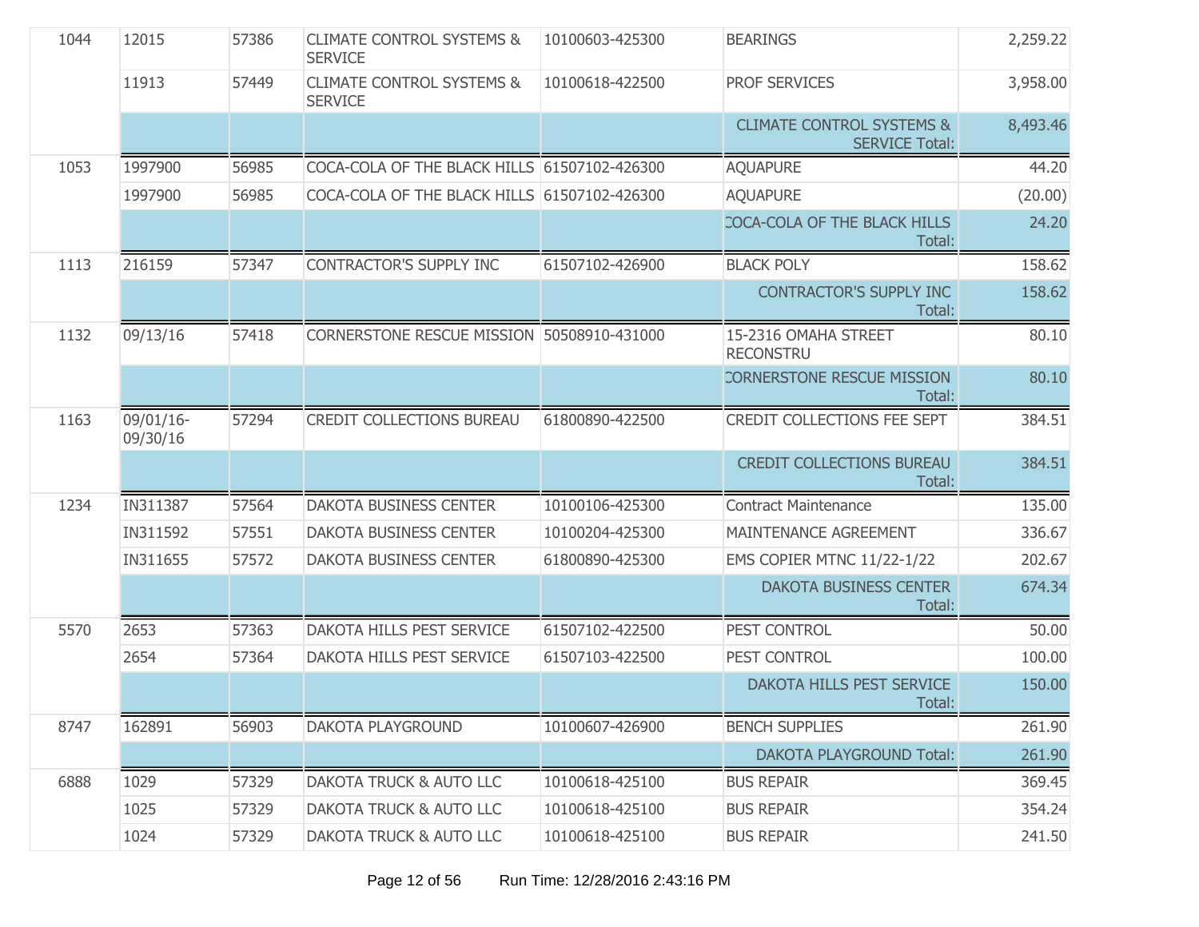| | | | | | | |
|---|---|---|---|---|---|---|
| 1044 | 12015 | 57386 | CLIMATE CONTROL SYSTEMS & SERVICE | 10100603-425300 | BEARINGS | 2,259.22 |
| | 11913 | 57449 | CLIMATE CONTROL SYSTEMS & SERVICE | 10100618-422500 | PROF SERVICES | 3,958.00 |
| | | | | | CLIMATE CONTROL SYSTEMS & SERVICE Total: | 8,493.46 |
| 1053 | 1997900 | 56985 | COCA-COLA OF THE BLACK HILLS | 61507102-426300 | AQUAPURE | 44.20 |
| | 1997900 | 56985 | COCA-COLA OF THE BLACK HILLS | 61507102-426300 | AQUAPURE | (20.00) |
| | | | | | COCA-COLA OF THE BLACK HILLS Total: | 24.20 |
| 1113 | 216159 | 57347 | CONTRACTOR'S SUPPLY INC | 61507102-426900 | BLACK POLY | 158.62 |
| | | | | | CONTRACTOR'S SUPPLY INC Total: | 158.62 |
| 1132 | 09/13/16 | 57418 | CORNERSTONE RESCUE MISSION | 50508910-431000 | 15-2316 OMAHA STREET RECONSTRU | 80.10 |
| | | | | | CORNERSTONE RESCUE MISSION Total: | 80.10 |
| 1163 | 09/01/16-09/30/16 | 57294 | CREDIT COLLECTIONS BUREAU | 61800890-422500 | CREDIT COLLECTIONS FEE SEPT | 384.51 |
| | | | | | CREDIT COLLECTIONS BUREAU Total: | 384.51 |
| 1234 | IN311387 | 57564 | DAKOTA BUSINESS CENTER | 10100106-425300 | Contract Maintenance | 135.00 |
| | IN311592 | 57551 | DAKOTA BUSINESS CENTER | 10100204-425300 | MAINTENANCE AGREEMENT | 336.67 |
| | IN311655 | 57572 | DAKOTA BUSINESS CENTER | 61800890-425300 | EMS COPIER MTNC 11/22-1/22 | 202.67 |
| | | | | | DAKOTA BUSINESS CENTER Total: | 674.34 |
| 5570 | 2653 | 57363 | DAKOTA HILLS PEST SERVICE | 61507102-422500 | PEST CONTROL | 50.00 |
| | 2654 | 57364 | DAKOTA HILLS PEST SERVICE | 61507103-422500 | PEST CONTROL | 100.00 |
| | | | | | DAKOTA HILLS PEST SERVICE Total: | 150.00 |
| 8747 | 162891 | 56903 | DAKOTA PLAYGROUND | 10100607-426900 | BENCH SUPPLIES | 261.90 |
| | | | | | DAKOTA PLAYGROUND Total: | 261.90 |
| 6888 | 1029 | 57329 | DAKOTA TRUCK & AUTO LLC | 10100618-425100 | BUS REPAIR | 369.45 |
| | 1025 | 57329 | DAKOTA TRUCK & AUTO LLC | 10100618-425100 | BUS REPAIR | 354.24 |
| | 1024 | 57329 | DAKOTA TRUCK & AUTO LLC | 10100618-425100 | BUS REPAIR | 241.50 |

Run Time: 12/28/2016 2:43:16 PM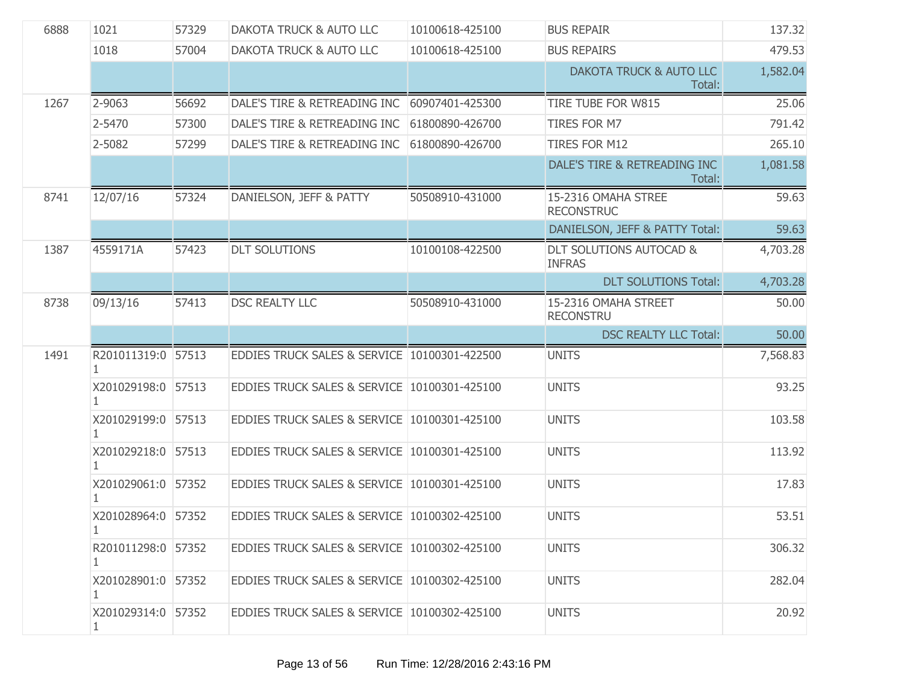| | | | | | | |
|---|---|---|---|---|---|---|
| 6888 | 1021 | 57329 | DAKOTA TRUCK & AUTO LLC | 10100618-425100 | BUS REPAIR | 137.32 |
| | 1018 | 57004 | DAKOTA TRUCK & AUTO LLC | 10100618-425100 | BUS REPAIRS | 479.53 |
| | | | | | DAKOTA TRUCK & AUTO LLC Total: | 1,582.04 |
| 1267 | 2-9063 | 56692 | DALE'S TIRE & RETREADING INC | 60907401-425300 | TIRE TUBE FOR W815 | 25.06 |
| | 2-5470 | 57300 | DALE'S TIRE & RETREADING INC | 61800890-426700 | TIRES FOR M7 | 791.42 |
| | 2-5082 | 57299 | DALE'S TIRE & RETREADING INC | 61800890-426700 | TIRES FOR M12 | 265.10 |
| | | | | | DALE'S TIRE & RETREADING INC Total: | 1,081.58 |
| 8741 | 12/07/16 | 57324 | DANIELSON, JEFF & PATTY | 50508910-431000 | 15-2316 OMAHA STREE RECONSTRUC | 59.63 |
| | | | | | DANIELSON, JEFF & PATTY Total: | 59.63 |
| 1387 | 4559171A | 57423 | DLT SOLUTIONS | 10100108-422500 | DLT SOLUTIONS AUTOCAD & INFRAS | 4,703.28 |
| | | | | | DLT SOLUTIONS Total: | 4,703.28 |
| 8738 | 09/13/16 | 57413 | DSC REALTY LLC | 50508910-431000 | 15-2316 OMAHA STREET RECONSTRU | 50.00 |
| | | | | | DSC REALTY LLC Total: | 50.00 |
| 1491 | R201011319:01 | 57513 | EDDIES TRUCK SALES & SERVICE | 10100301-422500 | UNITS | 7,568.83 |
| | X201029198:01 | 57513 | EDDIES TRUCK SALES & SERVICE | 10100301-425100 | UNITS | 93.25 |
| | X201029199:01 | 57513 | EDDIES TRUCK SALES & SERVICE | 10100301-425100 | UNITS | 103.58 |
| | X201029218:01 | 57513 | EDDIES TRUCK SALES & SERVICE | 10100301-425100 | UNITS | 113.92 |
| | X201029061:01 | 57352 | EDDIES TRUCK SALES & SERVICE | 10100301-425100 | UNITS | 17.83 |
| | X201028964:01 | 57352 | EDDIES TRUCK SALES & SERVICE | 10100302-425100 | UNITS | 53.51 |
| | R201011298:01 | 57352 | EDDIES TRUCK SALES & SERVICE | 10100302-425100 | UNITS | 306.32 |
| | X201028901:01 | 57352 | EDDIES TRUCK SALES & SERVICE | 10100302-425100 | UNITS | 282.04 |
| | X201029314:01 | 57352 | EDDIES TRUCK SALES & SERVICE | 10100302-425100 | UNITS | 20.92 |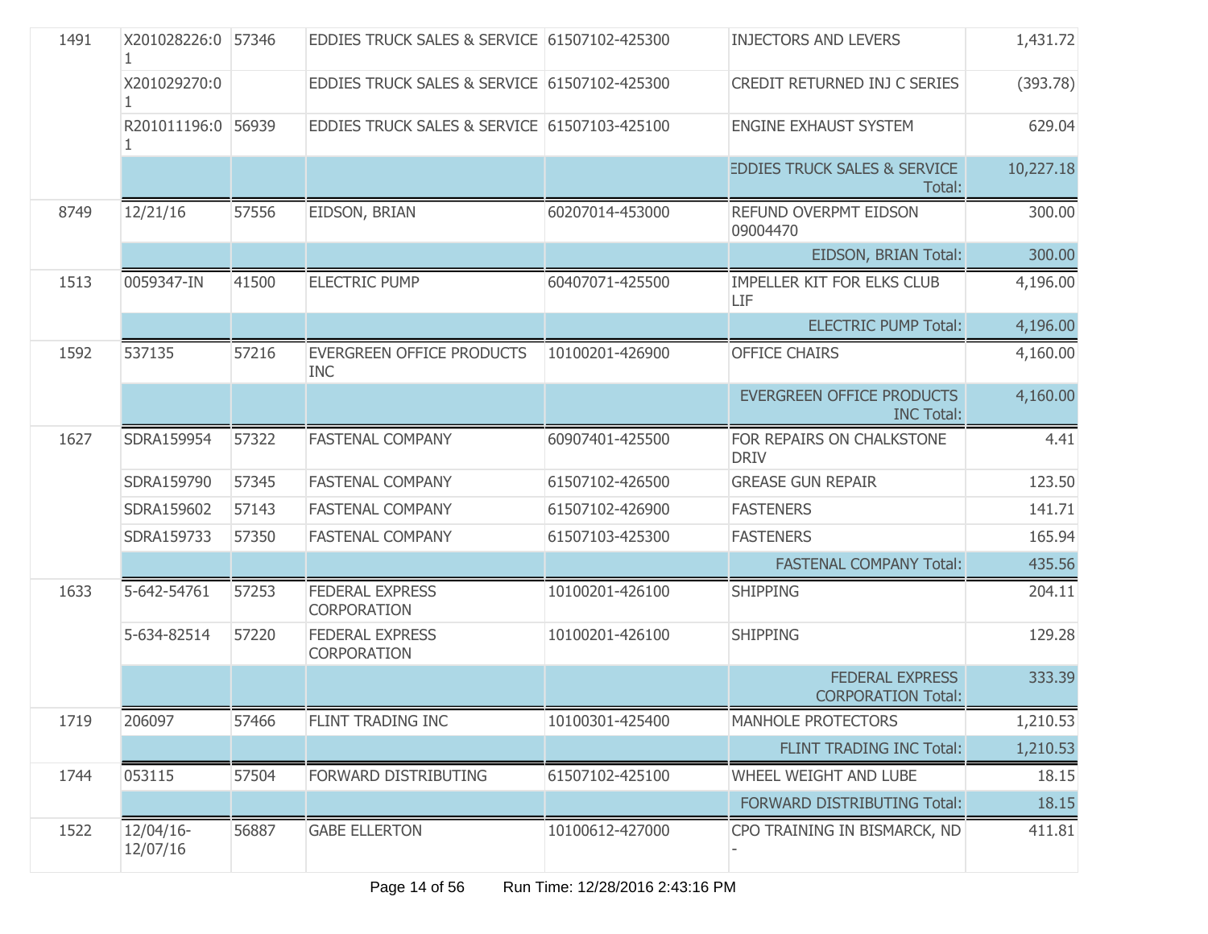| | | | | | | |
|---|---|---|---|---|---|---|
| 1491 | X201028226:01 | 57346 | EDDIES TRUCK SALES & SERVICE | 61507102-425300 | INJECTORS AND LEVERS | 1,431.72 |
| | X201029270:01 | | EDDIES TRUCK SALES & SERVICE | 61507102-425300 | CREDIT RETURNED INJ C SERIES | (393.78) |
| | R201011196:01 | 56939 | EDDIES TRUCK SALES & SERVICE | 61507103-425100 | ENGINE EXHAUST SYSTEM | 629.04 |
| | | | | | EDDIES TRUCK SALES & SERVICE Total: | 10,227.18 |
| 8749 | 12/21/16 | 57556 | EIDSON, BRIAN | 60207014-453000 | REFUND OVERPMT EIDSON 09004470 | 300.00 |
| | | | | | EIDSON, BRIAN Total: | 300.00 |
| 1513 | 0059347-IN | 41500 | ELECTRIC PUMP | 60407071-425500 | IMPELLER KIT FOR ELKS CLUB LIF | 4,196.00 |
| | | | | | ELECTRIC PUMP Total: | 4,196.00 |
| 1592 | 537135 | 57216 | EVERGREEN OFFICE PRODUCTS INC | 10100201-426900 | OFFICE CHAIRS | 4,160.00 |
| | | | | | EVERGREEN OFFICE PRODUCTS INC Total: | 4,160.00 |
| 1627 | SDRA159954 | 57322 | FASTENAL COMPANY | 60907401-425500 | FOR REPAIRS ON CHALKSTONE DRIV | 4.41 |
| | SDRA159790 | 57345 | FASTENAL COMPANY | 61507102-426500 | GREASE GUN REPAIR | 123.50 |
| | SDRA159602 | 57143 | FASTENAL COMPANY | 61507102-426900 | FASTENERS | 141.71 |
| | SDRA159733 | 57350 | FASTENAL COMPANY | 61507103-425300 | FASTENERS | 165.94 |
| | | | | | FASTENAL COMPANY Total: | 435.56 |
| 1633 | 5-642-54761 | 57253 | FEDERAL EXPRESS CORPORATION | 10100201-426100 | SHIPPING | 204.11 |
| | 5-634-82514 | 57220 | FEDERAL EXPRESS CORPORATION | 10100201-426100 | SHIPPING | 129.28 |
| | | | | | FEDERAL EXPRESS CORPORATION Total: | 333.39 |
| 1719 | 206097 | 57466 | FLINT TRADING INC | 10100301-425400 | MANHOLE PROTECTORS | 1,210.53 |
| | | | | | FLINT TRADING INC Total: | 1,210.53 |
| 1744 | 053115 | 57504 | FORWARD DISTRIBUTING | 61507102-425100 | WHEEL WEIGHT AND LUBE | 18.15 |
| | | | | | FORWARD DISTRIBUTING Total: | 18.15 |
| 1522 | 12/04/16-12/07/16 | 56887 | GABE ELLERTON | 10100612-427000 | CPO TRAINING IN BISMARCK, ND - | 411.81 |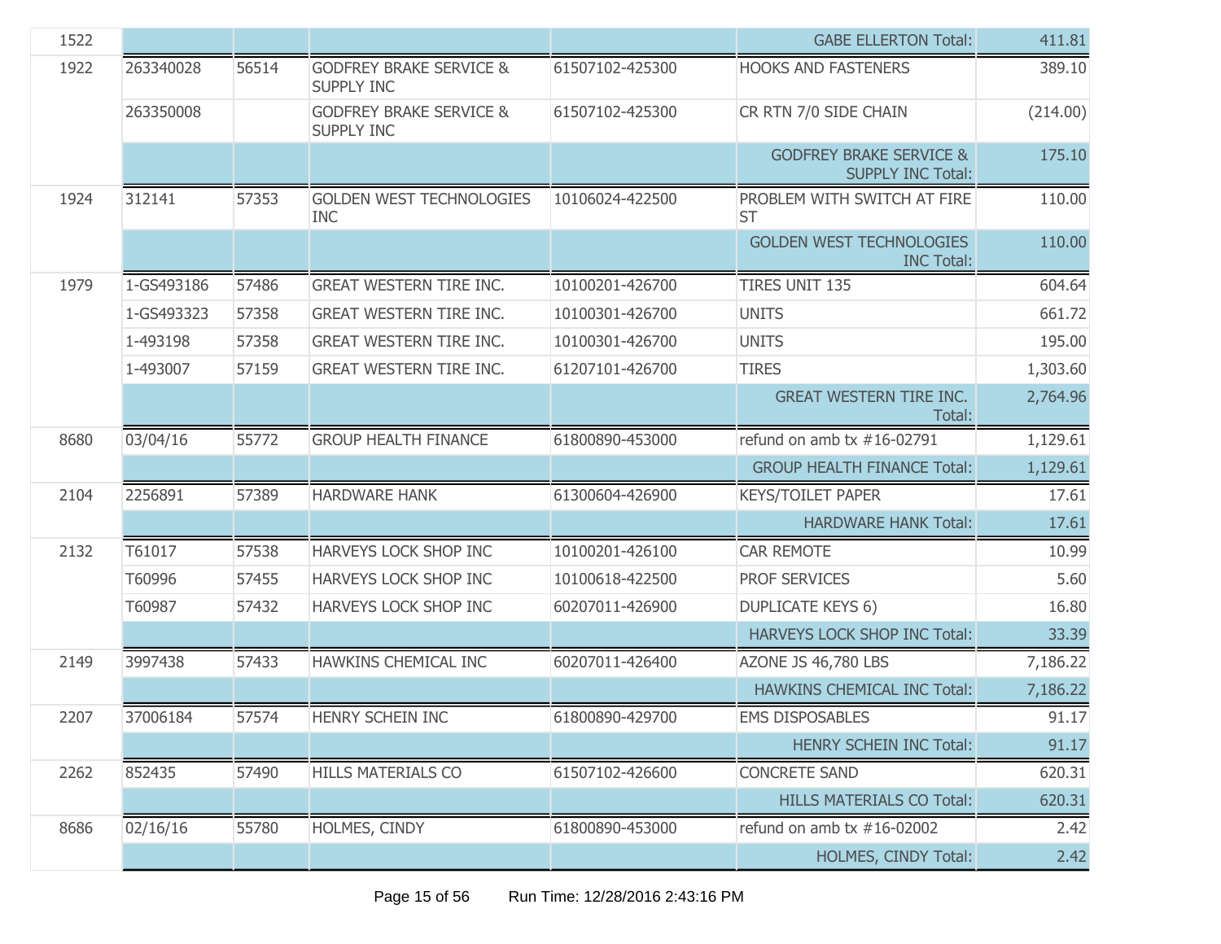| | | | | | | |
|---|---|---|---|---|---|---|
| 1522 | | | | | GABE ELLERTON Total: | 411.81 |
| 1922 | 263340028 | 56514 | GODFREY BRAKE SERVICE & SUPPLY INC | 61507102-425300 | HOOKS AND FASTENERS | 389.10 |
| | 263350008 | | GODFREY BRAKE SERVICE & SUPPLY INC | 61507102-425300 | CR RTN 7/0 SIDE CHAIN | (214.00) |
| | | | | | GODFREY BRAKE SERVICE & SUPPLY INC Total: | 175.10 |
| 1924 | 312141 | 57353 | GOLDEN WEST TECHNOLOGIES INC | 10106024-422500 | PROBLEM WITH SWITCH AT FIRE ST | 110.00 |
| | | | | | GOLDEN WEST TECHNOLOGIES INC Total: | 110.00 |
| 1979 | 1-GS493186 | 57486 | GREAT WESTERN TIRE INC. | 10100201-426700 | TIRES UNIT 135 | 604.64 |
| | 1-GS493323 | 57358 | GREAT WESTERN TIRE INC. | 10100301-426700 | UNITS | 661.72 |
| | 1-493198 | 57358 | GREAT WESTERN TIRE INC. | 10100301-426700 | UNITS | 195.00 |
| | 1-493007 | 57159 | GREAT WESTERN TIRE INC. | 61207101-426700 | TIRES | 1,303.60 |
| | | | | | GREAT WESTERN TIRE INC. Total: | 2,764.96 |
| 8680 | 03/04/16 | 55772 | GROUP HEALTH FINANCE | 61800890-453000 | refund on amb tx #16-02791 | 1,129.61 |
| | | | | | GROUP HEALTH FINANCE Total: | 1,129.61 |
| 2104 | 2256891 | 57389 | HARDWARE HANK | 61300604-426900 | KEYS/TOILET PAPER | 17.61 |
| | | | | | HARDWARE HANK Total: | 17.61 |
| 2132 | T61017 | 57538 | HARVEYS LOCK SHOP INC | 10100201-426100 | CAR REMOTE | 10.99 |
| | T60996 | 57455 | HARVEYS LOCK SHOP INC | 10100618-422500 | PROF SERVICES | 5.60 |
| | T60987 | 57432 | HARVEYS LOCK SHOP INC | 60207011-426900 | DUPLICATE KEYS 6) | 16.80 |
| | | | | | HARVEYS LOCK SHOP INC Total: | 33.39 |
| 2149 | 3997438 | 57433 | HAWKINS CHEMICAL INC | 60207011-426400 | AZONE JS 46,780 LBS | 7,186.22 |
| | | | | | HAWKINS CHEMICAL INC Total: | 7,186.22 |
| 2207 | 37006184 | 57574 | HENRY SCHEIN INC | 61800890-429700 | EMS DISPOSABLES | 91.17 |
| | | | | | HENRY SCHEIN INC Total: | 91.17 |
| 2262 | 852435 | 57490 | HILLS MATERIALS CO | 61507102-426600 | CONCRETE SAND | 620.31 |
| | | | | | HILLS MATERIALS CO Total: | 620.31 |
| 8686 | 02/16/16 | 55780 | HOLMES, CINDY | 61800890-453000 | refund on amb tx #16-02002 | 2.42 |
| | | | | | HOLMES, CINDY Total: | 2.42 |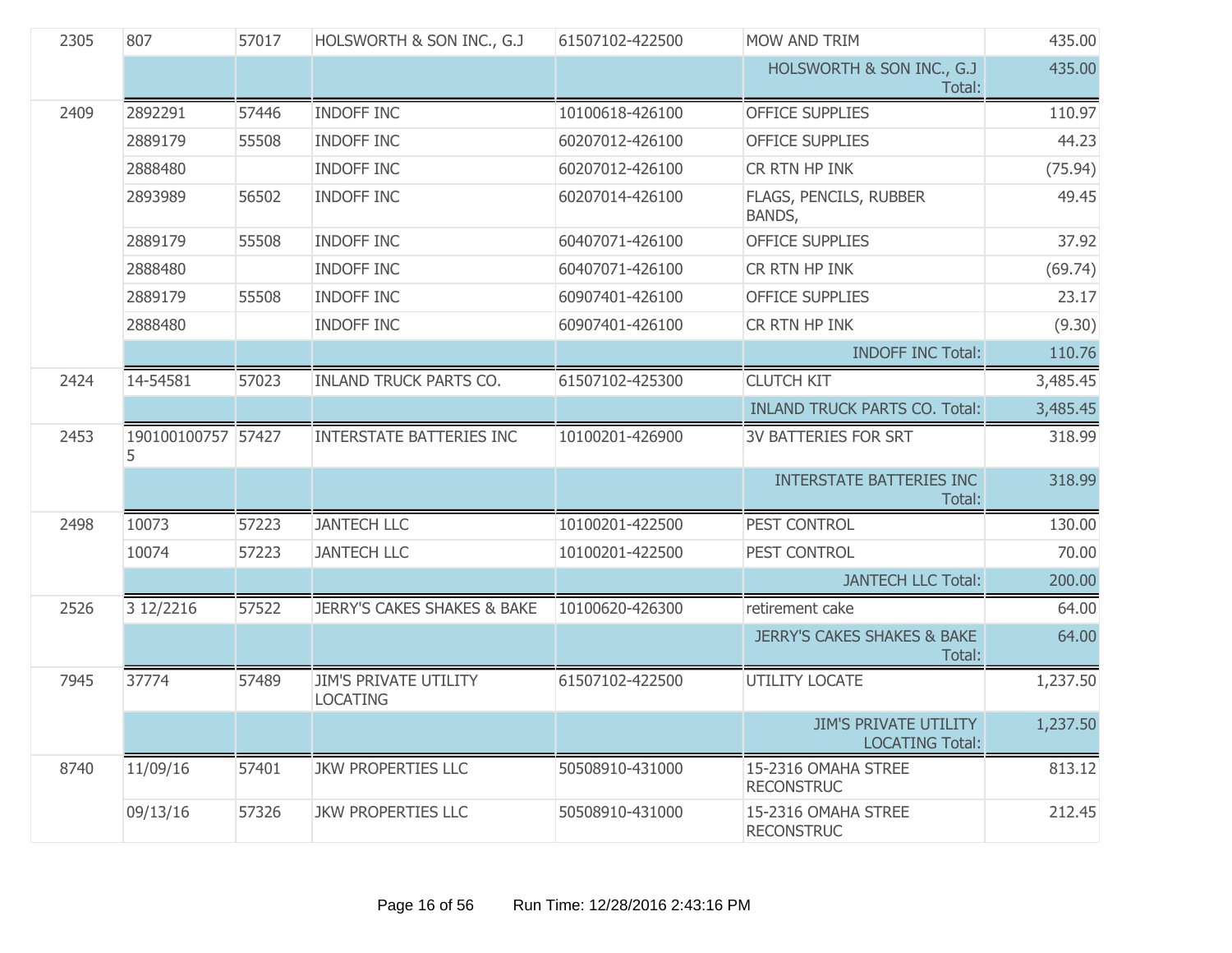| | | | | | | |
|---|---|---|---|---|---|---|
| 2305 | 807 | 57017 | HOLSWORTH & SON INC., G.J | 61507102-422500 | MOW AND TRIM | 435.00 |
| | | | | | HOLSWORTH & SON INC., G.J Total: | 435.00 |
| 2409 | 2892291 | 57446 | INDOFF INC | 10100618-426100 | OFFICE SUPPLIES | 110.97 |
| | 2889179 | 55508 | INDOFF INC | 60207012-426100 | OFFICE SUPPLIES | 44.23 |
| | 2888480 | | INDOFF INC | 60207012-426100 | CR RTN HP INK | (75.94) |
| | 2893989 | 56502 | INDOFF INC | 60207014-426100 | FLAGS, PENCILS, RUBBER BANDS, | 49.45 |
| | 2889179 | 55508 | INDOFF INC | 60407071-426100 | OFFICE SUPPLIES | 37.92 |
| | 2888480 | | INDOFF INC | 60407071-426100 | CR RTN HP INK | (69.74) |
| | 2889179 | 55508 | INDOFF INC | 60907401-426100 | OFFICE SUPPLIES | 23.17 |
| | 2888480 | | INDOFF INC | 60907401-426100 | CR RTN HP INK | (9.30) |
| | | | | | INDOFF INC Total: | 110.76 |
| 2424 | 14-54581 | 57023 | INLAND TRUCK PARTS CO. | 61507102-425300 | CLUTCH KIT | 3,485.45 |
| | | | | | INLAND TRUCK PARTS CO. Total: | 3,485.45 |
| 2453 | 1901001007575 | 57427 | INTERSTATE BATTERIES INC | 10100201-426900 | 3V BATTERIES FOR SRT | 318.99 |
| | | | | | INTERSTATE BATTERIES INC Total: | 318.99 |
| 2498 | 10073 | 57223 | JANTECH LLC | 10100201-422500 | PEST CONTROL | 130.00 |
| | 10074 | 57223 | JANTECH LLC | 10100201-422500 | PEST CONTROL | 70.00 |
| | | | | | JANTECH LLC Total: | 200.00 |
| 2526 | 3 12/2216 | 57522 | JERRY'S CAKES SHAKES & BAKE | 10100620-426300 | retirement cake | 64.00 |
| | | | | | JERRY'S CAKES SHAKES & BAKE Total: | 64.00 |
| 7945 | 37774 | 57489 | JIM'S PRIVATE UTILITY LOCATING | 61507102-422500 | UTILITY LOCATE | 1,237.50 |
| | | | | | JIM'S PRIVATE UTILITY LOCATING Total: | 1,237.50 |
| 8740 | 11/09/16 | 57401 | JKW PROPERTIES LLC | 50508910-431000 | 15-2316 OMAHA STREE RECONSTRUC | 813.12 |
| | 09/13/16 | 57326 | JKW PROPERTIES LLC | 50508910-431000 | 15-2316 OMAHA STREE RECONSTRUC | 212.45 |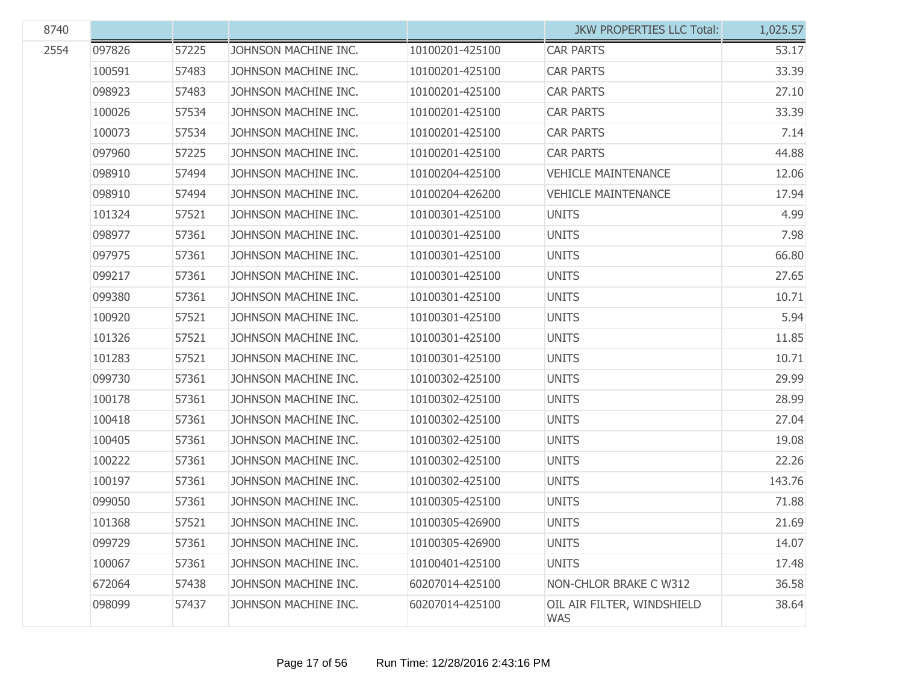| 8740 | | | | | JKW PROPERTIES LLC Total: | 1,025.57 |
|---|---|---|---|---|---|---|
| 2554 | 097826 | 57225 | JOHNSON MACHINE INC. | 10100201-425100 | CAR PARTS | 53.17 |
| | 100591 | 57483 | JOHNSON MACHINE INC. | 10100201-425100 | CAR PARTS | 33.39 |
| | 098923 | 57483 | JOHNSON MACHINE INC. | 10100201-425100 | CAR PARTS | 27.10 |
| | 100026 | 57534 | JOHNSON MACHINE INC. | 10100201-425100 | CAR PARTS | 33.39 |
| | 100073 | 57534 | JOHNSON MACHINE INC. | 10100201-425100 | CAR PARTS | 7.14 |
| | 097960 | 57225 | JOHNSON MACHINE INC. | 10100201-425100 | CAR PARTS | 44.88 |
| | 098910 | 57494 | JOHNSON MACHINE INC. | 10100204-425100 | VEHICLE MAINTENANCE | 12.06 |
| | 098910 | 57494 | JOHNSON MACHINE INC. | 10100204-426200 | VEHICLE MAINTENANCE | 17.94 |
| | 101324 | 57521 | JOHNSON MACHINE INC. | 10100301-425100 | UNITS | 4.99 |
| | 098977 | 57361 | JOHNSON MACHINE INC. | 10100301-425100 | UNITS | 7.98 |
| | 097975 | 57361 | JOHNSON MACHINE INC. | 10100301-425100 | UNITS | 66.80 |
| | 099217 | 57361 | JOHNSON MACHINE INC. | 10100301-425100 | UNITS | 27.65 |
| | 099380 | 57361 | JOHNSON MACHINE INC. | 10100301-425100 | UNITS | 10.71 |
| | 100920 | 57521 | JOHNSON MACHINE INC. | 10100301-425100 | UNITS | 5.94 |
| | 101326 | 57521 | JOHNSON MACHINE INC. | 10100301-425100 | UNITS | 11.85 |
| | 101283 | 57521 | JOHNSON MACHINE INC. | 10100301-425100 | UNITS | 10.71 |
| | 099730 | 57361 | JOHNSON MACHINE INC. | 10100302-425100 | UNITS | 29.99 |
| | 100178 | 57361 | JOHNSON MACHINE INC. | 10100302-425100 | UNITS | 28.99 |
| | 100418 | 57361 | JOHNSON MACHINE INC. | 10100302-425100 | UNITS | 27.04 |
| | 100405 | 57361 | JOHNSON MACHINE INC. | 10100302-425100 | UNITS | 19.08 |
| | 100222 | 57361 | JOHNSON MACHINE INC. | 10100302-425100 | UNITS | 22.26 |
| | 100197 | 57361 | JOHNSON MACHINE INC. | 10100302-425100 | UNITS | 143.76 |
| | 099050 | 57361 | JOHNSON MACHINE INC. | 10100305-425100 | UNITS | 71.88 |
| | 101368 | 57521 | JOHNSON MACHINE INC. | 10100305-426900 | UNITS | 21.69 |
| | 099729 | 57361 | JOHNSON MACHINE INC. | 10100305-426900 | UNITS | 14.07 |
| | 100067 | 57361 | JOHNSON MACHINE INC. | 10100401-425100 | UNITS | 17.48 |
| | 672064 | 57438 | JOHNSON MACHINE INC. | 60207014-425100 | NON-CHLOR BRAKE C W312 | 36.58 |
| | 098099 | 57437 | JOHNSON MACHINE INC. | 60207014-425100 | OIL AIR FILTER, WINDSHIELD WAS | 38.64 |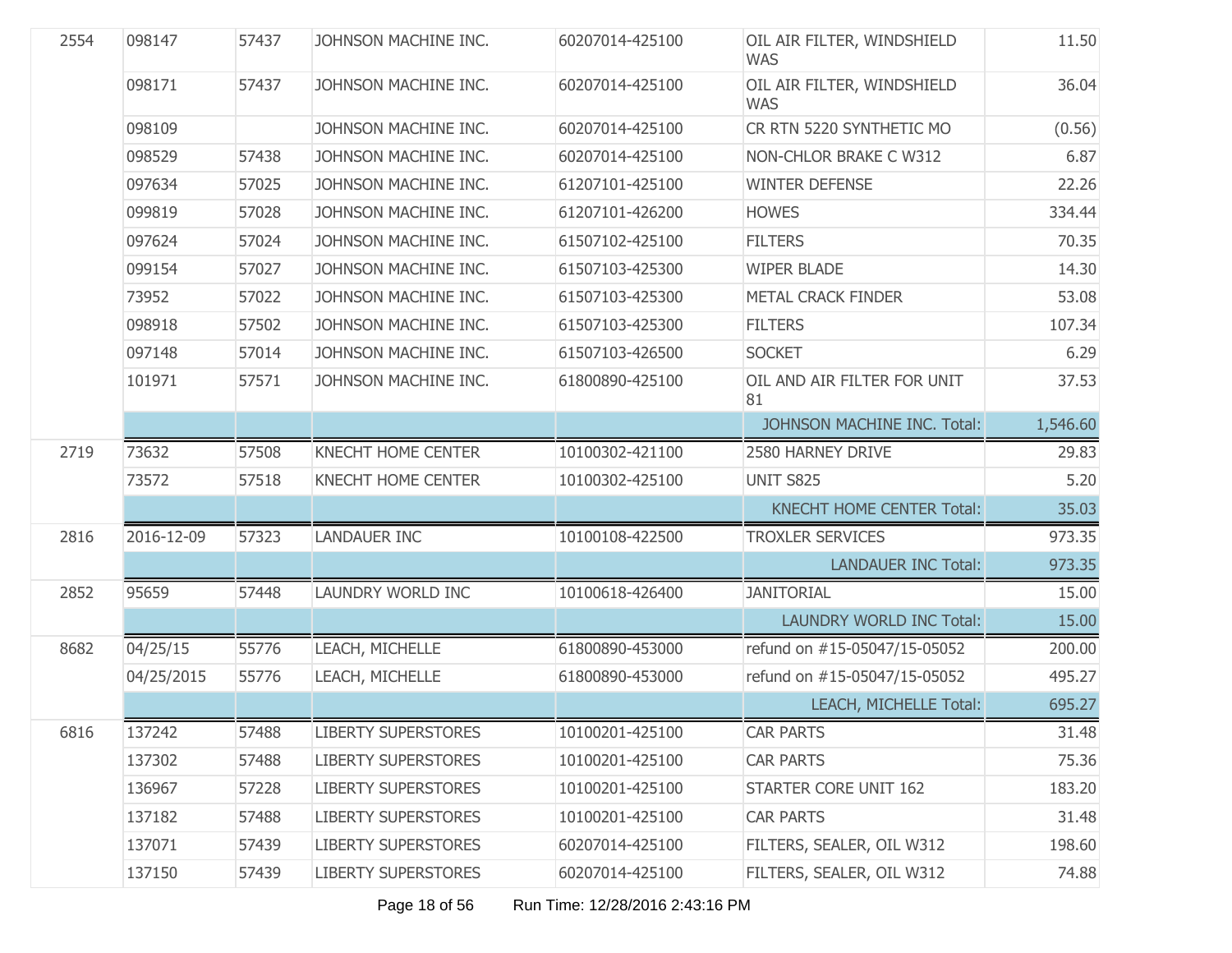| | | | | | | |
|---|---|---|---|---|---|---|
| 2554 | 098147 | 57437 | JOHNSON MACHINE INC. | 60207014-425100 | OIL AIR FILTER, WINDSHIELD WAS | 11.50 |
| | 098171 | 57437 | JOHNSON MACHINE INC. | 60207014-425100 | OIL AIR FILTER, WINDSHIELD WAS | 36.04 |
| | 098109 | | JOHNSON MACHINE INC. | 60207014-425100 | CR RTN 5220 SYNTHETIC MO | (0.56) |
| | 098529 | 57438 | JOHNSON MACHINE INC. | 60207014-425100 | NON-CHLOR BRAKE C W312 | 6.87 |
| | 097634 | 57025 | JOHNSON MACHINE INC. | 61207101-425100 | WINTER DEFENSE | 22.26 |
| | 099819 | 57028 | JOHNSON MACHINE INC. | 61207101-426200 | HOWES | 334.44 |
| | 097624 | 57024 | JOHNSON MACHINE INC. | 61507102-425100 | FILTERS | 70.35 |
| | 099154 | 57027 | JOHNSON MACHINE INC. | 61507103-425300 | WIPER BLADE | 14.30 |
| | 73952 | 57022 | JOHNSON MACHINE INC. | 61507103-425300 | METAL CRACK FINDER | 53.08 |
| | 098918 | 57502 | JOHNSON MACHINE INC. | 61507103-425300 | FILTERS | 107.34 |
| | 097148 | 57014 | JOHNSON MACHINE INC. | 61507103-426500 | SOCKET | 6.29 |
| | 101971 | 57571 | JOHNSON MACHINE INC. | 61800890-425100 | OIL AND AIR FILTER FOR UNIT 81 | 37.53 |
| | | | | | JOHNSON MACHINE INC. Total: | 1,546.60 |
| 2719 | 73632 | 57508 | KNECHT HOME CENTER | 10100302-421100 | 2580 HARNEY DRIVE | 29.83 |
| | 73572 | 57518 | KNECHT HOME CENTER | 10100302-425100 | UNIT S825 | 5.20 |
| | | | | | KNECHT HOME CENTER Total: | 35.03 |
| 2816 | 2016-12-09 | 57323 | LANDAUER INC | 10100108-422500 | TROXLER SERVICES | 973.35 |
| | | | | | LANDAUER INC Total: | 973.35 |
| 2852 | 95659 | 57448 | LAUNDRY WORLD INC | 10100618-426400 | JANITORIAL | 15.00 |
| | | | | | LAUNDRY WORLD INC Total: | 15.00 |
| 8682 | 04/25/15 | 55776 | LEACH, MICHELLE | 61800890-453000 | refund on #15-05047/15-05052 | 200.00 |
| | 04/25/2015 | 55776 | LEACH, MICHELLE | 61800890-453000 | refund on #15-05047/15-05052 | 495.27 |
| | | | | | LEACH, MICHELLE Total: | 695.27 |
| 6816 | 137242 | 57488 | LIBERTY SUPERSTORES | 10100201-425100 | CAR PARTS | 31.48 |
| | 137302 | 57488 | LIBERTY SUPERSTORES | 10100201-425100 | CAR PARTS | 75.36 |
| | 136967 | 57228 | LIBERTY SUPERSTORES | 10100201-425100 | STARTER CORE UNIT 162 | 183.20 |
| | 137182 | 57488 | LIBERTY SUPERSTORES | 10100201-425100 | CAR PARTS | 31.48 |
| | 137071 | 57439 | LIBERTY SUPERSTORES | 60207014-425100 | FILTERS, SEALER, OIL W312 | 198.60 |
| | 137150 | 57439 | LIBERTY SUPERSTORES | 60207014-425100 | FILTERS, SEALER, OIL W312 | 74.88 |

Run Time: 12/28/2016 2:43:16 PM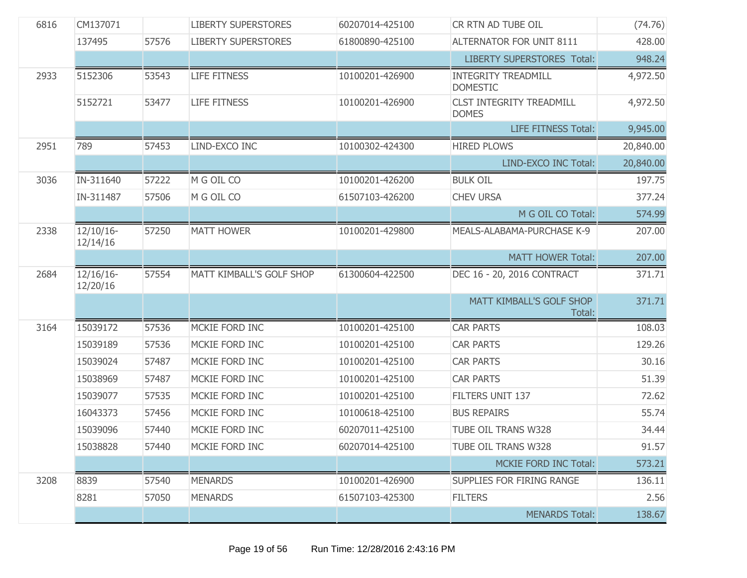| | | | | | | |
|---|---|---|---|---|---|---|
| 6816 | CM137071 | | LIBERTY SUPERSTORES | 60207014-425100 | CR RTN AD TUBE OIL | (74.76) |
| | 137495 | 57576 | LIBERTY SUPERSTORES | 61800890-425100 | ALTERNATOR FOR UNIT 8111 | 428.00 |
| | | | | | LIBERTY SUPERSTORES Total: | 948.24 |
| 2933 | 5152306 | 53543 | LIFE FITNESS | 10100201-426900 | INTEGRITY TREADMILL DOMESTIC | 4,972.50 |
| | 5152721 | 53477 | LIFE FITNESS | 10100201-426900 | CLST INTEGRITY TREADMILL DOMES | 4,972.50 |
| | | | | | LIFE FITNESS Total: | 9,945.00 |
| 2951 | 789 | 57453 | LIND-EXCO INC | 10100302-424300 | HIRED PLOWS | 20,840.00 |
| | | | | | LIND-EXCO INC Total: | 20,840.00 |
| 3036 | IN-311640 | 57222 | M G OIL CO | 10100201-426200 | BULK OIL | 197.75 |
| | IN-311487 | 57506 | M G OIL CO | 61507103-426200 | CHEV URSA | 377.24 |
| | | | | | M G OIL CO Total: | 574.99 |
| 2338 | 12/10/16-12/14/16 | 57250 | MATT HOWER | 10100201-429800 | MEALS-ALABAMA-PURCHASE K-9 | 207.00 |
| | | | | | MATT HOWER Total: | 207.00 |
| 2684 | 12/16/16-12/20/16 | 57554 | MATT KIMBALL'S GOLF SHOP | 61300604-422500 | DEC 16 - 20, 2016 CONTRACT | 371.71 |
| | | | | | MATT KIMBALL'S GOLF SHOP Total: | 371.71 |
| 3164 | 15039172 | 57536 | MCKIE FORD INC | 10100201-425100 | CAR PARTS | 108.03 |
| | 15039189 | 57536 | MCKIE FORD INC | 10100201-425100 | CAR PARTS | 129.26 |
| | 15039024 | 57487 | MCKIE FORD INC | 10100201-425100 | CAR PARTS | 30.16 |
| | 15038969 | 57487 | MCKIE FORD INC | 10100201-425100 | CAR PARTS | 51.39 |
| | 15039077 | 57535 | MCKIE FORD INC | 10100201-425100 | FILTERS UNIT 137 | 72.62 |
| | 16043373 | 57456 | MCKIE FORD INC | 10100618-425100 | BUS REPAIRS | 55.74 |
| | 15039096 | 57440 | MCKIE FORD INC | 60207011-425100 | TUBE OIL TRANS W328 | 34.44 |
| | 15038828 | 57440 | MCKIE FORD INC | 60207014-425100 | TUBE OIL TRANS W328 | 91.57 |
| | | | | | MCKIE FORD INC Total: | 573.21 |
| 3208 | 8839 | 57540 | MENARDS | 10100201-426900 | SUPPLIES FOR FIRING RANGE | 136.11 |
| | 8281 | 57050 | MENARDS | 61507103-425300 | FILTERS | 2.56 |
| | | | | | MENARDS Total: | 138.67 |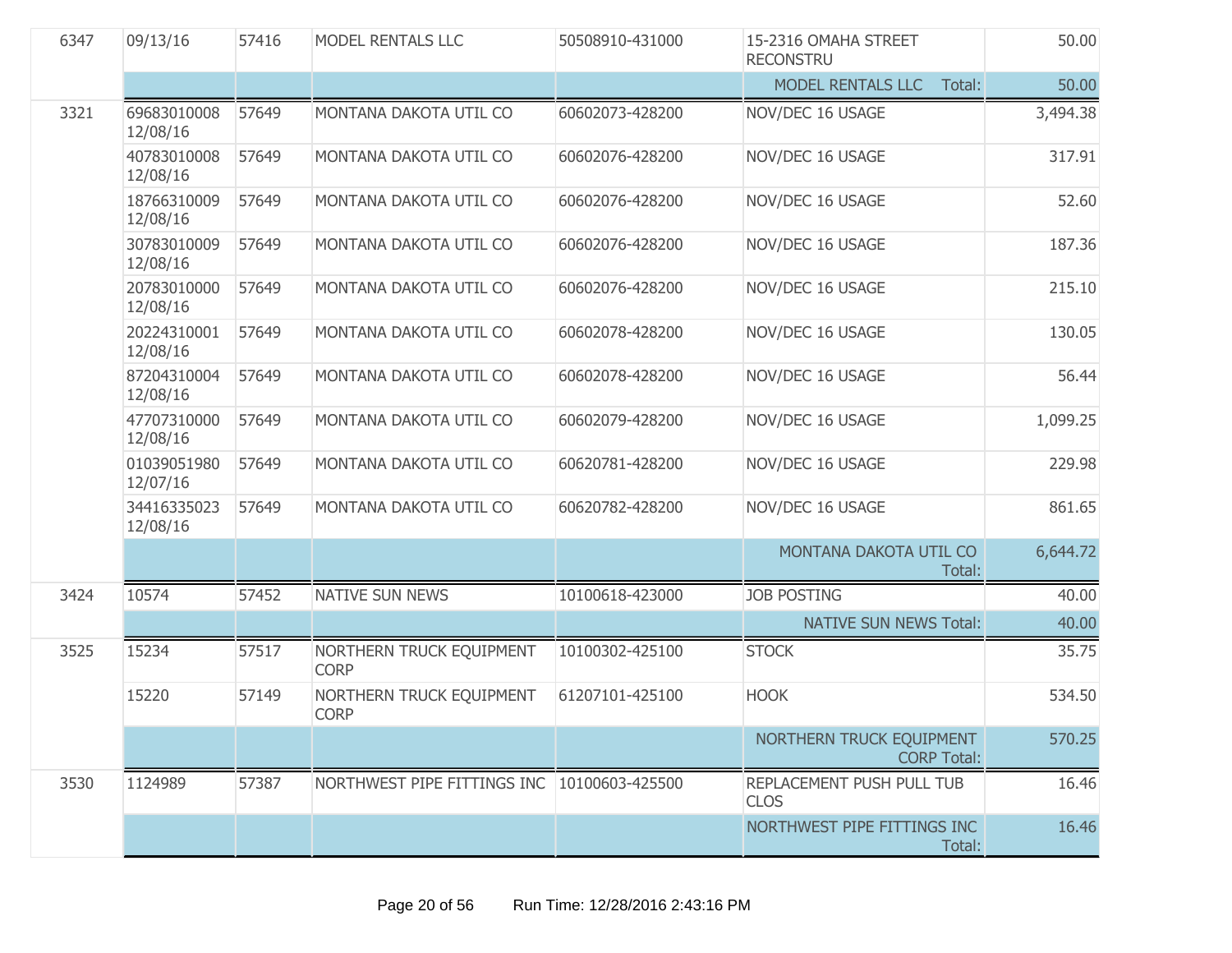| | | | | | | |
|---|---|---|---|---|---|---|
| 6347 | 09/13/16 | 57416 | MODEL RENTALS LLC | 50508910-431000 | 15-2316 OMAHA STREET RECONSTRU | 50.00 |
| | | | | | MODEL RENTALS LLC Total: | 50.00 |
| 3321 | 69683010008 12/08/16 | 57649 | MONTANA DAKOTA UTIL CO | 60602073-428200 | NOV/DEC 16 USAGE | 3,494.38 |
| | 40783010008 12/08/16 | 57649 | MONTANA DAKOTA UTIL CO | 60602076-428200 | NOV/DEC 16 USAGE | 317.91 |
| | 18766310009 12/08/16 | 57649 | MONTANA DAKOTA UTIL CO | 60602076-428200 | NOV/DEC 16 USAGE | 52.60 |
| | 30783010009 12/08/16 | 57649 | MONTANA DAKOTA UTIL CO | 60602076-428200 | NOV/DEC 16 USAGE | 187.36 |
| | 20783010000 12/08/16 | 57649 | MONTANA DAKOTA UTIL CO | 60602076-428200 | NOV/DEC 16 USAGE | 215.10 |
| | 20224310001 12/08/16 | 57649 | MONTANA DAKOTA UTIL CO | 60602078-428200 | NOV/DEC 16 USAGE | 130.05 |
| | 87204310004 12/08/16 | 57649 | MONTANA DAKOTA UTIL CO | 60602078-428200 | NOV/DEC 16 USAGE | 56.44 |
| | 47707310000 12/08/16 | 57649 | MONTANA DAKOTA UTIL CO | 60602079-428200 | NOV/DEC 16 USAGE | 1,099.25 |
| | 01039051980 12/07/16 | 57649 | MONTANA DAKOTA UTIL CO | 60620781-428200 | NOV/DEC 16 USAGE | 229.98 |
| | 34416335023 12/08/16 | 57649 | MONTANA DAKOTA UTIL CO | 60620782-428200 | NOV/DEC 16 USAGE | 861.65 |
| | | | | | MONTANA DAKOTA UTIL CO Total: | 6,644.72 |
| 3424 | 10574 | 57452 | NATIVE SUN NEWS | 10100618-423000 | JOB POSTING | 40.00 |
| | | | | | NATIVE SUN NEWS Total: | 40.00 |
| 3525 | 15234 | 57517 | NORTHERN TRUCK EQUIPMENT CORP | 10100302-425100 | STOCK | 35.75 |
| | 15220 | 57149 | NORTHERN TRUCK EQUIPMENT CORP | 61207101-425100 | HOOK | 534.50 |
| | | | | | NORTHERN TRUCK EQUIPMENT CORP Total: | 570.25 |
| 3530 | 1124989 | 57387 | NORTHWEST PIPE FITTINGS INC | 10100603-425500 | REPLACEMENT PUSH PULL TUB CLOS | 16.46 |
| | | | | | NORTHWEST PIPE FITTINGS INC Total: | 16.46 |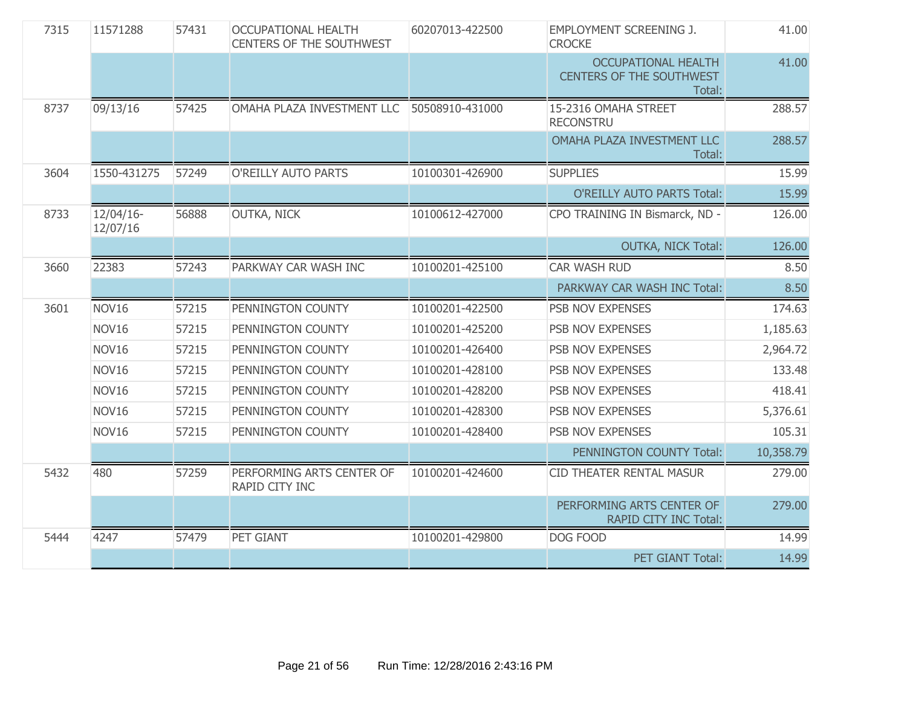| | | | | | | |
|---|---|---|---|---|---|---|
| 7315 | 11571288 | 57431 | OCCUPATIONAL HEALTH CENTERS OF THE SOUTHWEST | 60207013-422500 | EMPLOYMENT SCREENING J. CROCKE | 41.00 |
| | | | | | OCCUPATIONAL HEALTH CENTERS OF THE SOUTHWEST Total: | 41.00 |
| 8737 | 09/13/16 | 57425 | OMAHA PLAZA INVESTMENT LLC | 50508910-431000 | 15-2316 OMAHA STREET RECONSTRU | 288.57 |
| | | | | | OMAHA PLAZA INVESTMENT LLC Total: | 288.57 |
| 3604 | 1550-431275 | 57249 | O'REILLY AUTO PARTS | 10100301-426900 | SUPPLIES | 15.99 |
| | | | | | O'REILLY AUTO PARTS Total: | 15.99 |
| 8733 | 12/04/16-12/07/16 | 56888 | OUTKA, NICK | 10100612-427000 | CPO TRAINING IN Bismarck, ND - | 126.00 |
| | | | | | OUTKA, NICK Total: | 126.00 |
| 3660 | 22383 | 57243 | PARKWAY CAR WASH INC | 10100201-425100 | CAR WASH RUD | 8.50 |
| | | | | | PARKWAY CAR WASH INC Total: | 8.50 |
| 3601 | NOV16 | 57215 | PENNINGTON COUNTY | 10100201-422500 | PSB NOV EXPENSES | 174.63 |
| | NOV16 | 57215 | PENNINGTON COUNTY | 10100201-425200 | PSB NOV EXPENSES | 1,185.63 |
| | NOV16 | 57215 | PENNINGTON COUNTY | 10100201-426400 | PSB NOV EXPENSES | 2,964.72 |
| | NOV16 | 57215 | PENNINGTON COUNTY | 10100201-428100 | PSB NOV EXPENSES | 133.48 |
| | NOV16 | 57215 | PENNINGTON COUNTY | 10100201-428200 | PSB NOV EXPENSES | 418.41 |
| | NOV16 | 57215 | PENNINGTON COUNTY | 10100201-428300 | PSB NOV EXPENSES | 5,376.61 |
| | NOV16 | 57215 | PENNINGTON COUNTY | 10100201-428400 | PSB NOV EXPENSES | 105.31 |
| | | | | | PENNINGTON COUNTY Total: | 10,358.79 |
| 5432 | 480 | 57259 | PERFORMING ARTS CENTER OF RAPID CITY INC | 10100201-424600 | CID THEATER RENTAL MASUR | 279.00 |
| | | | | | PERFORMING ARTS CENTER OF RAPID CITY INC Total: | 279.00 |
| 5444 | 4247 | 57479 | PET GIANT | 10100201-429800 | DOG FOOD | 14.99 |
| | | | | | PET GIANT Total: | 14.99 |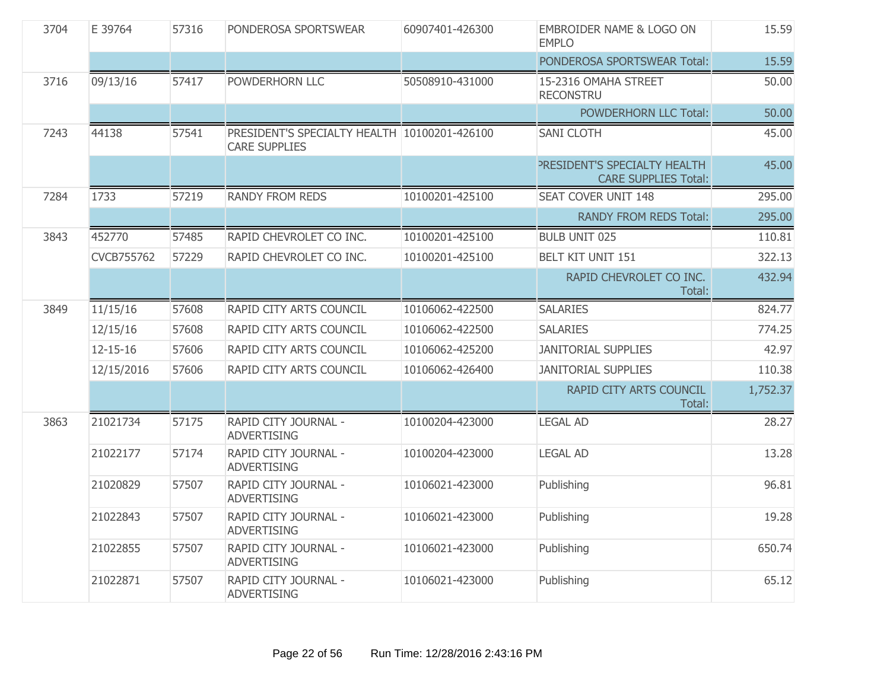| | | | | | | |
|---|---|---|---|---|---|---|
| 3704 | E 39764 | 57316 | PONDEROSA SPORTSWEAR | 60907401-426300 | EMBROIDER NAME & LOGO ON EMPLO | 15.59 |
| | | | | | PONDEROSA SPORTSWEAR Total: | 15.59 |
| 3716 | 09/13/16 | 57417 | POWDERHORN LLC | 50508910-431000 | 15-2316 OMAHA STREET RECONSTRU | 50.00 |
| | | | | | POWDERHORN LLC Total: | 50.00 |
| 7243 | 44138 | 57541 | PRESIDENT'S SPECIALTY HEALTH CARE SUPPLIES | 10100201-426100 | SANI CLOTH | 45.00 |
| | | | | | PRESIDENT'S SPECIALTY HEALTH CARE SUPPLIES Total: | 45.00 |
| 7284 | 1733 | 57219 | RANDY FROM REDS | 10100201-425100 | SEAT COVER UNIT 148 | 295.00 |
| | | | | | RANDY FROM REDS Total: | 295.00 |
| 3843 | 452770 | 57485 | RAPID CHEVROLET CO INC. | 10100201-425100 | BULB UNIT 025 | 110.81 |
| | CVCB755762 | 57229 | RAPID CHEVROLET CO INC. | 10100201-425100 | BELT KIT UNIT 151 | 322.13 |
| | | | | | RAPID CHEVROLET CO INC. Total: | 432.94 |
| 3849 | 11/15/16 | 57608 | RAPID CITY ARTS COUNCIL | 10106062-422500 | SALARIES | 824.77 |
| | 12/15/16 | 57608 | RAPID CITY ARTS COUNCIL | 10106062-422500 | SALARIES | 774.25 |
| | 12-15-16 | 57606 | RAPID CITY ARTS COUNCIL | 10106062-425200 | JANITORIAL SUPPLIES | 42.97 |
| | 12/15/2016 | 57606 | RAPID CITY ARTS COUNCIL | 10106062-426400 | JANITORIAL SUPPLIES | 110.38 |
| | | | | | RAPID CITY ARTS COUNCIL Total: | 1,752.37 |
| 3863 | 21021734 | 57175 | RAPID CITY JOURNAL - ADVERTISING | 10100204-423000 | LEGAL AD | 28.27 |
| | 21022177 | 57174 | RAPID CITY JOURNAL - ADVERTISING | 10100204-423000 | LEGAL AD | 13.28 |
| | 21020829 | 57507 | RAPID CITY JOURNAL - ADVERTISING | 10106021-423000 | Publishing | 96.81 |
| | 21022843 | 57507 | RAPID CITY JOURNAL - ADVERTISING | 10106021-423000 | Publishing | 19.28 |
| | 21022855 | 57507 | RAPID CITY JOURNAL - ADVERTISING | 10106021-423000 | Publishing | 650.74 |
| | 21022871 | 57507 | RAPID CITY JOURNAL - ADVERTISING | 10106021-423000 | Publishing | 65.12 |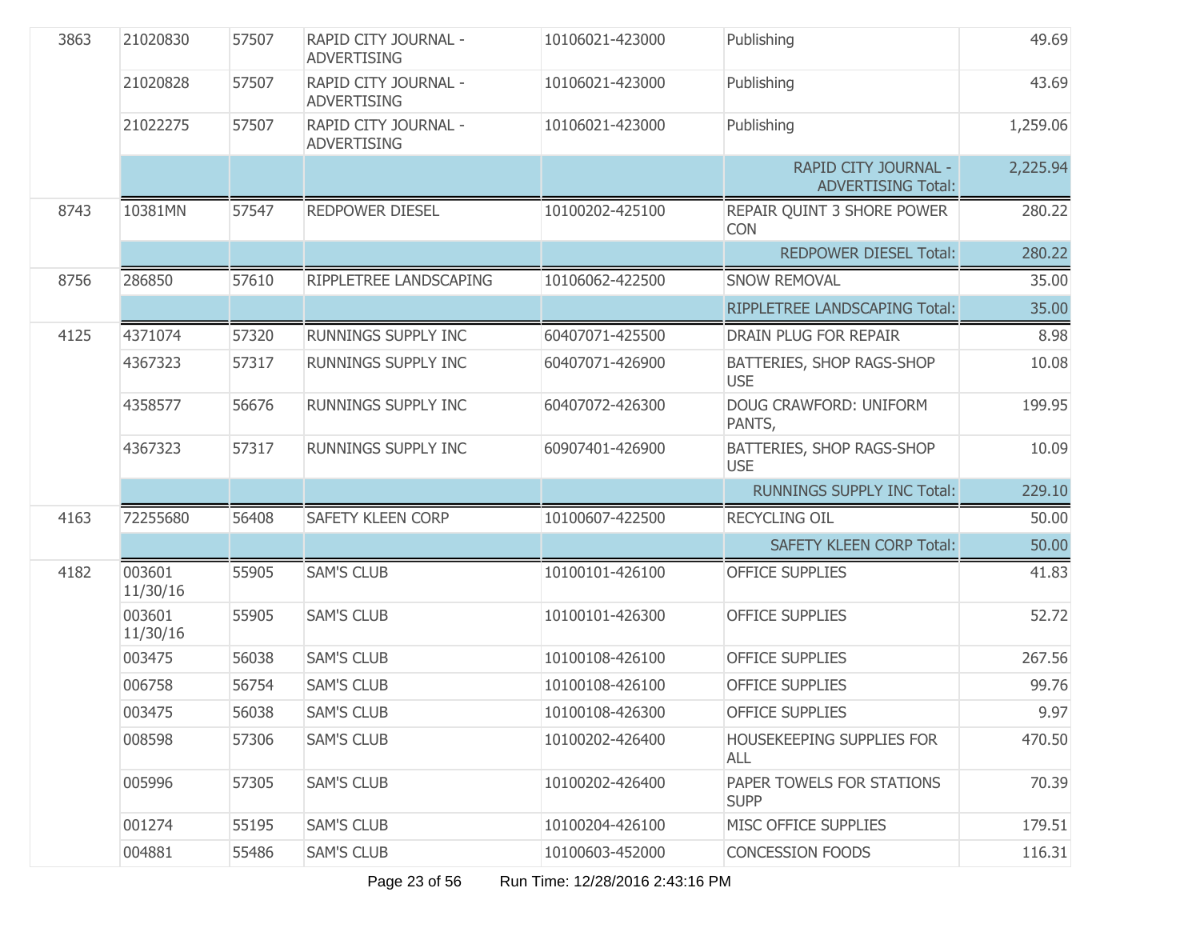| | | | | | | |
|---|---|---|---|---|---|---|
| 3863 | 21020830 | 57507 | RAPID CITY JOURNAL - ADVERTISING | 10106021-423000 | Publishing | 49.69 |
| | 21020828 | 57507 | RAPID CITY JOURNAL - ADVERTISING | 10106021-423000 | Publishing | 43.69 |
| | 21022275 | 57507 | RAPID CITY JOURNAL - ADVERTISING | 10106021-423000 | Publishing | 1,259.06 |
| | | | | | RAPID CITY JOURNAL - ADVERTISING Total: | 2,225.94 |
| 8743 | 10381MN | 57547 | REDPOWER DIESEL | 10100202-425100 | REPAIR QUINT 3 SHORE POWER CON | 280.22 |
| | | | | | REDPOWER DIESEL Total: | 280.22 |
| 8756 | 286850 | 57610 | RIPPLETREE LANDSCAPING | 10106062-422500 | SNOW REMOVAL | 35.00 |
| | | | | | RIPPLETREE LANDSCAPING Total: | 35.00 |
| 4125 | 4371074 | 57320 | RUNNINGS SUPPLY INC | 60407071-425500 | DRAIN PLUG FOR REPAIR | 8.98 |
| | 4367323 | 57317 | RUNNINGS SUPPLY INC | 60407071-426900 | BATTERIES, SHOP RAGS-SHOP USE | 10.08 |
| | 4358577 | 56676 | RUNNINGS SUPPLY INC | 60407072-426300 | DOUG CRAWFORD: UNIFORM PANTS, | 199.95 |
| | 4367323 | 57317 | RUNNINGS SUPPLY INC | 60907401-426900 | BATTERIES, SHOP RAGS-SHOP USE | 10.09 |
| | | | | | RUNNINGS SUPPLY INC Total: | 229.10 |
| 4163 | 72255680 | 56408 | SAFETY KLEEN CORP | 10100607-422500 | RECYCLING OIL | 50.00 |
| | | | | | SAFETY KLEEN CORP Total: | 50.00 |
| 4182 | 003601 11/30/16 | 55905 | SAM'S CLUB | 10100101-426100 | OFFICE SUPPLIES | 41.83 |
| | 003601 11/30/16 | 55905 | SAM'S CLUB | 10100101-426300 | OFFICE SUPPLIES | 52.72 |
| | 003475 | 56038 | SAM'S CLUB | 10100108-426100 | OFFICE SUPPLIES | 267.56 |
| | 006758 | 56754 | SAM'S CLUB | 10100108-426100 | OFFICE SUPPLIES | 99.76 |
| | 003475 | 56038 | SAM'S CLUB | 10100108-426300 | OFFICE SUPPLIES | 9.97 |
| | 008598 | 57306 | SAM'S CLUB | 10100202-426400 | HOUSEKEEPING SUPPLIES FOR ALL | 470.50 |
| | 005996 | 57305 | SAM'S CLUB | 10100202-426400 | PAPER TOWELS FOR STATIONS SUPP | 70.39 |
| | 001274 | 55195 | SAM'S CLUB | 10100204-426100 | MISC OFFICE SUPPLIES | 179.51 |
| | 004881 | 55486 | SAM'S CLUB | 10100603-452000 | CONCESSION FOODS | 116.31 |

Run Time: 12/28/2016 2:43:16 PM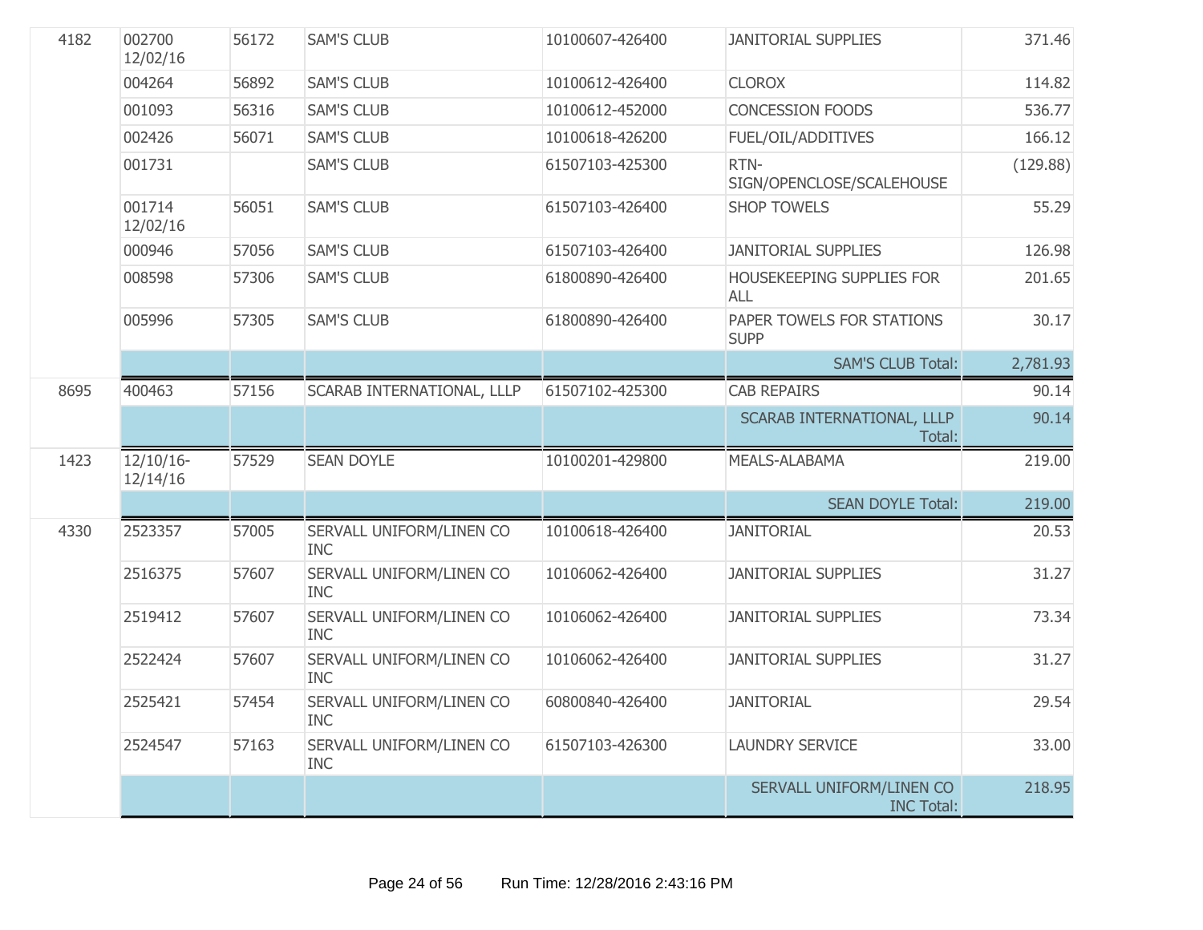| | | | | | | |
|---|---|---|---|---|---|---|
| 4182 | 002700 12/02/16 | 56172 | SAM'S CLUB | 10100607-426400 | JANITORIAL SUPPLIES | 371.46 |
| | 004264 | 56892 | SAM'S CLUB | 10100612-426400 | CLOROX | 114.82 |
| | 001093 | 56316 | SAM'S CLUB | 10100612-452000 | CONCESSION FOODS | 536.77 |
| | 002426 | 56071 | SAM'S CLUB | 10100618-426200 | FUEL/OIL/ADDITIVES | 166.12 |
| | 001731 | | SAM'S CLUB | 61507103-425300 | RTN-SIGN/OPENCLOSE/SCALEHOUSE | (129.88) |
| | 001714 12/02/16 | 56051 | SAM'S CLUB | 61507103-426400 | SHOP TOWELS | 55.29 |
| | 000946 | 57056 | SAM'S CLUB | 61507103-426400 | JANITORIAL SUPPLIES | 126.98 |
| | 008598 | 57306 | SAM'S CLUB | 61800890-426400 | HOUSEKEEPING SUPPLIES FOR ALL | 201.65 |
| | 005996 | 57305 | SAM'S CLUB | 61800890-426400 | PAPER TOWELS FOR STATIONS SUPP | 30.17 |
| | | | | | SAM'S CLUB Total: | 2,781.93 |
| 8695 | 400463 | 57156 | SCARAB INTERNATIONAL, LLLP | 61507102-425300 | CAB REPAIRS | 90.14 |
| | | | | | SCARAB INTERNATIONAL, LLLP Total: | 90.14 |
| 1423 | 12/10/16-12/14/16 | 57529 | SEAN DOYLE | 10100201-429800 | MEALS-ALABAMA | 219.00 |
| | | | | | SEAN DOYLE Total: | 219.00 |
| 4330 | 2523357 | 57005 | SERVALL UNIFORM/LINEN CO INC | 10100618-426400 | JANITORIAL | 20.53 |
| | 2516375 | 57607 | SERVALL UNIFORM/LINEN CO INC | 10106062-426400 | JANITORIAL SUPPLIES | 31.27 |
| | 2519412 | 57607 | SERVALL UNIFORM/LINEN CO INC | 10106062-426400 | JANITORIAL SUPPLIES | 73.34 |
| | 2522424 | 57607 | SERVALL UNIFORM/LINEN CO INC | 10106062-426400 | JANITORIAL SUPPLIES | 31.27 |
| | 2525421 | 57454 | SERVALL UNIFORM/LINEN CO INC | 60800840-426400 | JANITORIAL | 29.54 |
| | 2524547 | 57163 | SERVALL UNIFORM/LINEN CO INC | 61507103-426300 | LAUNDRY SERVICE | 33.00 |
| | | | | | SERVALL UNIFORM/LINEN CO INC Total: | 218.95 |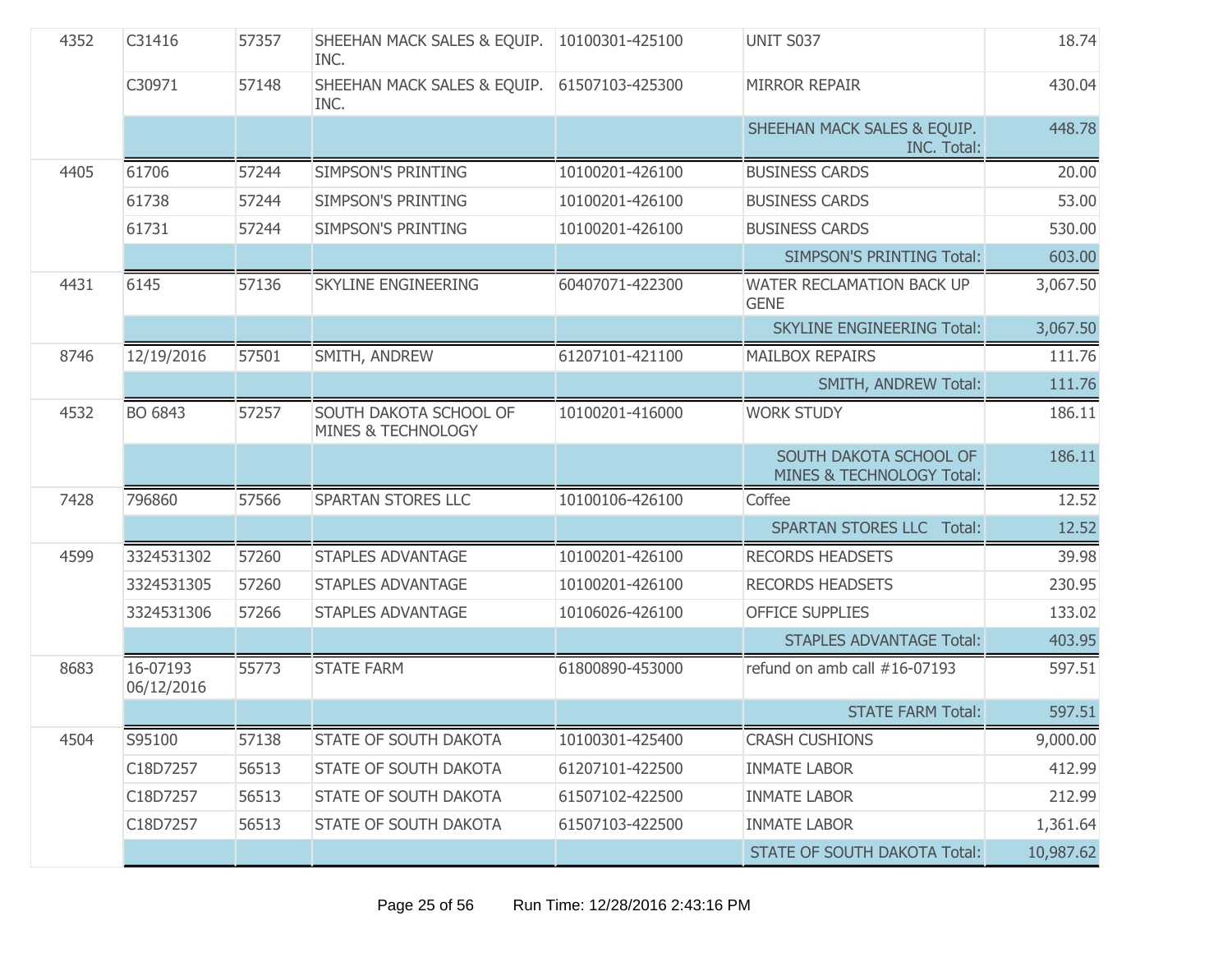| | | | | | | |
|---|---|---|---|---|---|---|
| 4352 | C31416 | 57357 | SHEEHAN MACK SALES & EQUIP. INC. | 10100301-425100 | UNIT S037 | 18.74 |
| | C30971 | 57148 | SHEEHAN MACK SALES & EQUIP. INC. | 61507103-425300 | MIRROR REPAIR | 430.04 |
| | | | | | SHEEHAN MACK SALES & EQUIP. INC. Total: | 448.78 |
| 4405 | 61706 | 57244 | SIMPSON'S PRINTING | 10100201-426100 | BUSINESS CARDS | 20.00 |
| | 61738 | 57244 | SIMPSON'S PRINTING | 10100201-426100 | BUSINESS CARDS | 53.00 |
| | 61731 | 57244 | SIMPSON'S PRINTING | 10100201-426100 | BUSINESS CARDS | 530.00 |
| | | | | | SIMPSON'S PRINTING Total: | 603.00 |
| 4431 | 6145 | 57136 | SKYLINE ENGINEERING | 60407071-422300 | WATER RECLAMATION BACK UP GENE | 3,067.50 |
| | | | | | SKYLINE ENGINEERING Total: | 3,067.50 |
| 8746 | 12/19/2016 | 57501 | SMITH, ANDREW | 61207101-421100 | MAILBOX REPAIRS | 111.76 |
| | | | | | SMITH, ANDREW Total: | 111.76 |
| 4532 | BO 6843 | 57257 | SOUTH DAKOTA SCHOOL OF MINES & TECHNOLOGY | 10100201-416000 | WORK STUDY | 186.11 |
| | | | | | SOUTH DAKOTA SCHOOL OF MINES & TECHNOLOGY Total: | 186.11 |
| 7428 | 796860 | 57566 | SPARTAN STORES LLC | 10100106-426100 | Coffee | 12.52 |
| | | | | | SPARTAN STORES LLC Total: | 12.52 |
| 4599 | 3324531302 | 57260 | STAPLES ADVANTAGE | 10100201-426100 | RECORDS HEADSETS | 39.98 |
| | 3324531305 | 57260 | STAPLES ADVANTAGE | 10100201-426100 | RECORDS HEADSETS | 230.95 |
| | 3324531306 | 57266 | STAPLES ADVANTAGE | 10106026-426100 | OFFICE SUPPLIES | 133.02 |
| | | | | | STAPLES ADVANTAGE Total: | 403.95 |
| 8683 | 16-07193 06/12/2016 | 55773 | STATE FARM | 61800890-453000 | refund on amb call #16-07193 | 597.51 |
| | | | | | STATE FARM Total: | 597.51 |
| 4504 | S95100 | 57138 | STATE OF SOUTH DAKOTA | 10100301-425400 | CRASH CUSHIONS | 9,000.00 |
| | C18D7257 | 56513 | STATE OF SOUTH DAKOTA | 61207101-422500 | INMATE LABOR | 412.99 |
| | C18D7257 | 56513 | STATE OF SOUTH DAKOTA | 61507102-422500 | INMATE LABOR | 212.99 |
| | C18D7257 | 56513 | STATE OF SOUTH DAKOTA | 61507103-422500 | INMATE LABOR | 1,361.64 |
| | | | | | STATE OF SOUTH DAKOTA Total: | 10,987.62 |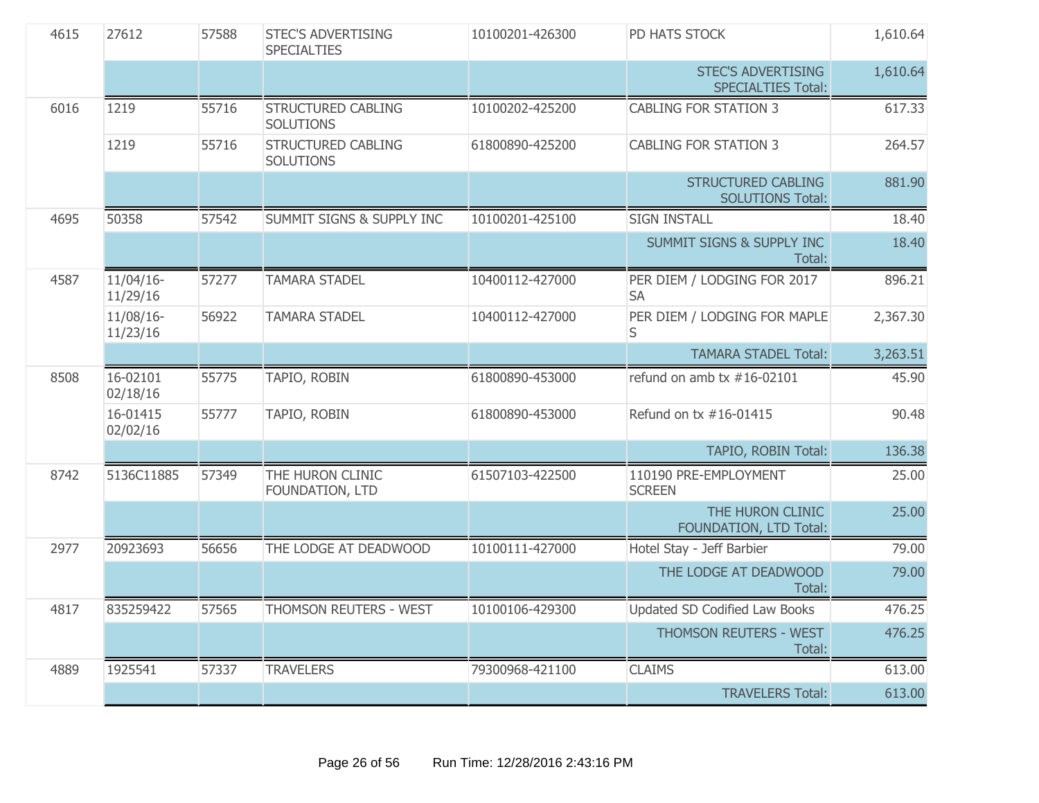| | | | | | | |
|---|---|---|---|---|---|---|
| 4615 | 27612 | 57588 | STEC'S ADVERTISING SPECIALTIES | 10100201-426300 | PD HATS STOCK | 1,610.64 |
| | | | | | STEC'S ADVERTISING SPECIALTIES Total: | 1,610.64 |
| 6016 | 1219 | 55716 | STRUCTURED CABLING SOLUTIONS | 10100202-425200 | CABLING FOR STATION 3 | 617.33 |
| | 1219 | 55716 | STRUCTURED CABLING SOLUTIONS | 61800890-425200 | CABLING FOR STATION 3 | 264.57 |
| | | | | | STRUCTURED CABLING SOLUTIONS Total: | 881.90 |
| 4695 | 50358 | 57542 | SUMMIT SIGNS & SUPPLY INC | 10100201-425100 | SIGN INSTALL | 18.40 |
| | | | | | SUMMIT SIGNS & SUPPLY INC Total: | 18.40 |
| 4587 | 11/04/16-11/29/16 | 57277 | TAMARA STADEL | 10400112-427000 | PER DIEM / LODGING FOR 2017 SA | 896.21 |
| | 11/08/16-11/23/16 | 56922 | TAMARA STADEL | 10400112-427000 | PER DIEM / LODGING FOR MAPLE S | 2,367.30 |
| | | | | | TAMARA STADEL Total: | 3,263.51 |
| 8508 | 16-02101 02/18/16 | 55775 | TAPIO, ROBIN | 61800890-453000 | refund on amb tx #16-02101 | 45.90 |
| | 16-01415 02/02/16 | 55777 | TAPIO, ROBIN | 61800890-453000 | Refund on tx #16-01415 | 90.48 |
| | | | | | TAPIO, ROBIN Total: | 136.38 |
| 8742 | 5136C11885 | 57349 | THE HURON CLINIC FOUNDATION, LTD | 61507103-422500 | 110190 PRE-EMPLOYMENT SCREEN | 25.00 |
| | | | | | THE HURON CLINIC FOUNDATION, LTD Total: | 25.00 |
| 2977 | 20923693 | 56656 | THE LODGE AT DEADWOOD | 10100111-427000 | Hotel Stay - Jeff Barbier | 79.00 |
| | | | | | THE LODGE AT DEADWOOD Total: | 79.00 |
| 4817 | 835259422 | 57565 | THOMSON REUTERS - WEST | 10100106-429300 | Updated SD Codified Law Books | 476.25 |
| | | | | | THOMSON REUTERS - WEST Total: | 476.25 |
| 4889 | 1925541 | 57337 | TRAVELERS | 79300968-421100 | CLAIMS | 613.00 |
| | | | | | TRAVELERS Total: | 613.00 |

Run Time: 12/28/2016 2:43:16 PM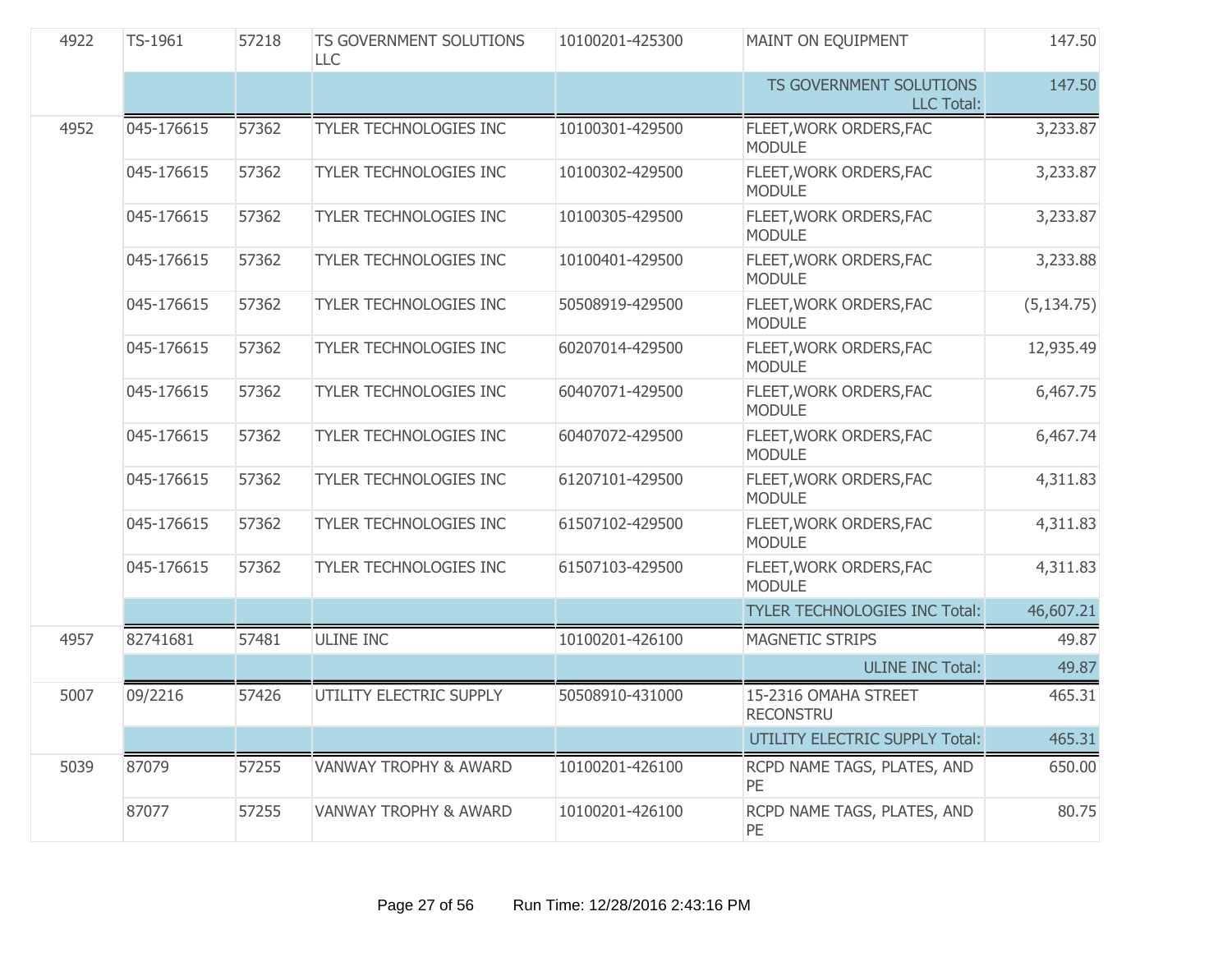| | | | | | | |
|---|---|---|---|---|---|---|
| 4922 | TS-1961 | 57218 | TS GOVERNMENT SOLUTIONS LLC | 10100201-425300 | MAINT ON EQUIPMENT | 147.50 |
| | | | | | TS GOVERNMENT SOLUTIONS LLC Total: | 147.50 |
| 4952 | 045-176615 | 57362 | TYLER TECHNOLOGIES INC | 10100301-429500 | FLEET,WORK ORDERS,FAC MODULE | 3,233.87 |
| | 045-176615 | 57362 | TYLER TECHNOLOGIES INC | 10100302-429500 | FLEET,WORK ORDERS,FAC MODULE | 3,233.87 |
| | 045-176615 | 57362 | TYLER TECHNOLOGIES INC | 10100305-429500 | FLEET,WORK ORDERS,FAC MODULE | 3,233.87 |
| | 045-176615 | 57362 | TYLER TECHNOLOGIES INC | 10100401-429500 | FLEET,WORK ORDERS,FAC MODULE | 3,233.88 |
| | 045-176615 | 57362 | TYLER TECHNOLOGIES INC | 50508919-429500 | FLEET,WORK ORDERS,FAC MODULE | (5,134.75) |
| | 045-176615 | 57362 | TYLER TECHNOLOGIES INC | 60207014-429500 | FLEET,WORK ORDERS,FAC MODULE | 12,935.49 |
| | 045-176615 | 57362 | TYLER TECHNOLOGIES INC | 60407071-429500 | FLEET,WORK ORDERS,FAC MODULE | 6,467.75 |
| | 045-176615 | 57362 | TYLER TECHNOLOGIES INC | 60407072-429500 | FLEET,WORK ORDERS,FAC MODULE | 6,467.74 |
| | 045-176615 | 57362 | TYLER TECHNOLOGIES INC | 61207101-429500 | FLEET,WORK ORDERS,FAC MODULE | 4,311.83 |
| | 045-176615 | 57362 | TYLER TECHNOLOGIES INC | 61507102-429500 | FLEET,WORK ORDERS,FAC MODULE | 4,311.83 |
| | 045-176615 | 57362 | TYLER TECHNOLOGIES INC | 61507103-429500 | FLEET,WORK ORDERS,FAC MODULE | 4,311.83 |
| | | | | | TYLER TECHNOLOGIES INC Total: | 46,607.21 |
| 4957 | 82741681 | 57481 | ULINE INC | 10100201-426100 | MAGNETIC STRIPS | 49.87 |
| | | | | | ULINE INC Total: | 49.87 |
| 5007 | 09/2216 | 57426 | UTILITY ELECTRIC SUPPLY | 50508910-431000 | 15-2316 OMAHA STREET RECONSTRU | 465.31 |
| | | | | | UTILITY ELECTRIC SUPPLY Total: | 465.31 |
| 5039 | 87079 | 57255 | VANWAY TROPHY & AWARD | 10100201-426100 | RCPD NAME TAGS, PLATES, AND PE | 650.00 |
| | 87077 | 57255 | VANWAY TROPHY & AWARD | 10100201-426100 | RCPD NAME TAGS, PLATES, AND PE | 80.75 |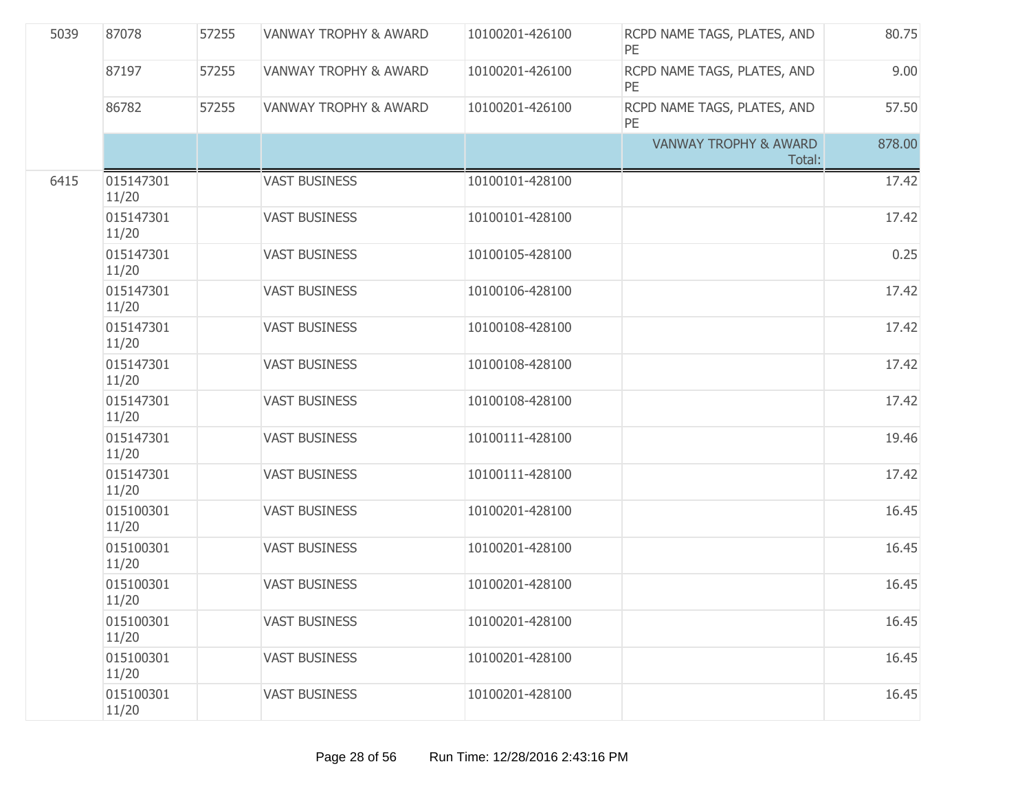| | | | | | | |
|---|---|---|---|---|---|---|
| 5039 | 87078 | 57255 | VANWAY TROPHY & AWARD | 10100201-426100 | RCPD NAME TAGS, PLATES, AND PE | 80.75 |
| | 87197 | 57255 | VANWAY TROPHY & AWARD | 10100201-426100 | RCPD NAME TAGS, PLATES, AND PE | 9.00 |
| | 86782 | 57255 | VANWAY TROPHY & AWARD | 10100201-426100 | RCPD NAME TAGS, PLATES, AND PE | 57.50 |
| | | | | | VANWAY TROPHY & AWARD Total: | 878.00 |
| 6415 | 015147301 11/20 | | VAST BUSINESS | 10100101-428100 | | 17.42 |
| | 015147301 11/20 | | VAST BUSINESS | 10100101-428100 | | 17.42 |
| | 015147301 11/20 | | VAST BUSINESS | 10100105-428100 | | 0.25 |
| | 015147301 11/20 | | VAST BUSINESS | 10100106-428100 | | 17.42 |
| | 015147301 11/20 | | VAST BUSINESS | 10100108-428100 | | 17.42 |
| | 015147301 11/20 | | VAST BUSINESS | 10100108-428100 | | 17.42 |
| | 015147301 11/20 | | VAST BUSINESS | 10100108-428100 | | 17.42 |
| | 015147301 11/20 | | VAST BUSINESS | 10100111-428100 | | 19.46 |
| | 015147301 11/20 | | VAST BUSINESS | 10100111-428100 | | 17.42 |
| | 015100301 11/20 | | VAST BUSINESS | 10100201-428100 | | 16.45 |
| | 015100301 11/20 | | VAST BUSINESS | 10100201-428100 | | 16.45 |
| | 015100301 11/20 | | VAST BUSINESS | 10100201-428100 | | 16.45 |
| | 015100301 11/20 | | VAST BUSINESS | 10100201-428100 | | 16.45 |
| | 015100301 11/20 | | VAST BUSINESS | 10100201-428100 | | 16.45 |
| | 015100301 11/20 | | VAST BUSINESS | 10100201-428100 | | 16.45 |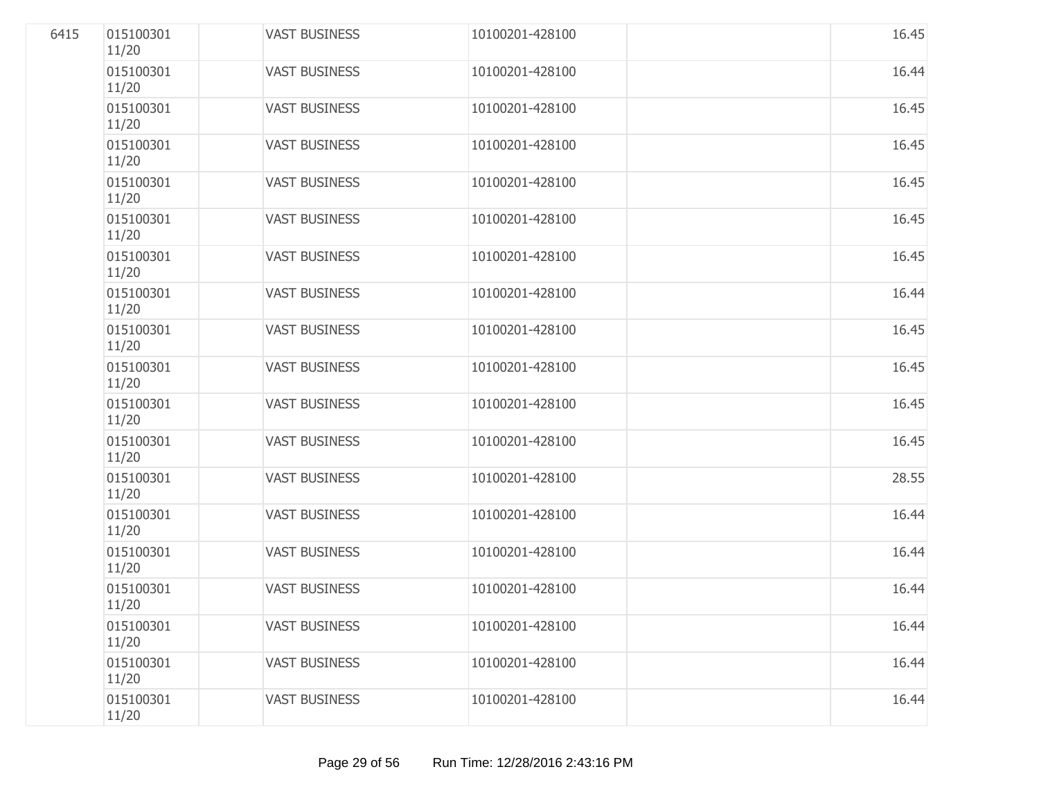| | | | | | | |
|---|---|---|---|---|---|---|
| 6415 | 015100301 11/20 | | VAST BUSINESS | 10100201-428100 | | 16.45 |
| | 015100301 11/20 | | VAST BUSINESS | 10100201-428100 | | 16.44 |
| | 015100301 11/20 | | VAST BUSINESS | 10100201-428100 | | 16.45 |
| | 015100301 11/20 | | VAST BUSINESS | 10100201-428100 | | 16.45 |
| | 015100301 11/20 | | VAST BUSINESS | 10100201-428100 | | 16.45 |
| | 015100301 11/20 | | VAST BUSINESS | 10100201-428100 | | 16.45 |
| | 015100301 11/20 | | VAST BUSINESS | 10100201-428100 | | 16.45 |
| | 015100301 11/20 | | VAST BUSINESS | 10100201-428100 | | 16.44 |
| | 015100301 11/20 | | VAST BUSINESS | 10100201-428100 | | 16.45 |
| | 015100301 11/20 | | VAST BUSINESS | 10100201-428100 | | 16.45 |
| | 015100301 11/20 | | VAST BUSINESS | 10100201-428100 | | 16.45 |
| | 015100301 11/20 | | VAST BUSINESS | 10100201-428100 | | 16.45 |
| | 015100301 11/20 | | VAST BUSINESS | 10100201-428100 | | 28.55 |
| | 015100301 11/20 | | VAST BUSINESS | 10100201-428100 | | 16.44 |
| | 015100301 11/20 | | VAST BUSINESS | 10100201-428100 | | 16.44 |
| | 015100301 11/20 | | VAST BUSINESS | 10100201-428100 | | 16.44 |
| | 015100301 11/20 | | VAST BUSINESS | 10100201-428100 | | 16.44 |
| | 015100301 11/20 | | VAST BUSINESS | 10100201-428100 | | 16.44 |
| | 015100301 11/20 | | VAST BUSINESS | 10100201-428100 | | 16.44 |

Run Time: 12/28/2016 2:43:16 PM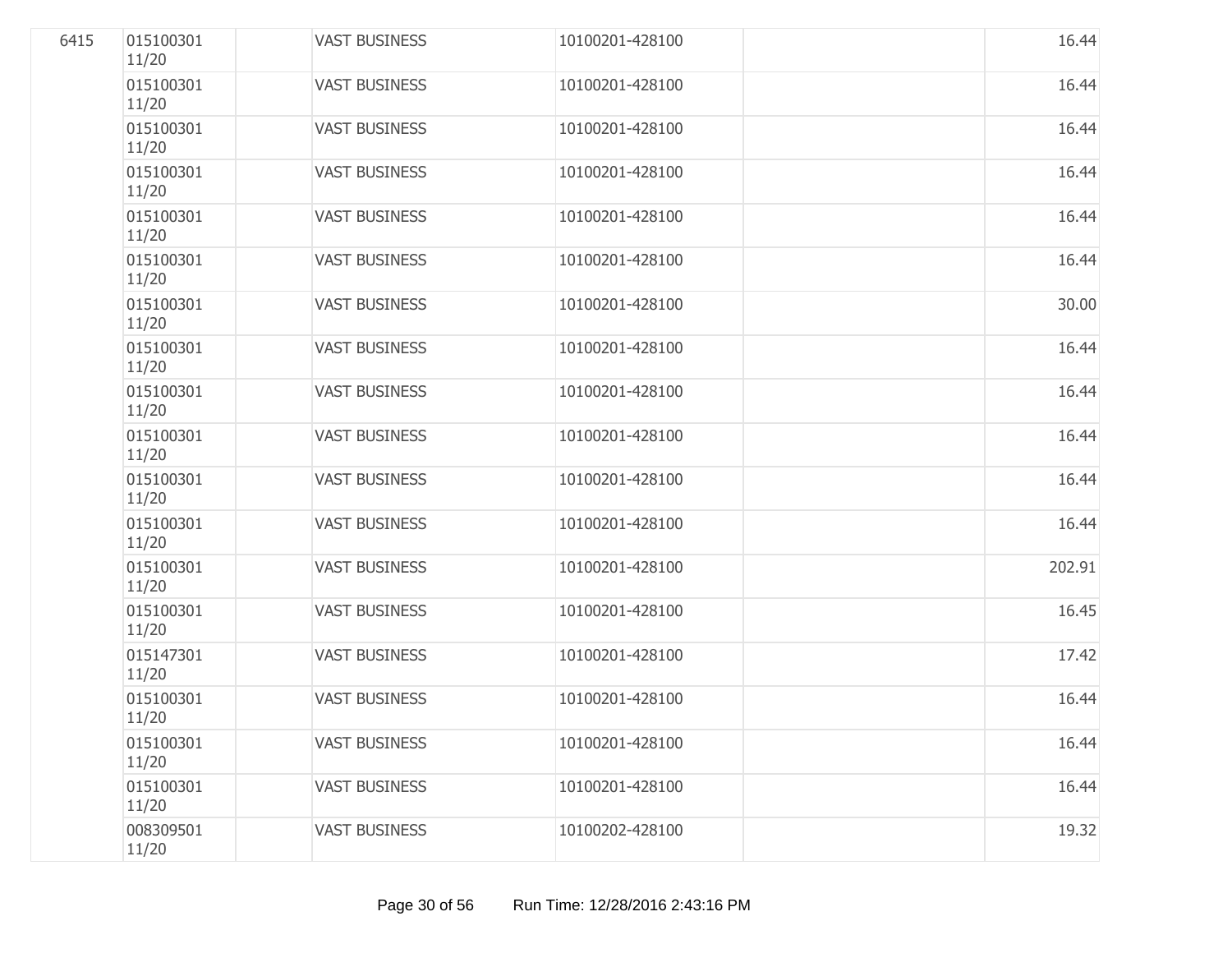| | | | | | | |
|---|---|---|---|---|---|---|
| 6415 | 015100301 11/20 | | VAST BUSINESS | 10100201-428100 | | 16.44 |
| | 015100301 11/20 | | VAST BUSINESS | 10100201-428100 | | 16.44 |
| | 015100301 11/20 | | VAST BUSINESS | 10100201-428100 | | 16.44 |
| | 015100301 11/20 | | VAST BUSINESS | 10100201-428100 | | 16.44 |
| | 015100301 11/20 | | VAST BUSINESS | 10100201-428100 | | 16.44 |
| | 015100301 11/20 | | VAST BUSINESS | 10100201-428100 | | 16.44 |
| | 015100301 11/20 | | VAST BUSINESS | 10100201-428100 | | 30.00 |
| | 015100301 11/20 | | VAST BUSINESS | 10100201-428100 | | 16.44 |
| | 015100301 11/20 | | VAST BUSINESS | 10100201-428100 | | 16.44 |
| | 015100301 11/20 | | VAST BUSINESS | 10100201-428100 | | 16.44 |
| | 015100301 11/20 | | VAST BUSINESS | 10100201-428100 | | 16.44 |
| | 015100301 11/20 | | VAST BUSINESS | 10100201-428100 | | 16.44 |
| | 015100301 11/20 | | VAST BUSINESS | 10100201-428100 | | 202.91 |
| | 015100301 11/20 | | VAST BUSINESS | 10100201-428100 | | 16.45 |
| | 015147301 11/20 | | VAST BUSINESS | 10100201-428100 | | 17.42 |
| | 015100301 11/20 | | VAST BUSINESS | 10100201-428100 | | 16.44 |
| | 015100301 11/20 | | VAST BUSINESS | 10100201-428100 | | 16.44 |
| | 015100301 11/20 | | VAST BUSINESS | 10100201-428100 | | 16.44 |
| | 008309501 11/20 | | VAST BUSINESS | 10100202-428100 | | 19.32 |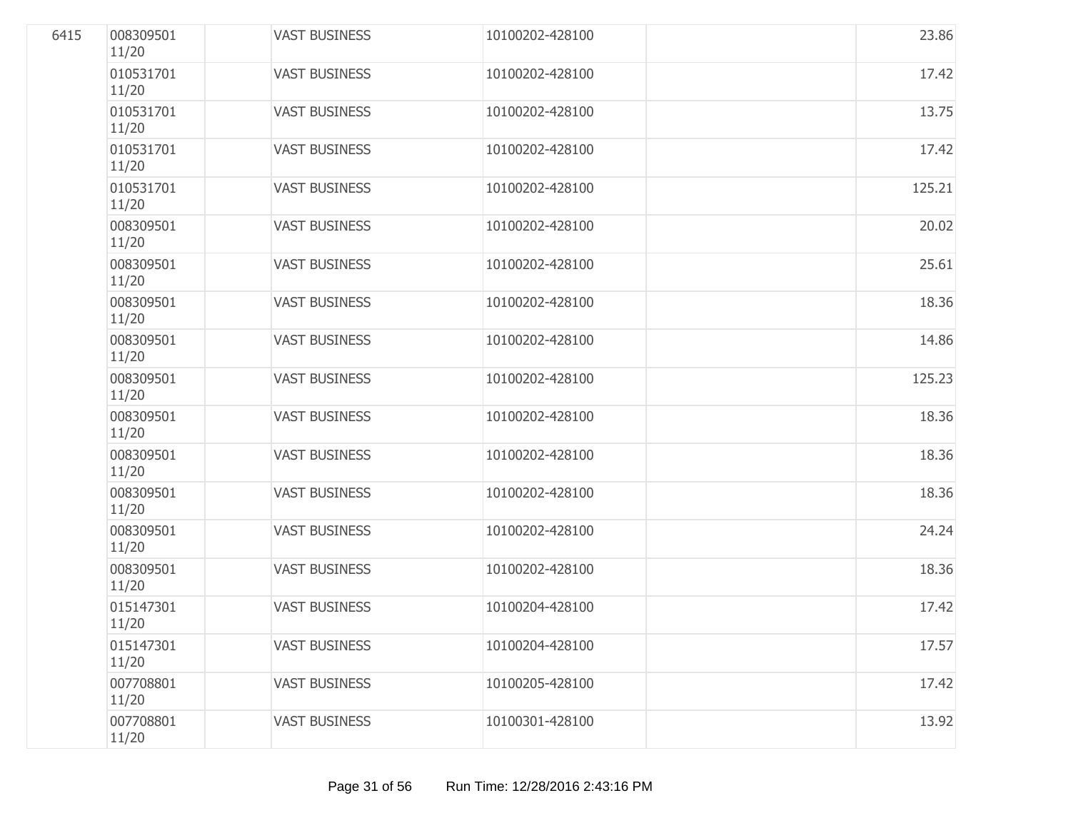| | | | | | | |
|---|---|---|---|---|---|---|
| 6415 | 008309501 11/20 | | VAST BUSINESS | 10100202-428100 | | 23.86 |
| | 010531701 11/20 | | VAST BUSINESS | 10100202-428100 | | 17.42 |
| | 010531701 11/20 | | VAST BUSINESS | 10100202-428100 | | 13.75 |
| | 010531701 11/20 | | VAST BUSINESS | 10100202-428100 | | 17.42 |
| | 010531701 11/20 | | VAST BUSINESS | 10100202-428100 | | 125.21 |
| | 008309501 11/20 | | VAST BUSINESS | 10100202-428100 | | 20.02 |
| | 008309501 11/20 | | VAST BUSINESS | 10100202-428100 | | 25.61 |
| | 008309501 11/20 | | VAST BUSINESS | 10100202-428100 | | 18.36 |
| | 008309501 11/20 | | VAST BUSINESS | 10100202-428100 | | 14.86 |
| | 008309501 11/20 | | VAST BUSINESS | 10100202-428100 | | 125.23 |
| | 008309501 11/20 | | VAST BUSINESS | 10100202-428100 | | 18.36 |
| | 008309501 11/20 | | VAST BUSINESS | 10100202-428100 | | 18.36 |
| | 008309501 11/20 | | VAST BUSINESS | 10100202-428100 | | 18.36 |
| | 008309501 11/20 | | VAST BUSINESS | 10100202-428100 | | 24.24 |
| | 008309501 11/20 | | VAST BUSINESS | 10100202-428100 | | 18.36 |
| | 015147301 11/20 | | VAST BUSINESS | 10100204-428100 | | 17.42 |
| | 015147301 11/20 | | VAST BUSINESS | 10100204-428100 | | 17.57 |
| | 007708801 11/20 | | VAST BUSINESS | 10100205-428100 | | 17.42 |
| | 007708801 11/20 | | VAST BUSINESS | 10100301-428100 | | 13.92 |

Run Time: 12/28/2016 2:43:16 PM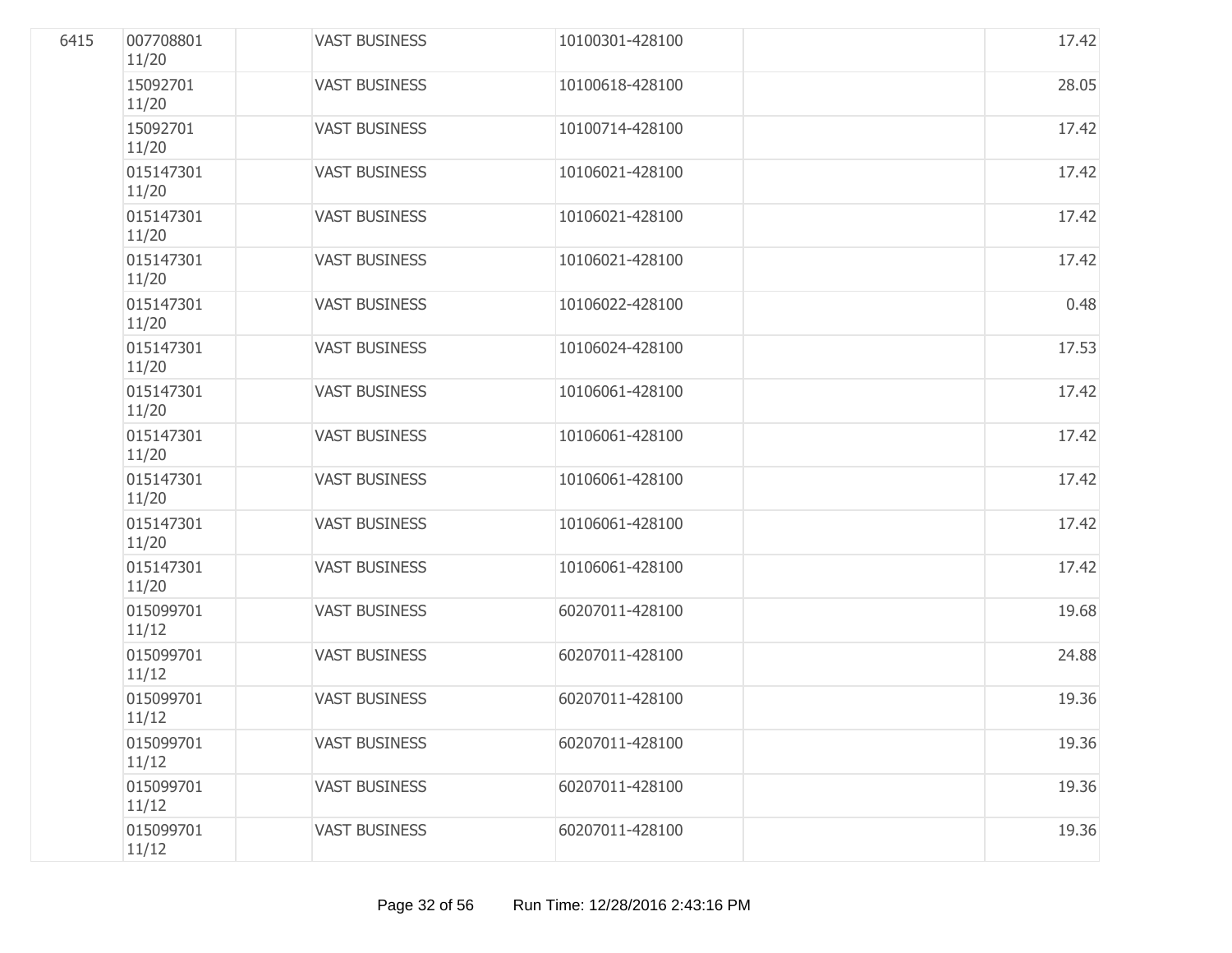| | | | | | | |
|---|---|---|---|---|---|---|
| 6415 | 007708801 11/20 | | VAST BUSINESS | 10100301-428100 | | 17.42 |
| | 15092701 11/20 | | VAST BUSINESS | 10100618-428100 | | 28.05 |
| | 15092701 11/20 | | VAST BUSINESS | 10100714-428100 | | 17.42 |
| | 015147301 11/20 | | VAST BUSINESS | 10106021-428100 | | 17.42 |
| | 015147301 11/20 | | VAST BUSINESS | 10106021-428100 | | 17.42 |
| | 015147301 11/20 | | VAST BUSINESS | 10106021-428100 | | 17.42 |
| | 015147301 11/20 | | VAST BUSINESS | 10106022-428100 | | 0.48 |
| | 015147301 11/20 | | VAST BUSINESS | 10106024-428100 | | 17.53 |
| | 015147301 11/20 | | VAST BUSINESS | 10106061-428100 | | 17.42 |
| | 015147301 11/20 | | VAST BUSINESS | 10106061-428100 | | 17.42 |
| | 015147301 11/20 | | VAST BUSINESS | 10106061-428100 | | 17.42 |
| | 015147301 11/20 | | VAST BUSINESS | 10106061-428100 | | 17.42 |
| | 015147301 11/20 | | VAST BUSINESS | 10106061-428100 | | 17.42 |
| | 015099701 11/12 | | VAST BUSINESS | 60207011-428100 | | 19.68 |
| | 015099701 11/12 | | VAST BUSINESS | 60207011-428100 | | 24.88 |
| | 015099701 11/12 | | VAST BUSINESS | 60207011-428100 | | 19.36 |
| | 015099701 11/12 | | VAST BUSINESS | 60207011-428100 | | 19.36 |
| | 015099701 11/12 | | VAST BUSINESS | 60207011-428100 | | 19.36 |
| | 015099701 11/12 | | VAST BUSINESS | 60207011-428100 | | 19.36 |

Run Time: 12/28/2016 2:43:16 PM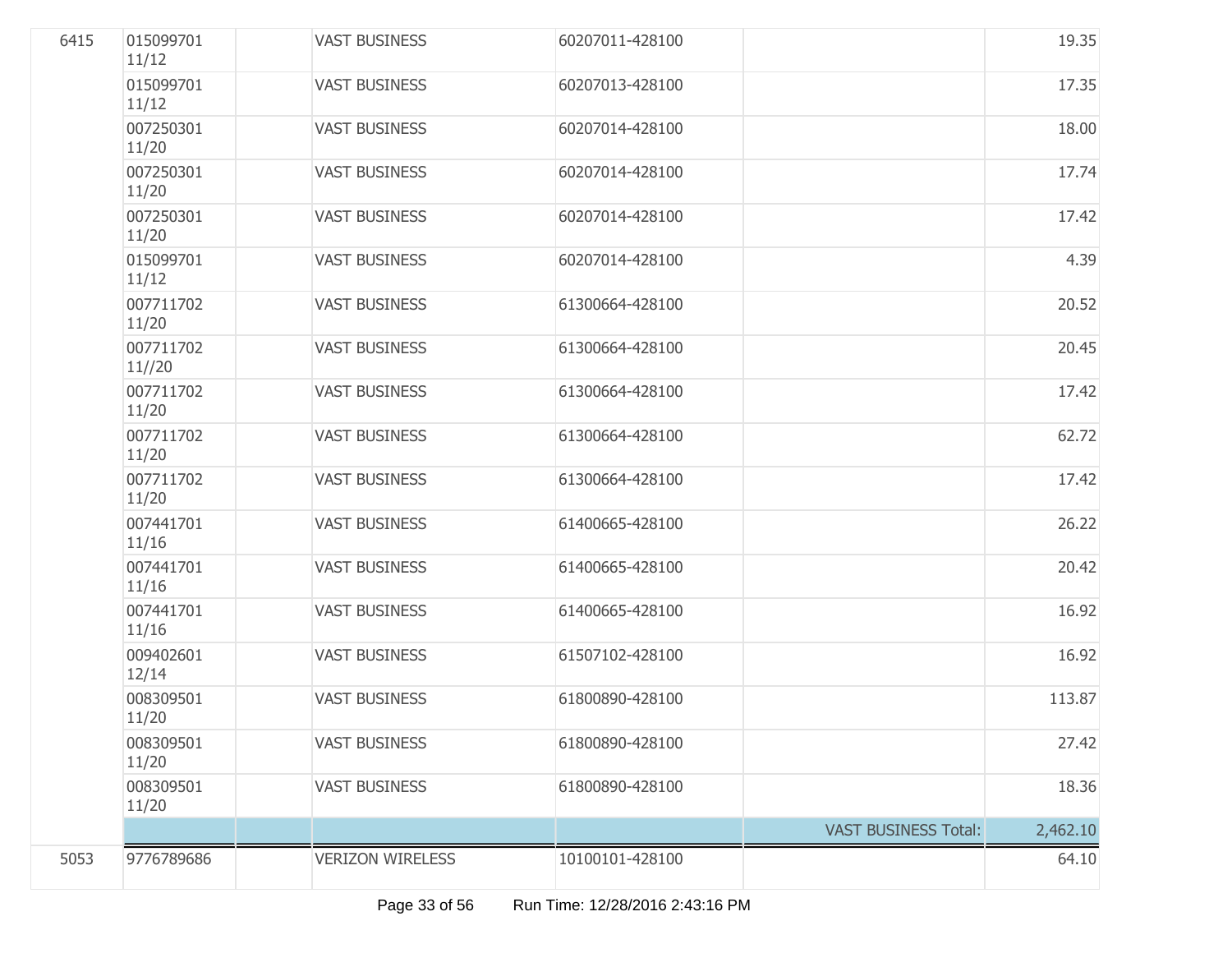| | | | | | | |
|---|---|---|---|---|---|---|
| 6415 | 015099701 11/12 | | VAST BUSINESS | 60207011-428100 | | 19.35 |
| | 015099701 11/12 | | VAST BUSINESS | 60207013-428100 | | 17.35 |
| | 007250301 11/20 | | VAST BUSINESS | 60207014-428100 | | 18.00 |
| | 007250301 11/20 | | VAST BUSINESS | 60207014-428100 | | 17.74 |
| | 007250301 11/20 | | VAST BUSINESS | 60207014-428100 | | 17.42 |
| | 015099701 11/12 | | VAST BUSINESS | 60207014-428100 | | 4.39 |
| | 007711702 11/20 | | VAST BUSINESS | 61300664-428100 | | 20.52 |
| | 007711702 11//20 | | VAST BUSINESS | 61300664-428100 | | 20.45 |
| | 007711702 11/20 | | VAST BUSINESS | 61300664-428100 | | 17.42 |
| | 007711702 11/20 | | VAST BUSINESS | 61300664-428100 | | 62.72 |
| | 007711702 11/20 | | VAST BUSINESS | 61300664-428100 | | 17.42 |
| | 007441701 11/16 | | VAST BUSINESS | 61400665-428100 | | 26.22 |
| | 007441701 11/16 | | VAST BUSINESS | 61400665-428100 | | 20.42 |
| | 007441701 11/16 | | VAST BUSINESS | 61400665-428100 | | 16.92 |
| | 009402601 12/14 | | VAST BUSINESS | 61507102-428100 | | 16.92 |
| | 008309501 11/20 | | VAST BUSINESS | 61800890-428100 | | 113.87 |
| | 008309501 11/20 | | VAST BUSINESS | 61800890-428100 | | 27.42 |
| | 008309501 11/20 | | VAST BUSINESS | 61800890-428100 | | 18.36 |
| | | | | | VAST BUSINESS Total: | 2,462.10 |
| 5053 | 9776789686 | | VERIZON WIRELESS | 10100101-428100 | | 64.10 |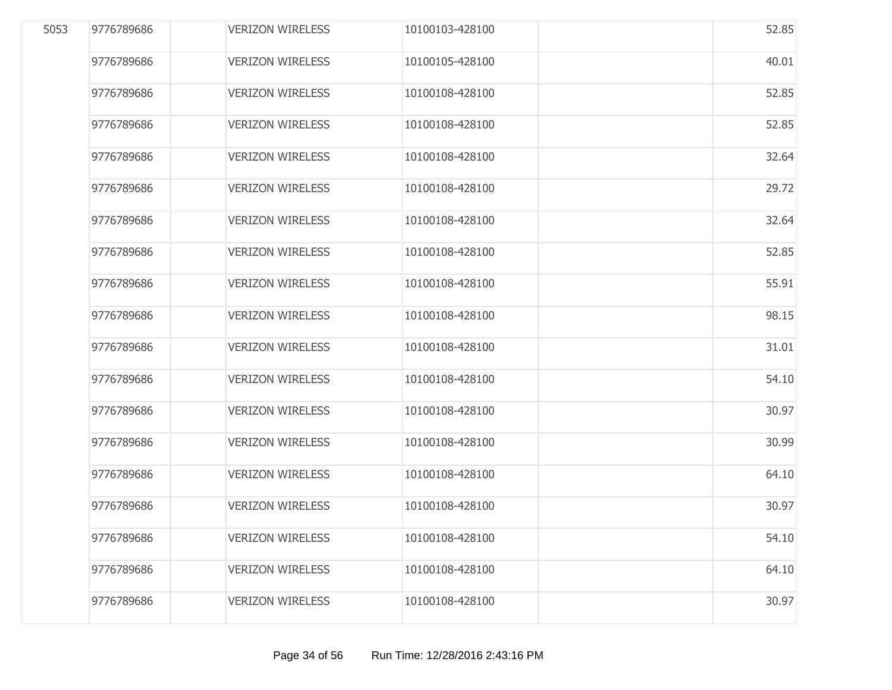| | | | | | | |
|---|---|---|---|---|---|---|
| 5053 | 9776789686 | | VERIZON WIRELESS | 10100103-428100 | | 52.85 |
| | 9776789686 | | VERIZON WIRELESS | 10100105-428100 | | 40.01 |
| | 9776789686 | | VERIZON WIRELESS | 10100108-428100 | | 52.85 |
| | 9776789686 | | VERIZON WIRELESS | 10100108-428100 | | 52.85 |
| | 9776789686 | | VERIZON WIRELESS | 10100108-428100 | | 32.64 |
| | 9776789686 | | VERIZON WIRELESS | 10100108-428100 | | 29.72 |
| | 9776789686 | | VERIZON WIRELESS | 10100108-428100 | | 32.64 |
| | 9776789686 | | VERIZON WIRELESS | 10100108-428100 | | 52.85 |
| | 9776789686 | | VERIZON WIRELESS | 10100108-428100 | | 55.91 |
| | 9776789686 | | VERIZON WIRELESS | 10100108-428100 | | 98.15 |
| | 9776789686 | | VERIZON WIRELESS | 10100108-428100 | | 31.01 |
| | 9776789686 | | VERIZON WIRELESS | 10100108-428100 | | 54.10 |
| | 9776789686 | | VERIZON WIRELESS | 10100108-428100 | | 30.97 |
| | 9776789686 | | VERIZON WIRELESS | 10100108-428100 | | 30.99 |
| | 9776789686 | | VERIZON WIRELESS | 10100108-428100 | | 64.10 |
| | 9776789686 | | VERIZON WIRELESS | 10100108-428100 | | 30.97 |
| | 9776789686 | | VERIZON WIRELESS | 10100108-428100 | | 54.10 |
| | 9776789686 | | VERIZON WIRELESS | 10100108-428100 | | 64.10 |
| | 9776789686 | | VERIZON WIRELESS | 10100108-428100 | | 30.97 |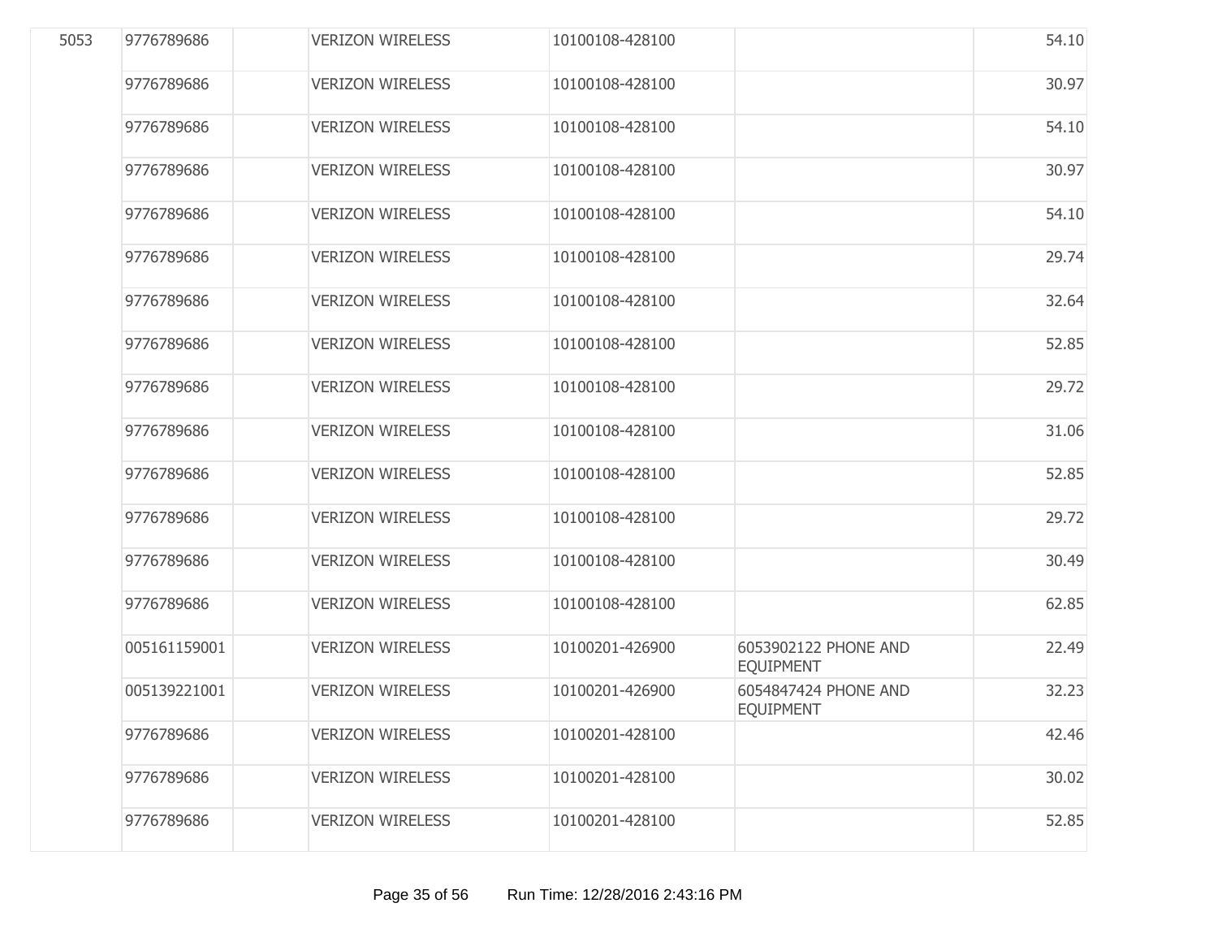| | | | | | | |
|---|---|---|---|---|---|---|
| 5053 | 9776789686 | | VERIZON WIRELESS | 10100108-428100 | | 54.10 |
| | 9776789686 | | VERIZON WIRELESS | 10100108-428100 | | 30.97 |
| | 9776789686 | | VERIZON WIRELESS | 10100108-428100 | | 54.10 |
| | 9776789686 | | VERIZON WIRELESS | 10100108-428100 | | 30.97 |
| | 9776789686 | | VERIZON WIRELESS | 10100108-428100 | | 54.10 |
| | 9776789686 | | VERIZON WIRELESS | 10100108-428100 | | 29.74 |
| | 9776789686 | | VERIZON WIRELESS | 10100108-428100 | | 32.64 |
| | 9776789686 | | VERIZON WIRELESS | 10100108-428100 | | 52.85 |
| | 9776789686 | | VERIZON WIRELESS | 10100108-428100 | | 29.72 |
| | 9776789686 | | VERIZON WIRELESS | 10100108-428100 | | 31.06 |
| | 9776789686 | | VERIZON WIRELESS | 10100108-428100 | | 52.85 |
| | 9776789686 | | VERIZON WIRELESS | 10100108-428100 | | 29.72 |
| | 9776789686 | | VERIZON WIRELESS | 10100108-428100 | | 30.49 |
| | 9776789686 | | VERIZON WIRELESS | 10100108-428100 | | 62.85 |
| | 005161159001 | | VERIZON WIRELESS | 10100201-426900 | 6053902122 PHONE AND EQUIPMENT | 22.49 |
| | 005139221001 | | VERIZON WIRELESS | 10100201-426900 | 6054847424 PHONE AND EQUIPMENT | 32.23 |
| | 9776789686 | | VERIZON WIRELESS | 10100201-428100 | | 42.46 |
| | 9776789686 | | VERIZON WIRELESS | 10100201-428100 | | 30.02 |
| | 9776789686 | | VERIZON WIRELESS | 10100201-428100 | | 52.85 |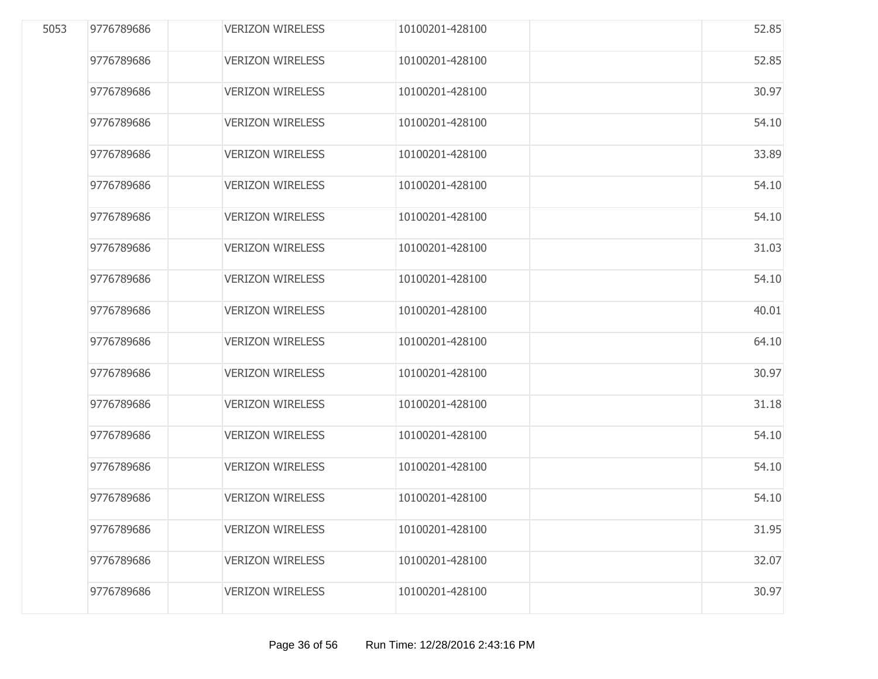| | | | | | | |
|---|---|---|---|---|---|---|
| 5053 | 9776789686 | | VERIZON WIRELESS | 10100201-428100 | | 52.85 |
| | 9776789686 | | VERIZON WIRELESS | 10100201-428100 | | 52.85 |
| | 9776789686 | | VERIZON WIRELESS | 10100201-428100 | | 30.97 |
| | 9776789686 | | VERIZON WIRELESS | 10100201-428100 | | 54.10 |
| | 9776789686 | | VERIZON WIRELESS | 10100201-428100 | | 33.89 |
| | 9776789686 | | VERIZON WIRELESS | 10100201-428100 | | 54.10 |
| | 9776789686 | | VERIZON WIRELESS | 10100201-428100 | | 54.10 |
| | 9776789686 | | VERIZON WIRELESS | 10100201-428100 | | 31.03 |
| | 9776789686 | | VERIZON WIRELESS | 10100201-428100 | | 54.10 |
| | 9776789686 | | VERIZON WIRELESS | 10100201-428100 | | 40.01 |
| | 9776789686 | | VERIZON WIRELESS | 10100201-428100 | | 64.10 |
| | 9776789686 | | VERIZON WIRELESS | 10100201-428100 | | 30.97 |
| | 9776789686 | | VERIZON WIRELESS | 10100201-428100 | | 31.18 |
| | 9776789686 | | VERIZON WIRELESS | 10100201-428100 | | 54.10 |
| | 9776789686 | | VERIZON WIRELESS | 10100201-428100 | | 54.10 |
| | 9776789686 | | VERIZON WIRELESS | 10100201-428100 | | 54.10 |
| | 9776789686 | | VERIZON WIRELESS | 10100201-428100 | | 31.95 |
| | 9776789686 | | VERIZON WIRELESS | 10100201-428100 | | 32.07 |
| | 9776789686 | | VERIZON WIRELESS | 10100201-428100 | | 30.97 |

Run Time: 12/28/2016 2:43:16 PM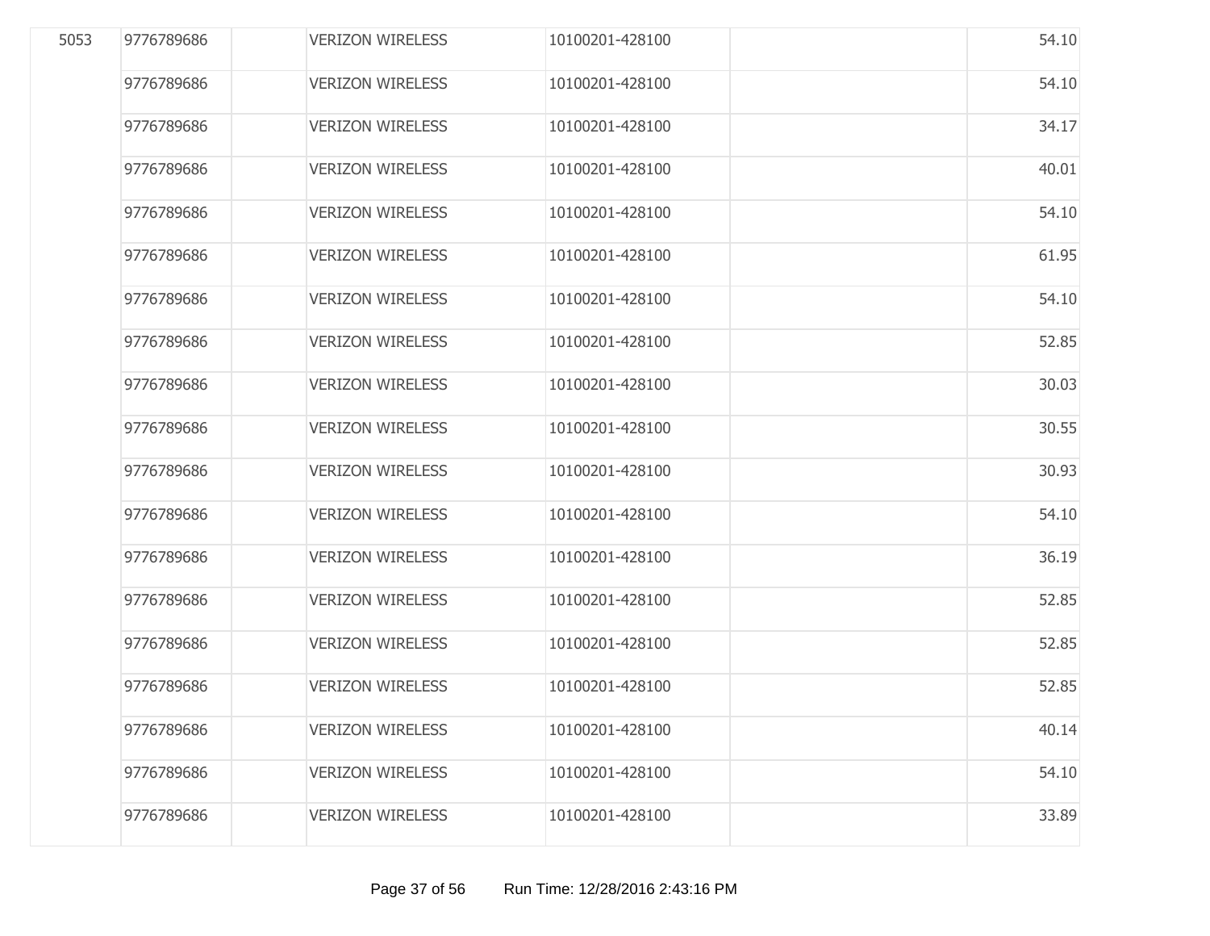| | | | | | | |
|---|---|---|---|---|---|---|
| 5053 | 9776789686 | | VERIZON WIRELESS | 10100201-428100 | | 54.10 |
| | 9776789686 | | VERIZON WIRELESS | 10100201-428100 | | 54.10 |
| | 9776789686 | | VERIZON WIRELESS | 10100201-428100 | | 34.17 |
| | 9776789686 | | VERIZON WIRELESS | 10100201-428100 | | 40.01 |
| | 9776789686 | | VERIZON WIRELESS | 10100201-428100 | | 54.10 |
| | 9776789686 | | VERIZON WIRELESS | 10100201-428100 | | 61.95 |
| | 9776789686 | | VERIZON WIRELESS | 10100201-428100 | | 54.10 |
| | 9776789686 | | VERIZON WIRELESS | 10100201-428100 | | 52.85 |
| | 9776789686 | | VERIZON WIRELESS | 10100201-428100 | | 30.03 |
| | 9776789686 | | VERIZON WIRELESS | 10100201-428100 | | 30.55 |
| | 9776789686 | | VERIZON WIRELESS | 10100201-428100 | | 30.93 |
| | 9776789686 | | VERIZON WIRELESS | 10100201-428100 | | 54.10 |
| | 9776789686 | | VERIZON WIRELESS | 10100201-428100 | | 36.19 |
| | 9776789686 | | VERIZON WIRELESS | 10100201-428100 | | 52.85 |
| | 9776789686 | | VERIZON WIRELESS | 10100201-428100 | | 52.85 |
| | 9776789686 | | VERIZON WIRELESS | 10100201-428100 | | 52.85 |
| | 9776789686 | | VERIZON WIRELESS | 10100201-428100 | | 40.14 |
| | 9776789686 | | VERIZON WIRELESS | 10100201-428100 | | 54.10 |
| | 9776789686 | | VERIZON WIRELESS | 10100201-428100 | | 33.89 |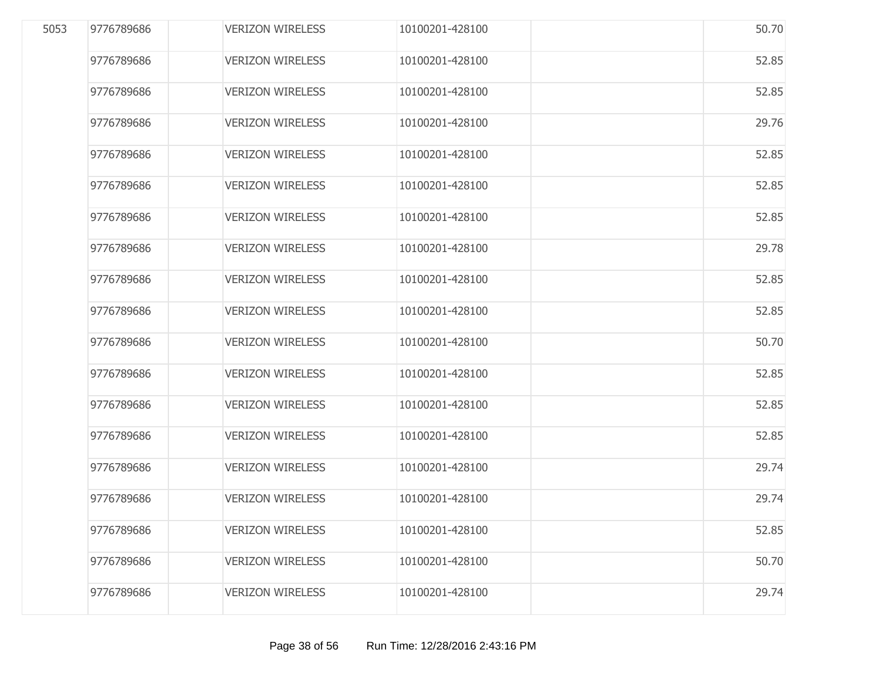| | | | | | | |
|---|---|---|---|---|---|---|
| 5053 | 9776789686 | | VERIZON WIRELESS | 10100201-428100 | | 50.70 |
| | 9776789686 | | VERIZON WIRELESS | 10100201-428100 | | 52.85 |
| | 9776789686 | | VERIZON WIRELESS | 10100201-428100 | | 52.85 |
| | 9776789686 | | VERIZON WIRELESS | 10100201-428100 | | 29.76 |
| | 9776789686 | | VERIZON WIRELESS | 10100201-428100 | | 52.85 |
| | 9776789686 | | VERIZON WIRELESS | 10100201-428100 | | 52.85 |
| | 9776789686 | | VERIZON WIRELESS | 10100201-428100 | | 52.85 |
| | 9776789686 | | VERIZON WIRELESS | 10100201-428100 | | 29.78 |
| | 9776789686 | | VERIZON WIRELESS | 10100201-428100 | | 52.85 |
| | 9776789686 | | VERIZON WIRELESS | 10100201-428100 | | 52.85 |
| | 9776789686 | | VERIZON WIRELESS | 10100201-428100 | | 50.70 |
| | 9776789686 | | VERIZON WIRELESS | 10100201-428100 | | 52.85 |
| | 9776789686 | | VERIZON WIRELESS | 10100201-428100 | | 52.85 |
| | 9776789686 | | VERIZON WIRELESS | 10100201-428100 | | 52.85 |
| | 9776789686 | | VERIZON WIRELESS | 10100201-428100 | | 29.74 |
| | 9776789686 | | VERIZON WIRELESS | 10100201-428100 | | 29.74 |
| | 9776789686 | | VERIZON WIRELESS | 10100201-428100 | | 52.85 |
| | 9776789686 | | VERIZON WIRELESS | 10100201-428100 | | 50.70 |
| | 9776789686 | | VERIZON WIRELESS | 10100201-428100 | | 29.74 |

Run Time: 12/28/2016 2:43:16 PM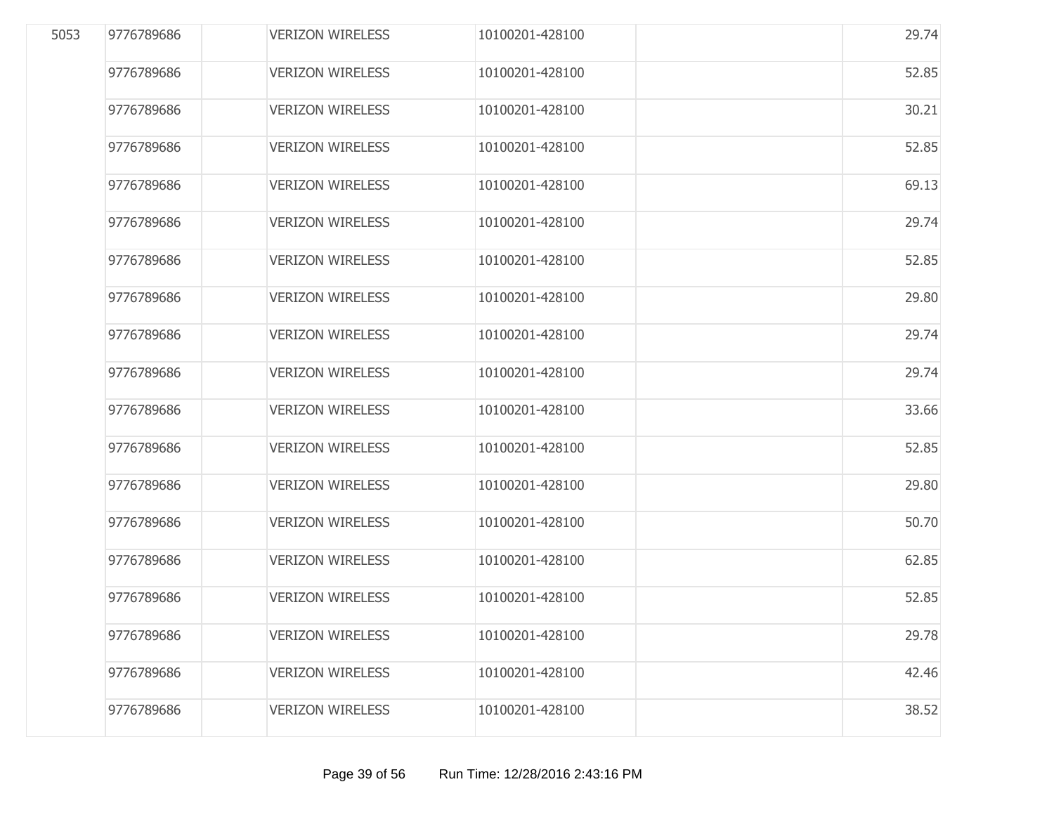| | | | | | | |
|---|---|---|---|---|---|---|
| 5053 | 9776789686 | | VERIZON WIRELESS | 10100201-428100 | | 29.74 |
| | 9776789686 | | VERIZON WIRELESS | 10100201-428100 | | 52.85 |
| | 9776789686 | | VERIZON WIRELESS | 10100201-428100 | | 30.21 |
| | 9776789686 | | VERIZON WIRELESS | 10100201-428100 | | 52.85 |
| | 9776789686 | | VERIZON WIRELESS | 10100201-428100 | | 69.13 |
| | 9776789686 | | VERIZON WIRELESS | 10100201-428100 | | 29.74 |
| | 9776789686 | | VERIZON WIRELESS | 10100201-428100 | | 52.85 |
| | 9776789686 | | VERIZON WIRELESS | 10100201-428100 | | 29.80 |
| | 9776789686 | | VERIZON WIRELESS | 10100201-428100 | | 29.74 |
| | 9776789686 | | VERIZON WIRELESS | 10100201-428100 | | 29.74 |
| | 9776789686 | | VERIZON WIRELESS | 10100201-428100 | | 33.66 |
| | 9776789686 | | VERIZON WIRELESS | 10100201-428100 | | 52.85 |
| | 9776789686 | | VERIZON WIRELESS | 10100201-428100 | | 29.80 |
| | 9776789686 | | VERIZON WIRELESS | 10100201-428100 | | 50.70 |
| | 9776789686 | | VERIZON WIRELESS | 10100201-428100 | | 62.85 |
| | 9776789686 | | VERIZON WIRELESS | 10100201-428100 | | 52.85 |
| | 9776789686 | | VERIZON WIRELESS | 10100201-428100 | | 29.78 |
| | 9776789686 | | VERIZON WIRELESS | 10100201-428100 | | 42.46 |
| | 9776789686 | | VERIZON WIRELESS | 10100201-428100 | | 38.52 |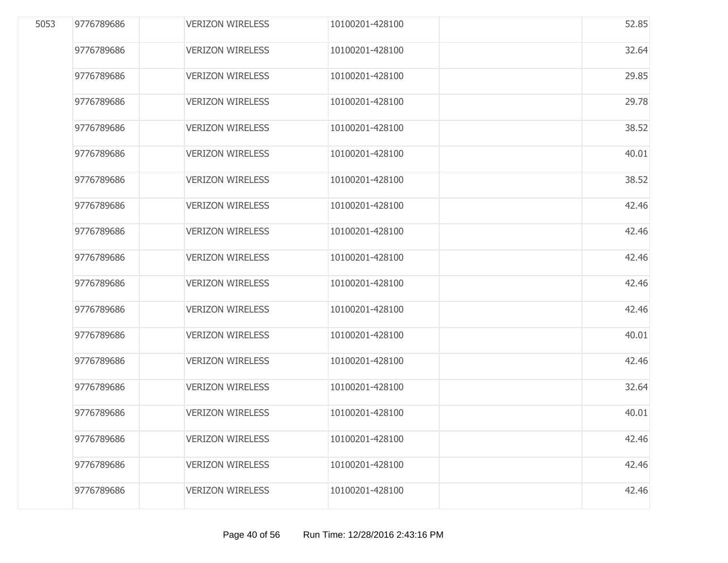| | | | | | | |
|---|---|---|---|---|---|---|
| 5053 | 9776789686 | | VERIZON WIRELESS | 10100201-428100 | | 52.85 |
| | 9776789686 | | VERIZON WIRELESS | 10100201-428100 | | 32.64 |
| | 9776789686 | | VERIZON WIRELESS | 10100201-428100 | | 29.85 |
| | 9776789686 | | VERIZON WIRELESS | 10100201-428100 | | 29.78 |
| | 9776789686 | | VERIZON WIRELESS | 10100201-428100 | | 38.52 |
| | 9776789686 | | VERIZON WIRELESS | 10100201-428100 | | 40.01 |
| | 9776789686 | | VERIZON WIRELESS | 10100201-428100 | | 38.52 |
| | 9776789686 | | VERIZON WIRELESS | 10100201-428100 | | 42.46 |
| | 9776789686 | | VERIZON WIRELESS | 10100201-428100 | | 42.46 |
| | 9776789686 | | VERIZON WIRELESS | 10100201-428100 | | 42.46 |
| | 9776789686 | | VERIZON WIRELESS | 10100201-428100 | | 42.46 |
| | 9776789686 | | VERIZON WIRELESS | 10100201-428100 | | 42.46 |
| | 9776789686 | | VERIZON WIRELESS | 10100201-428100 | | 40.01 |
| | 9776789686 | | VERIZON WIRELESS | 10100201-428100 | | 42.46 |
| | 9776789686 | | VERIZON WIRELESS | 10100201-428100 | | 32.64 |
| | 9776789686 | | VERIZON WIRELESS | 10100201-428100 | | 40.01 |
| | 9776789686 | | VERIZON WIRELESS | 10100201-428100 | | 42.46 |
| | 9776789686 | | VERIZON WIRELESS | 10100201-428100 | | 42.46 |
| | 9776789686 | | VERIZON WIRELESS | 10100201-428100 | | 42.46 |

Run Time: 12/28/2016 2:43:16 PM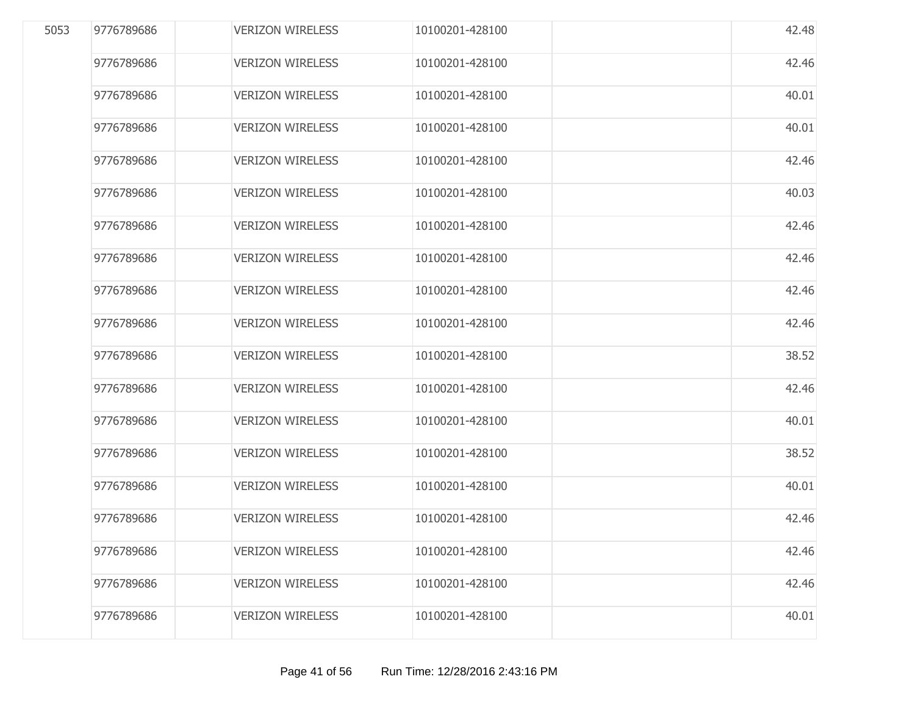| | | | | | | |
|---|---|---|---|---|---|---|
| 5053 | 9776789686 | | VERIZON WIRELESS | 10100201-428100 | | 42.48 |
| | 9776789686 | | VERIZON WIRELESS | 10100201-428100 | | 42.46 |
| | 9776789686 | | VERIZON WIRELESS | 10100201-428100 | | 40.01 |
| | 9776789686 | | VERIZON WIRELESS | 10100201-428100 | | 40.01 |
| | 9776789686 | | VERIZON WIRELESS | 10100201-428100 | | 42.46 |
| | 9776789686 | | VERIZON WIRELESS | 10100201-428100 | | 40.03 |
| | 9776789686 | | VERIZON WIRELESS | 10100201-428100 | | 42.46 |
| | 9776789686 | | VERIZON WIRELESS | 10100201-428100 | | 42.46 |
| | 9776789686 | | VERIZON WIRELESS | 10100201-428100 | | 42.46 |
| | 9776789686 | | VERIZON WIRELESS | 10100201-428100 | | 42.46 |
| | 9776789686 | | VERIZON WIRELESS | 10100201-428100 | | 38.52 |
| | 9776789686 | | VERIZON WIRELESS | 10100201-428100 | | 42.46 |
| | 9776789686 | | VERIZON WIRELESS | 10100201-428100 | | 40.01 |
| | 9776789686 | | VERIZON WIRELESS | 10100201-428100 | | 38.52 |
| | 9776789686 | | VERIZON WIRELESS | 10100201-428100 | | 40.01 |
| | 9776789686 | | VERIZON WIRELESS | 10100201-428100 | | 42.46 |
| | 9776789686 | | VERIZON WIRELESS | 10100201-428100 | | 42.46 |
| | 9776789686 | | VERIZON WIRELESS | 10100201-428100 | | 42.46 |
| | 9776789686 | | VERIZON WIRELESS | 10100201-428100 | | 40.01 |

Run Time: 12/28/2016 2:43:16 PM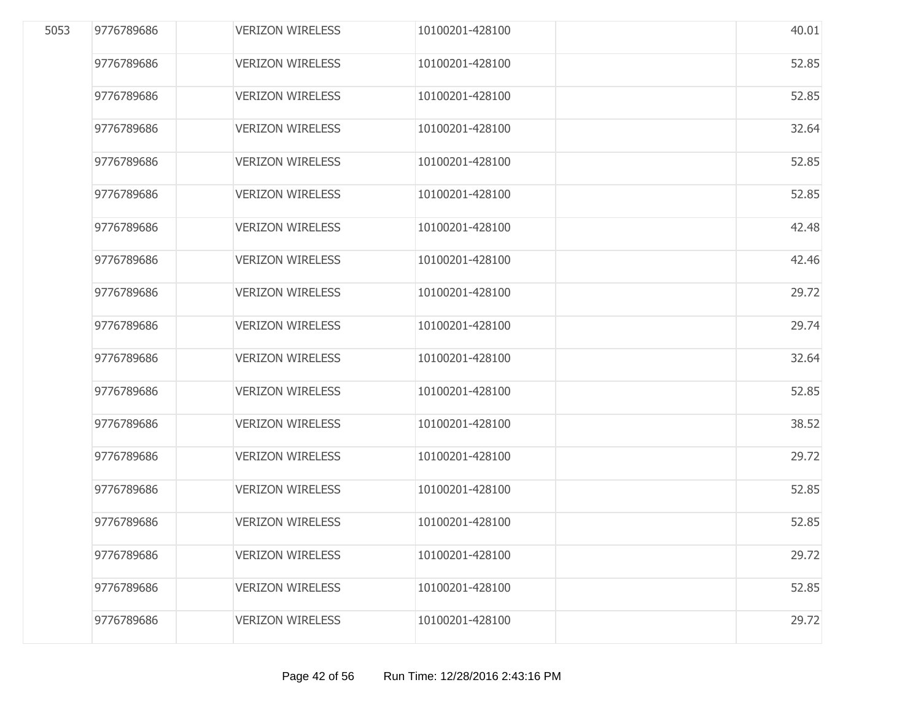| | | | | | | |
|---|---|---|---|---|---|---|
| 5053 | 9776789686 | | VERIZON WIRELESS | 10100201-428100 | | 40.01 |
| | 9776789686 | | VERIZON WIRELESS | 10100201-428100 | | 52.85 |
| | 9776789686 | | VERIZON WIRELESS | 10100201-428100 | | 52.85 |
| | 9776789686 | | VERIZON WIRELESS | 10100201-428100 | | 32.64 |
| | 9776789686 | | VERIZON WIRELESS | 10100201-428100 | | 52.85 |
| | 9776789686 | | VERIZON WIRELESS | 10100201-428100 | | 52.85 |
| | 9776789686 | | VERIZON WIRELESS | 10100201-428100 | | 42.48 |
| | 9776789686 | | VERIZON WIRELESS | 10100201-428100 | | 42.46 |
| | 9776789686 | | VERIZON WIRELESS | 10100201-428100 | | 29.72 |
| | 9776789686 | | VERIZON WIRELESS | 10100201-428100 | | 29.74 |
| | 9776789686 | | VERIZON WIRELESS | 10100201-428100 | | 32.64 |
| | 9776789686 | | VERIZON WIRELESS | 10100201-428100 | | 52.85 |
| | 9776789686 | | VERIZON WIRELESS | 10100201-428100 | | 38.52 |
| | 9776789686 | | VERIZON WIRELESS | 10100201-428100 | | 29.72 |
| | 9776789686 | | VERIZON WIRELESS | 10100201-428100 | | 52.85 |
| | 9776789686 | | VERIZON WIRELESS | 10100201-428100 | | 52.85 |
| | 9776789686 | | VERIZON WIRELESS | 10100201-428100 | | 29.72 |
| | 9776789686 | | VERIZON WIRELESS | 10100201-428100 | | 52.85 |
| | 9776789686 | | VERIZON WIRELESS | 10100201-428100 | | 29.72 |

Run Time: 12/28/2016 2:43:16 PM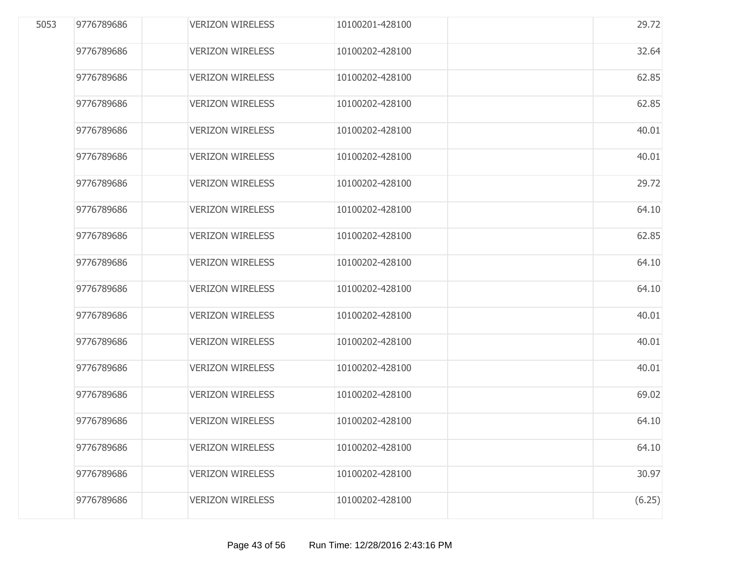| | | | | | | |
|---|---|---|---|---|---|---|
| 5053 | 9776789686 | | VERIZON WIRELESS | 10100201-428100 | | 29.72 |
| | 9776789686 | | VERIZON WIRELESS | 10100202-428100 | | 32.64 |
| | 9776789686 | | VERIZON WIRELESS | 10100202-428100 | | 62.85 |
| | 9776789686 | | VERIZON WIRELESS | 10100202-428100 | | 62.85 |
| | 9776789686 | | VERIZON WIRELESS | 10100202-428100 | | 40.01 |
| | 9776789686 | | VERIZON WIRELESS | 10100202-428100 | | 40.01 |
| | 9776789686 | | VERIZON WIRELESS | 10100202-428100 | | 29.72 |
| | 9776789686 | | VERIZON WIRELESS | 10100202-428100 | | 64.10 |
| | 9776789686 | | VERIZON WIRELESS | 10100202-428100 | | 62.85 |
| | 9776789686 | | VERIZON WIRELESS | 10100202-428100 | | 64.10 |
| | 9776789686 | | VERIZON WIRELESS | 10100202-428100 | | 64.10 |
| | 9776789686 | | VERIZON WIRELESS | 10100202-428100 | | 40.01 |
| | 9776789686 | | VERIZON WIRELESS | 10100202-428100 | | 40.01 |
| | 9776789686 | | VERIZON WIRELESS | 10100202-428100 | | 40.01 |
| | 9776789686 | | VERIZON WIRELESS | 10100202-428100 | | 69.02 |
| | 9776789686 | | VERIZON WIRELESS | 10100202-428100 | | 64.10 |
| | 9776789686 | | VERIZON WIRELESS | 10100202-428100 | | 64.10 |
| | 9776789686 | | VERIZON WIRELESS | 10100202-428100 | | 30.97 |
| | 9776789686 | | VERIZON WIRELESS | 10100202-428100 | | (6.25) |

Run Time: 12/28/2016 2:43:16 PM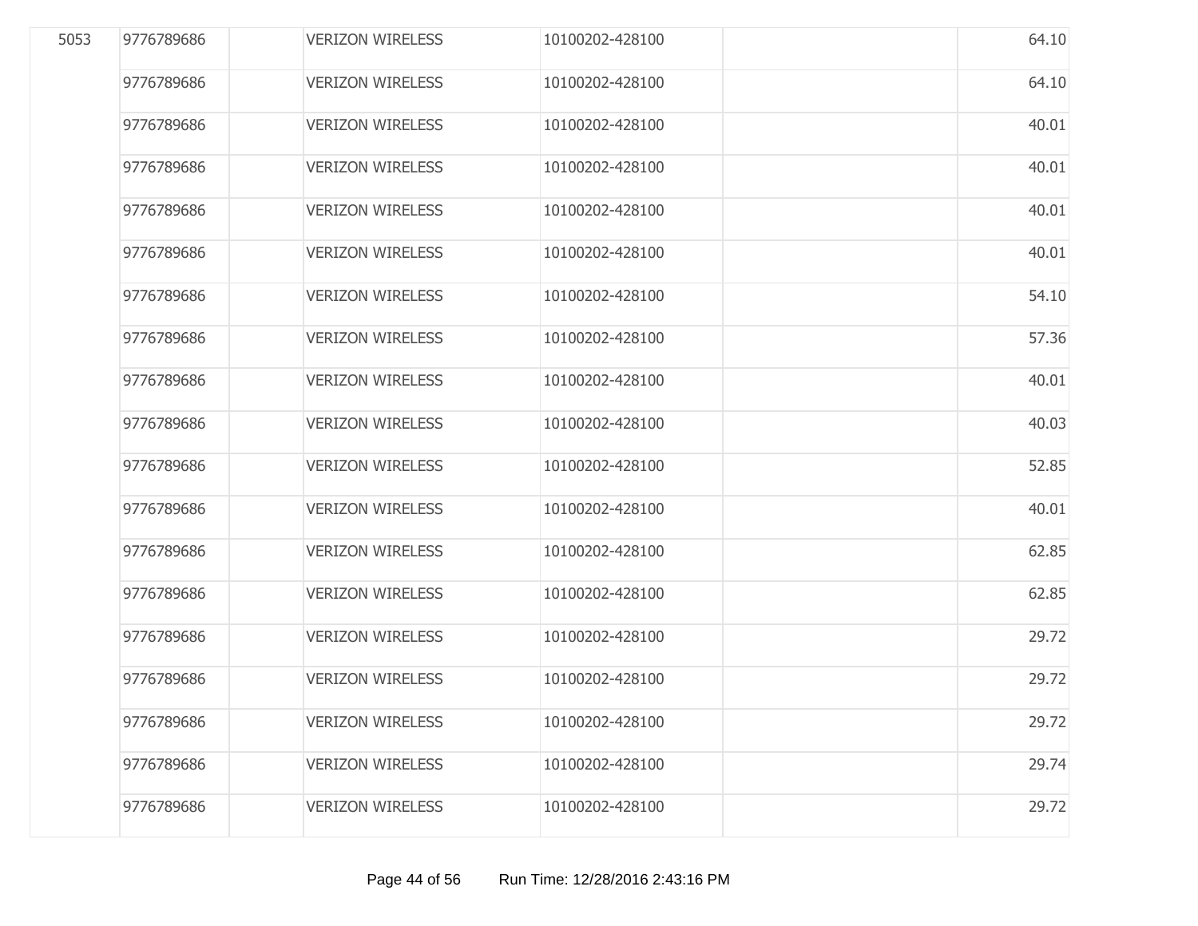| | | | | | | |
|---|---|---|---|---|---|---|
| 5053 | 9776789686 | | VERIZON WIRELESS | 10100202-428100 | | 64.10 |
| | 9776789686 | | VERIZON WIRELESS | 10100202-428100 | | 64.10 |
| | 9776789686 | | VERIZON WIRELESS | 10100202-428100 | | 40.01 |
| | 9776789686 | | VERIZON WIRELESS | 10100202-428100 | | 40.01 |
| | 9776789686 | | VERIZON WIRELESS | 10100202-428100 | | 40.01 |
| | 9776789686 | | VERIZON WIRELESS | 10100202-428100 | | 40.01 |
| | 9776789686 | | VERIZON WIRELESS | 10100202-428100 | | 54.10 |
| | 9776789686 | | VERIZON WIRELESS | 10100202-428100 | | 57.36 |
| | 9776789686 | | VERIZON WIRELESS | 10100202-428100 | | 40.01 |
| | 9776789686 | | VERIZON WIRELESS | 10100202-428100 | | 40.03 |
| | 9776789686 | | VERIZON WIRELESS | 10100202-428100 | | 52.85 |
| | 9776789686 | | VERIZON WIRELESS | 10100202-428100 | | 40.01 |
| | 9776789686 | | VERIZON WIRELESS | 10100202-428100 | | 62.85 |
| | 9776789686 | | VERIZON WIRELESS | 10100202-428100 | | 62.85 |
| | 9776789686 | | VERIZON WIRELESS | 10100202-428100 | | 29.72 |
| | 9776789686 | | VERIZON WIRELESS | 10100202-428100 | | 29.72 |
| | 9776789686 | | VERIZON WIRELESS | 10100202-428100 | | 29.72 |
| | 9776789686 | | VERIZON WIRELESS | 10100202-428100 | | 29.74 |
| | 9776789686 | | VERIZON WIRELESS | 10100202-428100 | | 29.72 |

Run Time: 12/28/2016 2:43:16 PM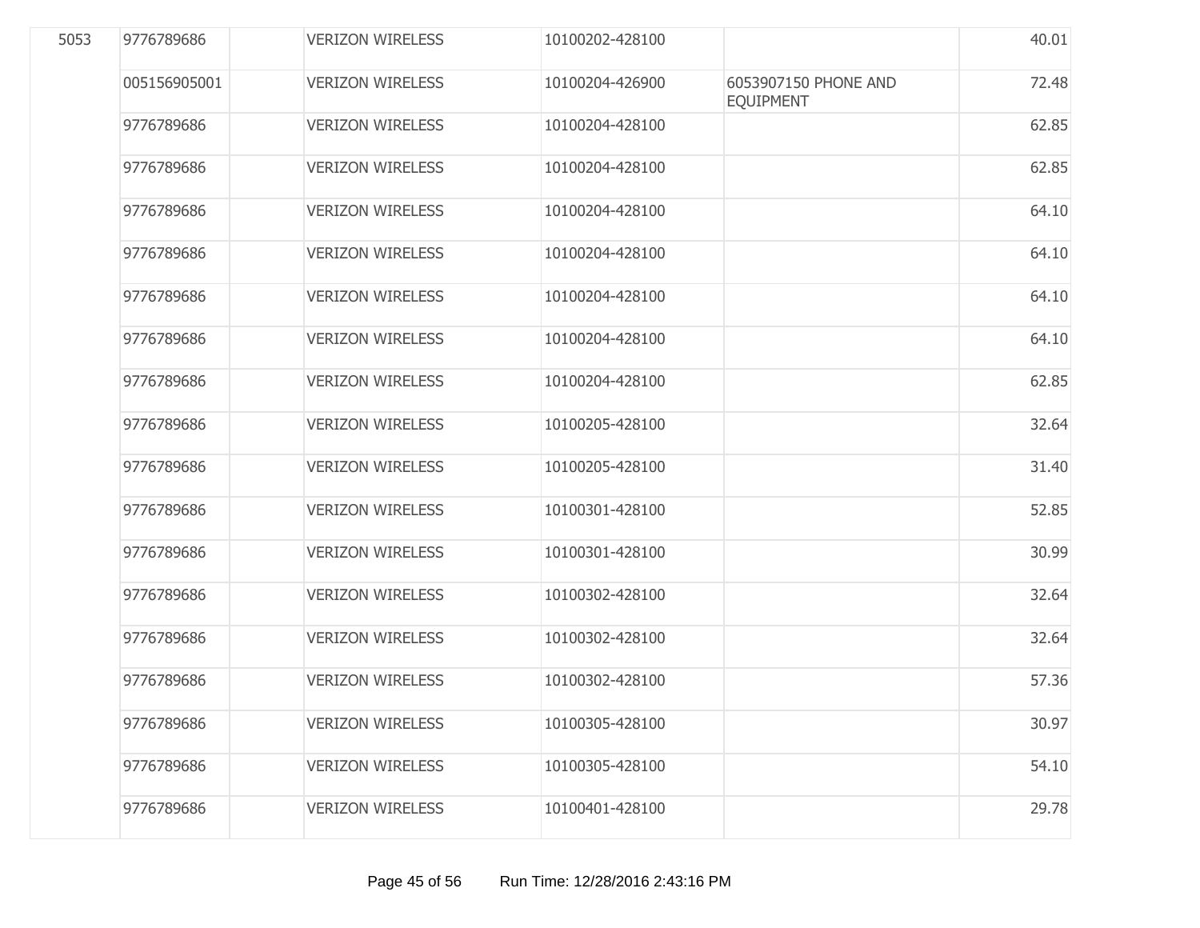| | | | | | | |
|---|---|---|---|---|---|---|
| 5053 | 9776789686 | | VERIZON WIRELESS | 10100202-428100 | | 40.01 |
| | 005156905001 | | VERIZON WIRELESS | 10100204-426900 | 6053907150 PHONE AND EQUIPMENT | 72.48 |
| | 9776789686 | | VERIZON WIRELESS | 10100204-428100 | | 62.85 |
| | 9776789686 | | VERIZON WIRELESS | 10100204-428100 | | 62.85 |
| | 9776789686 | | VERIZON WIRELESS | 10100204-428100 | | 64.10 |
| | 9776789686 | | VERIZON WIRELESS | 10100204-428100 | | 64.10 |
| | 9776789686 | | VERIZON WIRELESS | 10100204-428100 | | 64.10 |
| | 9776789686 | | VERIZON WIRELESS | 10100204-428100 | | 64.10 |
| | 9776789686 | | VERIZON WIRELESS | 10100204-428100 | | 62.85 |
| | 9776789686 | | VERIZON WIRELESS | 10100205-428100 | | 32.64 |
| | 9776789686 | | VERIZON WIRELESS | 10100205-428100 | | 31.40 |
| | 9776789686 | | VERIZON WIRELESS | 10100301-428100 | | 52.85 |
| | 9776789686 | | VERIZON WIRELESS | 10100301-428100 | | 30.99 |
| | 9776789686 | | VERIZON WIRELESS | 10100302-428100 | | 32.64 |
| | 9776789686 | | VERIZON WIRELESS | 10100302-428100 | | 32.64 |
| | 9776789686 | | VERIZON WIRELESS | 10100302-428100 | | 57.36 |
| | 9776789686 | | VERIZON WIRELESS | 10100305-428100 | | 30.97 |
| | 9776789686 | | VERIZON WIRELESS | 10100305-428100 | | 54.10 |
| | 9776789686 | | VERIZON WIRELESS | 10100401-428100 | | 29.78 |

Run Time: 12/28/2016 2:43:16 PM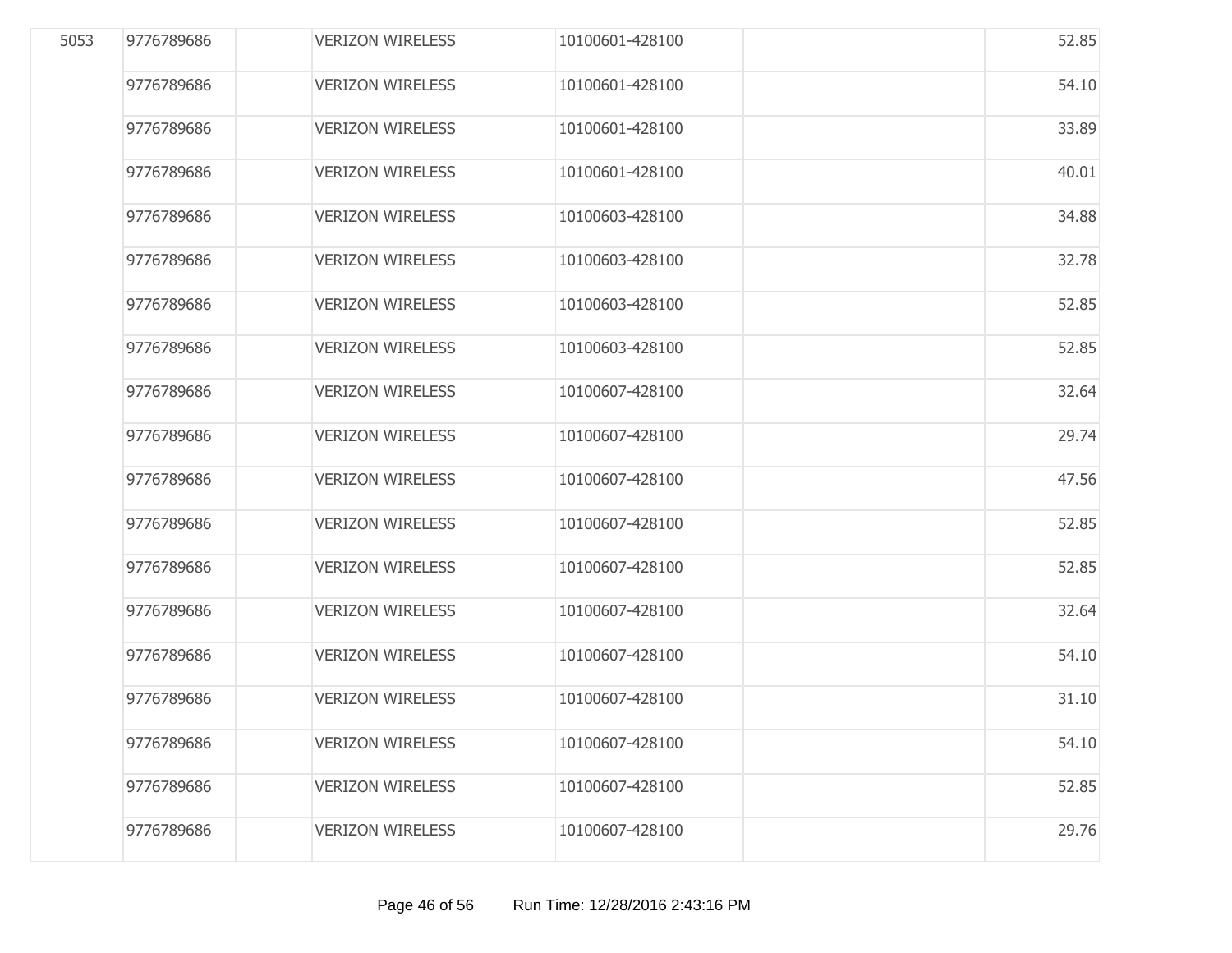| | | | | | | |
|---|---|---|---|---|---|---|
| 5053 | 9776789686 | | VERIZON WIRELESS | 10100601-428100 | | 52.85 |
| | 9776789686 | | VERIZON WIRELESS | 10100601-428100 | | 54.10 |
| | 9776789686 | | VERIZON WIRELESS | 10100601-428100 | | 33.89 |
| | 9776789686 | | VERIZON WIRELESS | 10100601-428100 | | 40.01 |
| | 9776789686 | | VERIZON WIRELESS | 10100603-428100 | | 34.88 |
| | 9776789686 | | VERIZON WIRELESS | 10100603-428100 | | 32.78 |
| | 9776789686 | | VERIZON WIRELESS | 10100603-428100 | | 52.85 |
| | 9776789686 | | VERIZON WIRELESS | 10100603-428100 | | 52.85 |
| | 9776789686 | | VERIZON WIRELESS | 10100607-428100 | | 32.64 |
| | 9776789686 | | VERIZON WIRELESS | 10100607-428100 | | 29.74 |
| | 9776789686 | | VERIZON WIRELESS | 10100607-428100 | | 47.56 |
| | 9776789686 | | VERIZON WIRELESS | 10100607-428100 | | 52.85 |
| | 9776789686 | | VERIZON WIRELESS | 10100607-428100 | | 52.85 |
| | 9776789686 | | VERIZON WIRELESS | 10100607-428100 | | 32.64 |
| | 9776789686 | | VERIZON WIRELESS | 10100607-428100 | | 54.10 |
| | 9776789686 | | VERIZON WIRELESS | 10100607-428100 | | 31.10 |
| | 9776789686 | | VERIZON WIRELESS | 10100607-428100 | | 54.10 |
| | 9776789686 | | VERIZON WIRELESS | 10100607-428100 | | 52.85 |
| | 9776789686 | | VERIZON WIRELESS | 10100607-428100 | | 29.76 |

Run Time: 12/28/2016 2:43:16 PM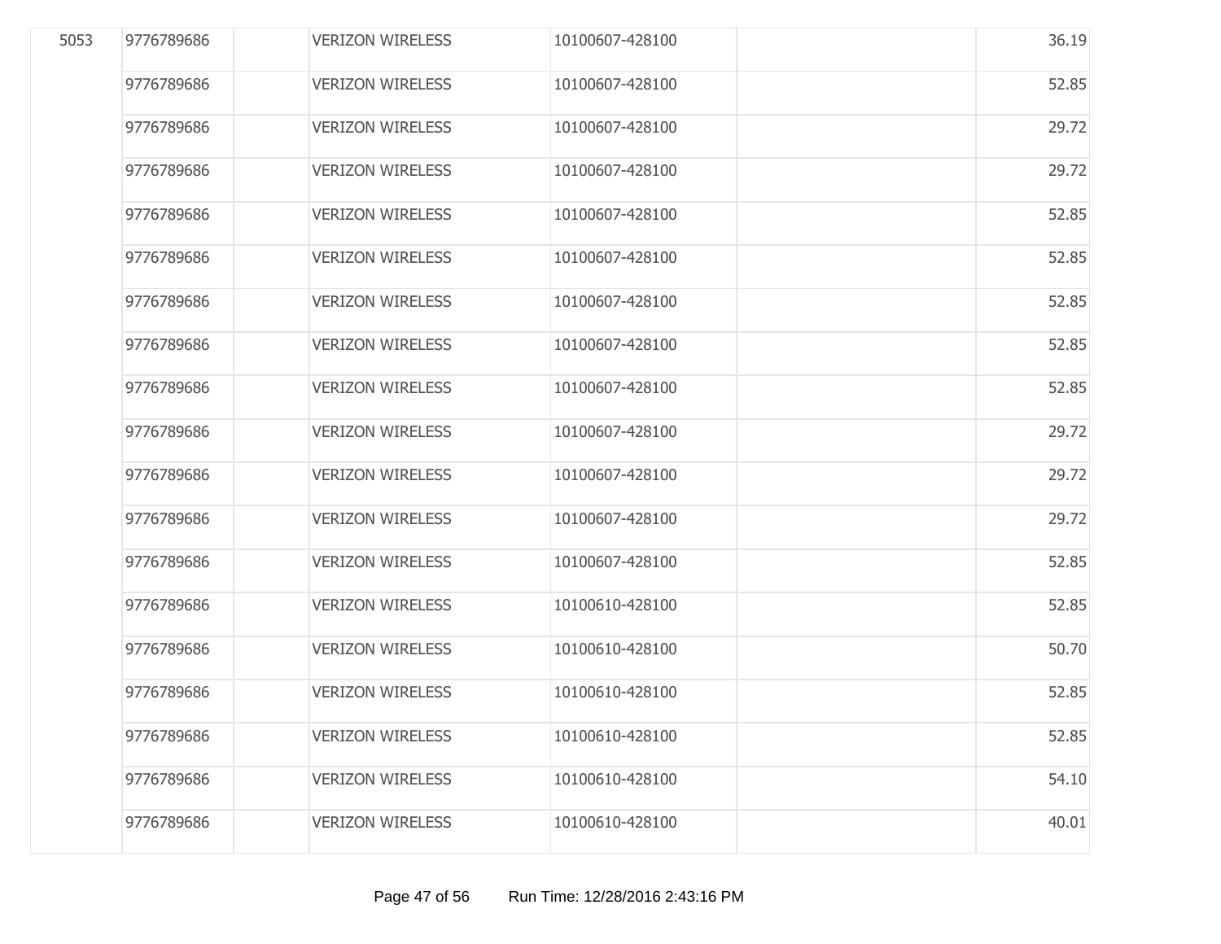| 5053 | 9776789686 | | VERIZON WIRELESS | 10100607-428100 | | 36.19 |
|---|---|---|---|---|---|---|
| | 9776789686 | | VERIZON WIRELESS | 10100607-428100 | | 52.85 |
| | 9776789686 | | VERIZON WIRELESS | 10100607-428100 | | 29.72 |
| | 9776789686 | | VERIZON WIRELESS | 10100607-428100 | | 29.72 |
| | 9776789686 | | VERIZON WIRELESS | 10100607-428100 | | 52.85 |
| | 9776789686 | | VERIZON WIRELESS | 10100607-428100 | | 52.85 |
| | 9776789686 | | VERIZON WIRELESS | 10100607-428100 | | 52.85 |
| | 9776789686 | | VERIZON WIRELESS | 10100607-428100 | | 52.85 |
| | 9776789686 | | VERIZON WIRELESS | 10100607-428100 | | 52.85 |
| | 9776789686 | | VERIZON WIRELESS | 10100607-428100 | | 29.72 |
| | 9776789686 | | VERIZON WIRELESS | 10100607-428100 | | 29.72 |
| | 9776789686 | | VERIZON WIRELESS | 10100607-428100 | | 29.72 |
| | 9776789686 | | VERIZON WIRELESS | 10100607-428100 | | 52.85 |
| | 9776789686 | | VERIZON WIRELESS | 10100610-428100 | | 52.85 |
| | 9776789686 | | VERIZON WIRELESS | 10100610-428100 | | 50.70 |
| | 9776789686 | | VERIZON WIRELESS | 10100610-428100 | | 52.85 |
| | 9776789686 | | VERIZON WIRELESS | 10100610-428100 | | 52.85 |
| | 9776789686 | | VERIZON WIRELESS | 10100610-428100 | | 54.10 |
| | 9776789686 | | VERIZON WIRELESS | 10100610-428100 | | 40.01 |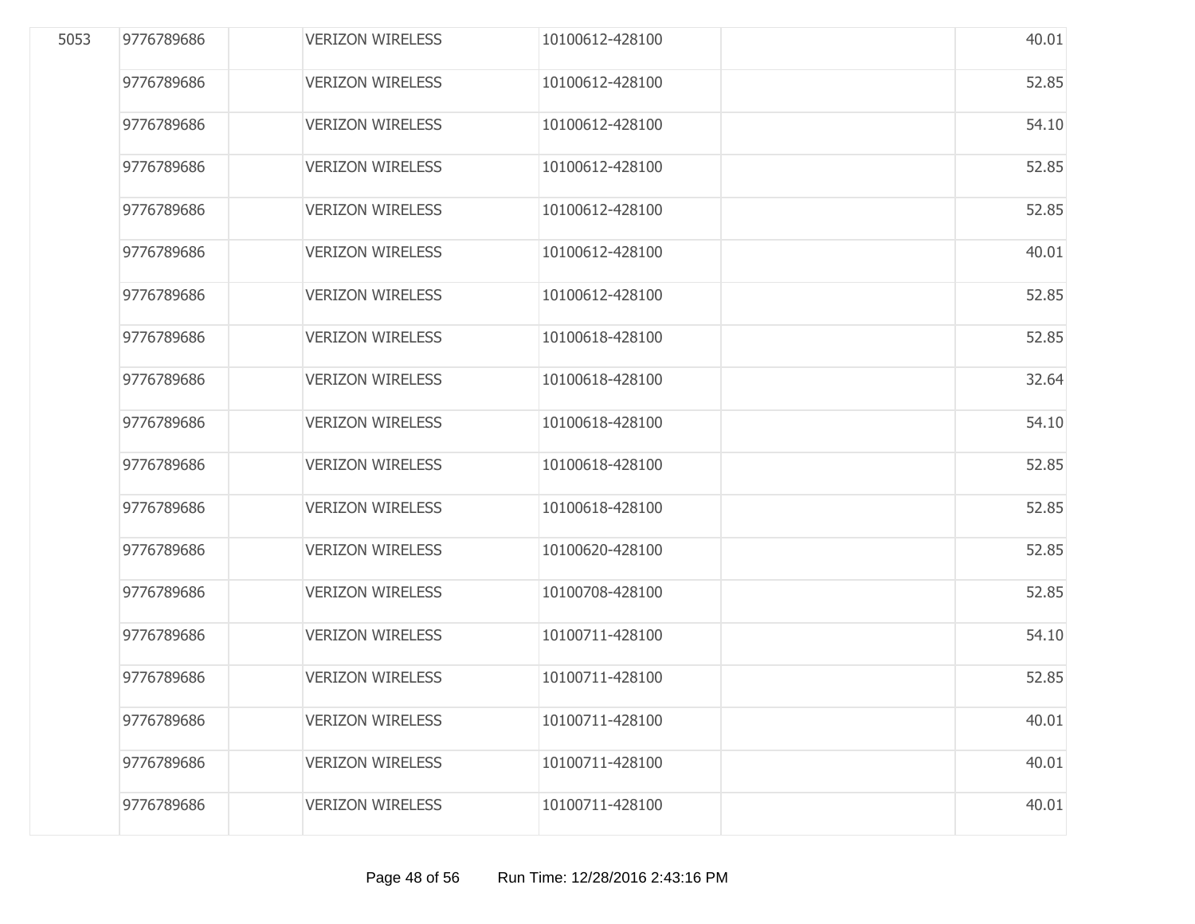| | | | | | | |
|---|---|---|---|---|---|---|
| 5053 | 9776789686 | | VERIZON WIRELESS | 10100612-428100 | | 40.01 |
| | 9776789686 | | VERIZON WIRELESS | 10100612-428100 | | 52.85 |
| | 9776789686 | | VERIZON WIRELESS | 10100612-428100 | | 54.10 |
| | 9776789686 | | VERIZON WIRELESS | 10100612-428100 | | 52.85 |
| | 9776789686 | | VERIZON WIRELESS | 10100612-428100 | | 52.85 |
| | 9776789686 | | VERIZON WIRELESS | 10100612-428100 | | 40.01 |
| | 9776789686 | | VERIZON WIRELESS | 10100612-428100 | | 52.85 |
| | 9776789686 | | VERIZON WIRELESS | 10100618-428100 | | 52.85 |
| | 9776789686 | | VERIZON WIRELESS | 10100618-428100 | | 32.64 |
| | 9776789686 | | VERIZON WIRELESS | 10100618-428100 | | 54.10 |
| | 9776789686 | | VERIZON WIRELESS | 10100618-428100 | | 52.85 |
| | 9776789686 | | VERIZON WIRELESS | 10100618-428100 | | 52.85 |
| | 9776789686 | | VERIZON WIRELESS | 10100620-428100 | | 52.85 |
| | 9776789686 | | VERIZON WIRELESS | 10100708-428100 | | 52.85 |
| | 9776789686 | | VERIZON WIRELESS | 10100711-428100 | | 54.10 |
| | 9776789686 | | VERIZON WIRELESS | 10100711-428100 | | 52.85 |
| | 9776789686 | | VERIZON WIRELESS | 10100711-428100 | | 40.01 |
| | 9776789686 | | VERIZON WIRELESS | 10100711-428100 | | 40.01 |
| | 9776789686 | | VERIZON WIRELESS | 10100711-428100 | | 40.01 |

Run Time: 12/28/2016 2:43:16 PM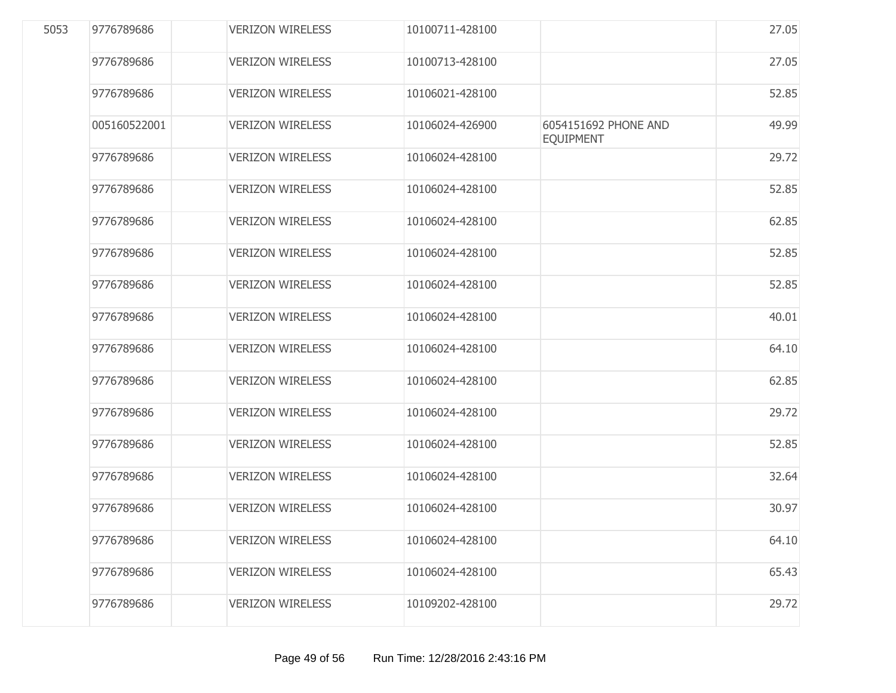| | | | | | | |
|---|---|---|---|---|---|---|
| 5053 | 9776789686 | | VERIZON WIRELESS | 10100711-428100 | | 27.05 |
| | 9776789686 | | VERIZON WIRELESS | 10100713-428100 | | 27.05 |
| | 9776789686 | | VERIZON WIRELESS | 10106021-428100 | | 52.85 |
| | 005160522001 | | VERIZON WIRELESS | 10106024-426900 | 6054151692 PHONE AND EQUIPMENT | 49.99 |
| | 9776789686 | | VERIZON WIRELESS | 10106024-428100 | | 29.72 |
| | 9776789686 | | VERIZON WIRELESS | 10106024-428100 | | 52.85 |
| | 9776789686 | | VERIZON WIRELESS | 10106024-428100 | | 62.85 |
| | 9776789686 | | VERIZON WIRELESS | 10106024-428100 | | 52.85 |
| | 9776789686 | | VERIZON WIRELESS | 10106024-428100 | | 52.85 |
| | 9776789686 | | VERIZON WIRELESS | 10106024-428100 | | 40.01 |
| | 9776789686 | | VERIZON WIRELESS | 10106024-428100 | | 64.10 |
| | 9776789686 | | VERIZON WIRELESS | 10106024-428100 | | 62.85 |
| | 9776789686 | | VERIZON WIRELESS | 10106024-428100 | | 29.72 |
| | 9776789686 | | VERIZON WIRELESS | 10106024-428100 | | 52.85 |
| | 9776789686 | | VERIZON WIRELESS | 10106024-428100 | | 32.64 |
| | 9776789686 | | VERIZON WIRELESS | 10106024-428100 | | 30.97 |
| | 9776789686 | | VERIZON WIRELESS | 10106024-428100 | | 64.10 |
| | 9776789686 | | VERIZON WIRELESS | 10106024-428100 | | 65.43 |
| | 9776789686 | | VERIZON WIRELESS | 10109202-428100 | | 29.72 |

Run Time: 12/28/2016 2:43:16 PM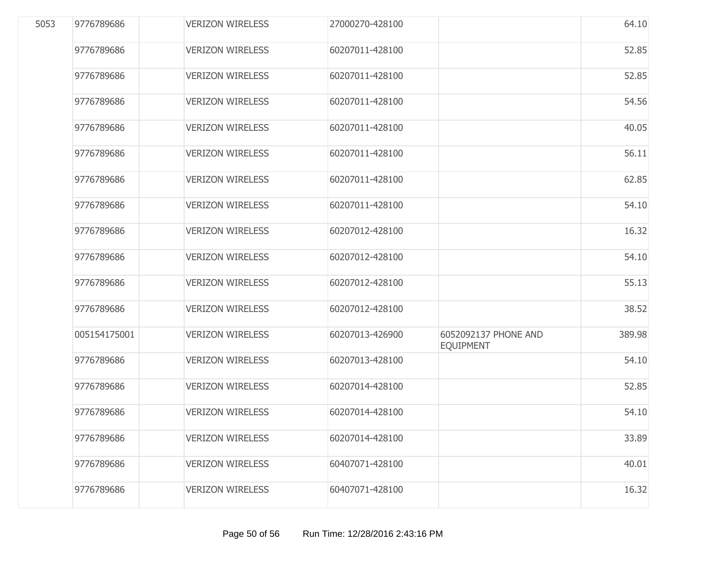| | | | | | | |
|---|---|---|---|---|---|---|
| 5053 | 9776789686 | | VERIZON WIRELESS | 27000270-428100 | | 64.10 |
| | 9776789686 | | VERIZON WIRELESS | 60207011-428100 | | 52.85 |
| | 9776789686 | | VERIZON WIRELESS | 60207011-428100 | | 52.85 |
| | 9776789686 | | VERIZON WIRELESS | 60207011-428100 | | 54.56 |
| | 9776789686 | | VERIZON WIRELESS | 60207011-428100 | | 40.05 |
| | 9776789686 | | VERIZON WIRELESS | 60207011-428100 | | 56.11 |
| | 9776789686 | | VERIZON WIRELESS | 60207011-428100 | | 62.85 |
| | 9776789686 | | VERIZON WIRELESS | 60207011-428100 | | 54.10 |
| | 9776789686 | | VERIZON WIRELESS | 60207012-428100 | | 16.32 |
| | 9776789686 | | VERIZON WIRELESS | 60207012-428100 | | 54.10 |
| | 9776789686 | | VERIZON WIRELESS | 60207012-428100 | | 55.13 |
| | 9776789686 | | VERIZON WIRELESS | 60207012-428100 | | 38.52 |
| | 005154175001 | | VERIZON WIRELESS | 60207013-426900 | 6052092137 PHONE AND EQUIPMENT | 389.98 |
| | 9776789686 | | VERIZON WIRELESS | 60207013-428100 | | 54.10 |
| | 9776789686 | | VERIZON WIRELESS | 60207014-428100 | | 52.85 |
| | 9776789686 | | VERIZON WIRELESS | 60207014-428100 | | 54.10 |
| | 9776789686 | | VERIZON WIRELESS | 60207014-428100 | | 33.89 |
| | 9776789686 | | VERIZON WIRELESS | 60407071-428100 | | 40.01 |
| | 9776789686 | | VERIZON WIRELESS | 60407071-428100 | | 16.32 |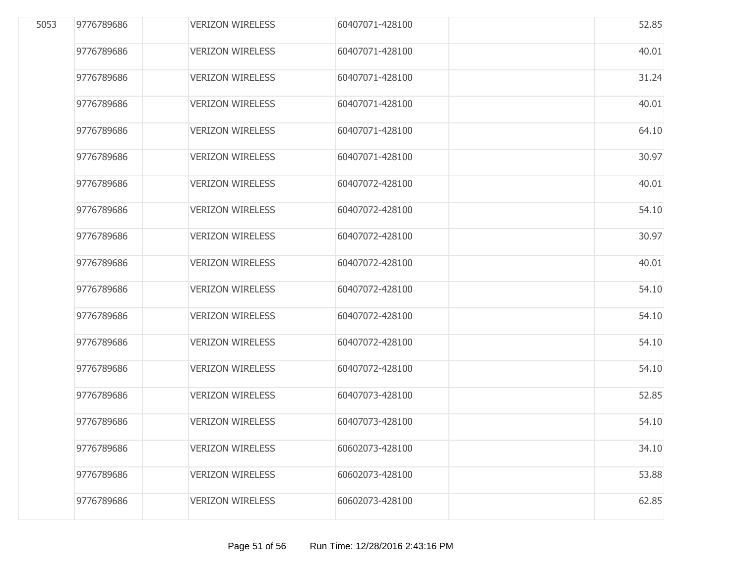| | | | | | | |
|---|---|---|---|---|---|---|
| 5053 | 9776789686 | | VERIZON WIRELESS | 60407071-428100 | | 52.85 |
| | 9776789686 | | VERIZON WIRELESS | 60407071-428100 | | 40.01 |
| | 9776789686 | | VERIZON WIRELESS | 60407071-428100 | | 31.24 |
| | 9776789686 | | VERIZON WIRELESS | 60407071-428100 | | 40.01 |
| | 9776789686 | | VERIZON WIRELESS | 60407071-428100 | | 64.10 |
| | 9776789686 | | VERIZON WIRELESS | 60407071-428100 | | 30.97 |
| | 9776789686 | | VERIZON WIRELESS | 60407072-428100 | | 40.01 |
| | 9776789686 | | VERIZON WIRELESS | 60407072-428100 | | 54.10 |
| | 9776789686 | | VERIZON WIRELESS | 60407072-428100 | | 30.97 |
| | 9776789686 | | VERIZON WIRELESS | 60407072-428100 | | 40.01 |
| | 9776789686 | | VERIZON WIRELESS | 60407072-428100 | | 54.10 |
| | 9776789686 | | VERIZON WIRELESS | 60407072-428100 | | 54.10 |
| | 9776789686 | | VERIZON WIRELESS | 60407072-428100 | | 54.10 |
| | 9776789686 | | VERIZON WIRELESS | 60407072-428100 | | 54.10 |
| | 9776789686 | | VERIZON WIRELESS | 60407073-428100 | | 52.85 |
| | 9776789686 | | VERIZON WIRELESS | 60407073-428100 | | 54.10 |
| | 9776789686 | | VERIZON WIRELESS | 60602073-428100 | | 34.10 |
| | 9776789686 | | VERIZON WIRELESS | 60602073-428100 | | 53.88 |
| | 9776789686 | | VERIZON WIRELESS | 60602073-428100 | | 62.85 |

Run Time: 12/28/2016 2:43:16 PM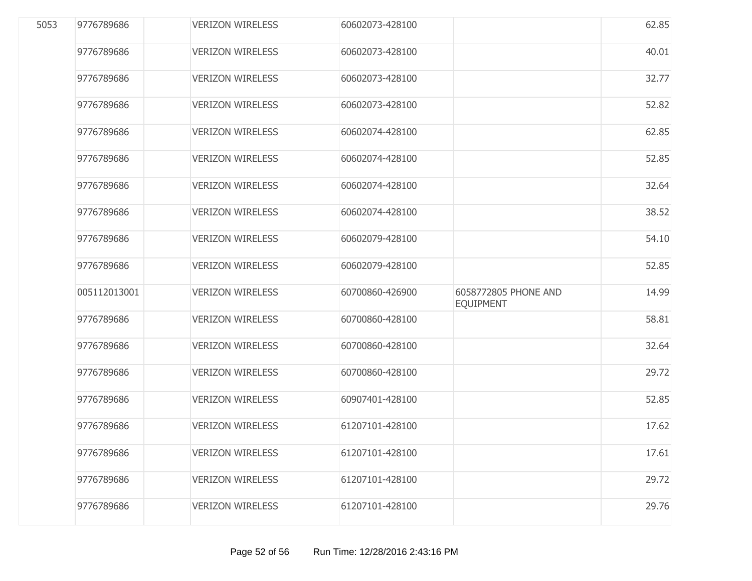| | | | | | | |
|---|---|---|---|---|---|---|
| 5053 | 9776789686 | | VERIZON WIRELESS | 60602073-428100 | | 62.85 |
| | 9776789686 | | VERIZON WIRELESS | 60602073-428100 | | 40.01 |
| | 9776789686 | | VERIZON WIRELESS | 60602073-428100 | | 32.77 |
| | 9776789686 | | VERIZON WIRELESS | 60602073-428100 | | 52.82 |
| | 9776789686 | | VERIZON WIRELESS | 60602074-428100 | | 62.85 |
| | 9776789686 | | VERIZON WIRELESS | 60602074-428100 | | 52.85 |
| | 9776789686 | | VERIZON WIRELESS | 60602074-428100 | | 32.64 |
| | 9776789686 | | VERIZON WIRELESS | 60602074-428100 | | 38.52 |
| | 9776789686 | | VERIZON WIRELESS | 60602079-428100 | | 54.10 |
| | 9776789686 | | VERIZON WIRELESS | 60602079-428100 | | 52.85 |
| | 005112013001 | | VERIZON WIRELESS | 60700860-426900 | 6058772805 PHONE AND EQUIPMENT | 14.99 |
| | 9776789686 | | VERIZON WIRELESS | 60700860-428100 | | 58.81 |
| | 9776789686 | | VERIZON WIRELESS | 60700860-428100 | | 32.64 |
| | 9776789686 | | VERIZON WIRELESS | 60700860-428100 | | 29.72 |
| | 9776789686 | | VERIZON WIRELESS | 60907401-428100 | | 52.85 |
| | 9776789686 | | VERIZON WIRELESS | 61207101-428100 | | 17.62 |
| | 9776789686 | | VERIZON WIRELESS | 61207101-428100 | | 17.61 |
| | 9776789686 | | VERIZON WIRELESS | 61207101-428100 | | 29.72 |
| | 9776789686 | | VERIZON WIRELESS | 61207101-428100 | | 29.76 |

Run Time: 12/28/2016 2:43:16 PM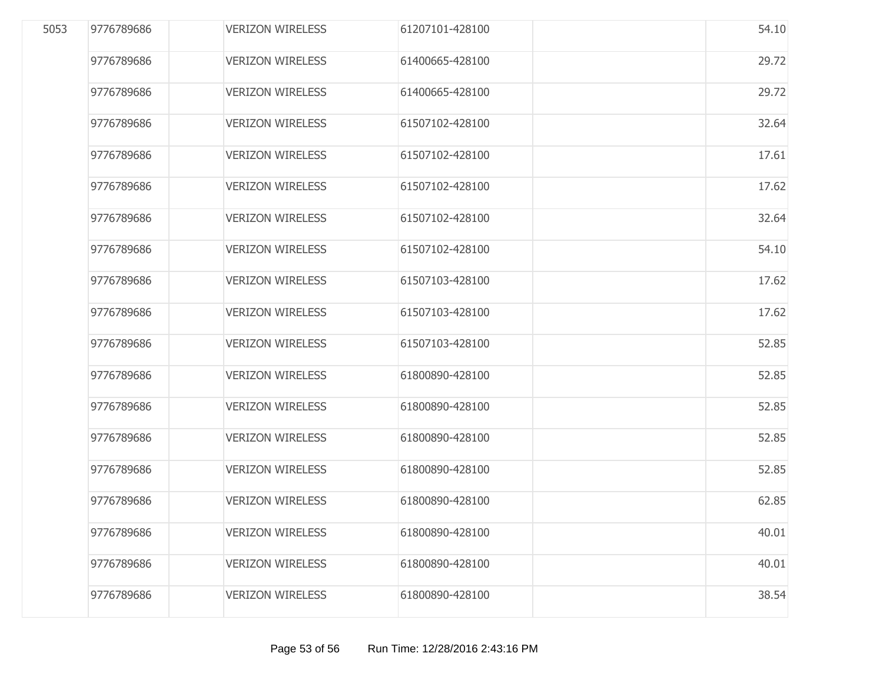| | | | | | | |
|---|---|---|---|---|---|---|
| 5053 | 9776789686 | | VERIZON WIRELESS | 61207101-428100 | | 54.10 |
| | 9776789686 | | VERIZON WIRELESS | 61400665-428100 | | 29.72 |
| | 9776789686 | | VERIZON WIRELESS | 61400665-428100 | | 29.72 |
| | 9776789686 | | VERIZON WIRELESS | 61507102-428100 | | 32.64 |
| | 9776789686 | | VERIZON WIRELESS | 61507102-428100 | | 17.61 |
| | 9776789686 | | VERIZON WIRELESS | 61507102-428100 | | 17.62 |
| | 9776789686 | | VERIZON WIRELESS | 61507102-428100 | | 32.64 |
| | 9776789686 | | VERIZON WIRELESS | 61507102-428100 | | 54.10 |
| | 9776789686 | | VERIZON WIRELESS | 61507103-428100 | | 17.62 |
| | 9776789686 | | VERIZON WIRELESS | 61507103-428100 | | 17.62 |
| | 9776789686 | | VERIZON WIRELESS | 61507103-428100 | | 52.85 |
| | 9776789686 | | VERIZON WIRELESS | 61800890-428100 | | 52.85 |
| | 9776789686 | | VERIZON WIRELESS | 61800890-428100 | | 52.85 |
| | 9776789686 | | VERIZON WIRELESS | 61800890-428100 | | 52.85 |
| | 9776789686 | | VERIZON WIRELESS | 61800890-428100 | | 52.85 |
| | 9776789686 | | VERIZON WIRELESS | 61800890-428100 | | 62.85 |
| | 9776789686 | | VERIZON WIRELESS | 61800890-428100 | | 40.01 |
| | 9776789686 | | VERIZON WIRELESS | 61800890-428100 | | 40.01 |
| | 9776789686 | | VERIZON WIRELESS | 61800890-428100 | | 38.54 |

Run Time: 12/28/2016 2:43:16 PM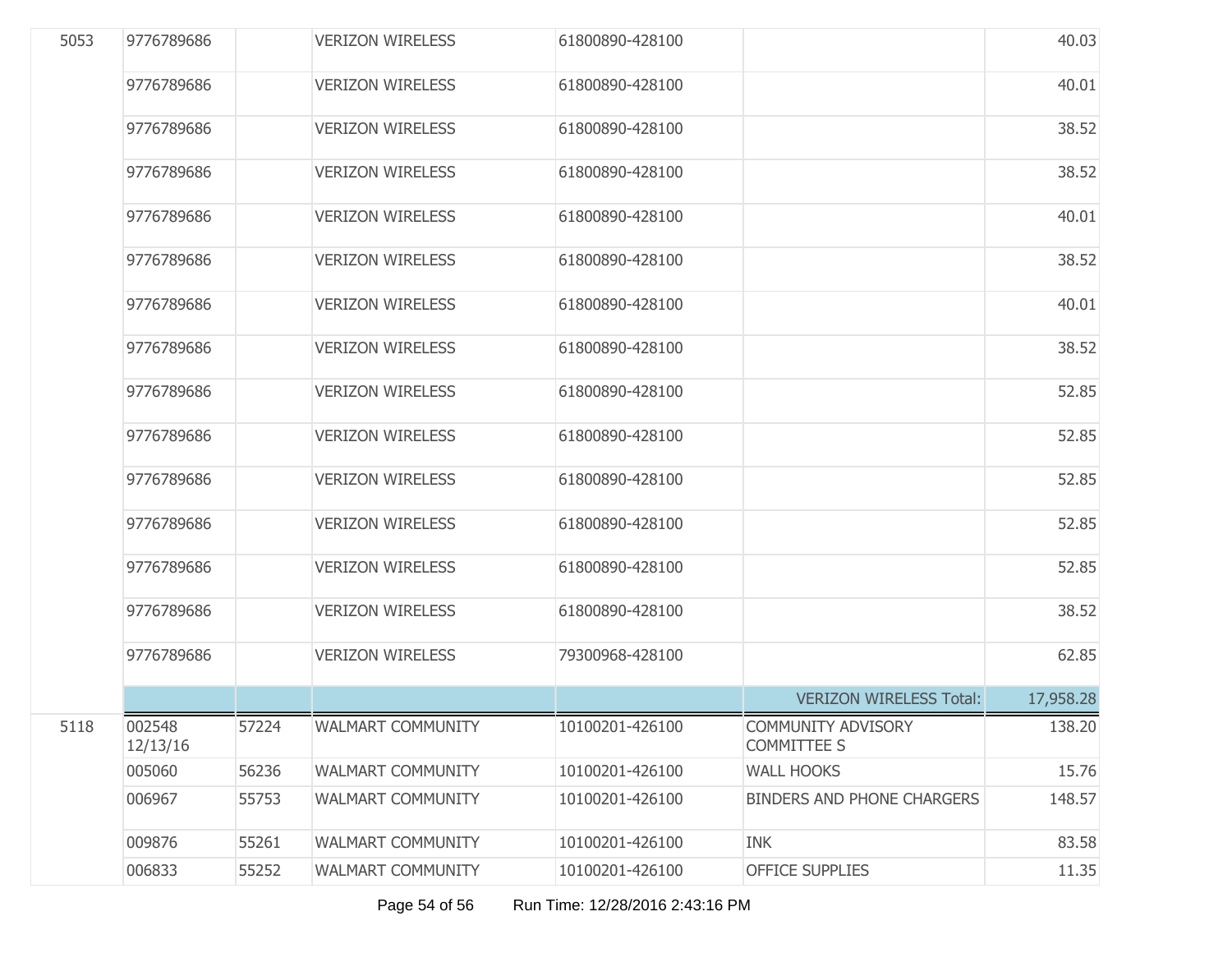| | | | | | | |
|---|---|---|---|---|---|---|
| 5053 | 9776789686 | | VERIZON WIRELESS | 61800890-428100 | | 40.03 |
| | 9776789686 | | VERIZON WIRELESS | 61800890-428100 | | 40.01 |
| | 9776789686 | | VERIZON WIRELESS | 61800890-428100 | | 38.52 |
| | 9776789686 | | VERIZON WIRELESS | 61800890-428100 | | 38.52 |
| | 9776789686 | | VERIZON WIRELESS | 61800890-428100 | | 40.01 |
| | 9776789686 | | VERIZON WIRELESS | 61800890-428100 | | 38.52 |
| | 9776789686 | | VERIZON WIRELESS | 61800890-428100 | | 40.01 |
| | 9776789686 | | VERIZON WIRELESS | 61800890-428100 | | 38.52 |
| | 9776789686 | | VERIZON WIRELESS | 61800890-428100 | | 52.85 |
| | 9776789686 | | VERIZON WIRELESS | 61800890-428100 | | 52.85 |
| | 9776789686 | | VERIZON WIRELESS | 61800890-428100 | | 52.85 |
| | 9776789686 | | VERIZON WIRELESS | 61800890-428100 | | 52.85 |
| | 9776789686 | | VERIZON WIRELESS | 61800890-428100 | | 52.85 |
| | 9776789686 | | VERIZON WIRELESS | 61800890-428100 | | 38.52 |
| | 9776789686 | | VERIZON WIRELESS | 79300968-428100 | | 62.85 |
| | | | | | VERIZON WIRELESS Total: | 17,958.28 |
| 5118 | 002548 12/13/16 | 57224 | WALMART COMMUNITY | 10100201-426100 | COMMUNITY ADVISORY COMMITTEE S | 138.20 |
| | 005060 | 56236 | WALMART COMMUNITY | 10100201-426100 | WALL HOOKS | 15.76 |
| | 006967 | 55753 | WALMART COMMUNITY | 10100201-426100 | BINDERS AND PHONE CHARGERS | 148.57 |
| | 009876 | 55261 | WALMART COMMUNITY | 10100201-426100 | INK | 83.58 |
| | 006833 | 55252 | WALMART COMMUNITY | 10100201-426100 | OFFICE SUPPLIES | 11.35 |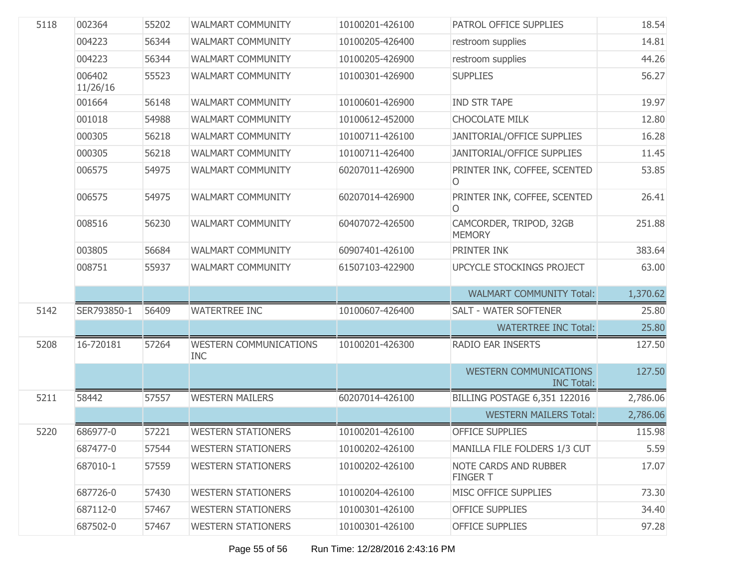| | | | | | | |
|---|---|---|---|---|---|---|
| 5118 | 002364 | 55202 | WALMART COMMUNITY | 10100201-426100 | PATROL OFFICE SUPPLIES | 18.54 |
| | 004223 | 56344 | WALMART COMMUNITY | 10100205-426400 | restroom supplies | 14.81 |
| | 004223 | 56344 | WALMART COMMUNITY | 10100205-426900 | restroom supplies | 44.26 |
| | 006402 11/26/16 | 55523 | WALMART COMMUNITY | 10100301-426900 | SUPPLIES | 56.27 |
| | 001664 | 56148 | WALMART COMMUNITY | 10100601-426900 | IND STR TAPE | 19.97 |
| | 001018 | 54988 | WALMART COMMUNITY | 10100612-452000 | CHOCOLATE MILK | 12.80 |
| | 000305 | 56218 | WALMART COMMUNITY | 10100711-426100 | JANITORIAL/OFFICE SUPPLIES | 16.28 |
| | 000305 | 56218 | WALMART COMMUNITY | 10100711-426400 | JANITORIAL/OFFICE SUPPLIES | 11.45 |
| | 006575 | 54975 | WALMART COMMUNITY | 60207011-426900 | PRINTER INK, COFFEE, SCENTED O | 53.85 |
| | 006575 | 54975 | WALMART COMMUNITY | 60207014-426900 | PRINTER INK, COFFEE, SCENTED O | 26.41 |
| | 008516 | 56230 | WALMART COMMUNITY | 60407072-426500 | CAMCORDER, TRIPOD, 32GB MEMORY | 251.88 |
| | 003805 | 56684 | WALMART COMMUNITY | 60907401-426100 | PRINTER INK | 383.64 |
| | 008751 | 55937 | WALMART COMMUNITY | 61507103-422900 | UPCYCLE STOCKINGS PROJECT | 63.00 |
| | | | | | WALMART COMMUNITY Total: | 1,370.62 |
| 5142 | SER793850-1 | 56409 | WATERTREE INC | 10100607-426400 | SALT - WATER SOFTENER | 25.80 |
| | | | | | WATERTREE INC Total: | 25.80 |
| 5208 | 16-720181 | 57264 | WESTERN COMMUNICATIONS INC | 10100201-426300 | RADIO EAR INSERTS | 127.50 |
| | | | | | WESTERN COMMUNICATIONS INC Total: | 127.50 |
| 5211 | 58442 | 57557 | WESTERN MAILERS | 60207014-426100 | BILLING POSTAGE 6,351 122016 | 2,786.06 |
| | | | | | WESTERN MAILERS Total: | 2,786.06 |
| 5220 | 686977-0 | 57221 | WESTERN STATIONERS | 10100201-426100 | OFFICE SUPPLIES | 115.98 |
| | 687477-0 | 57544 | WESTERN STATIONERS | 10100202-426100 | MANILLA FILE FOLDERS 1/3 CUT | 5.59 |
| | 687010-1 | 57559 | WESTERN STATIONERS | 10100202-426100 | NOTE CARDS AND RUBBER FINGER T | 17.07 |
| | 687726-0 | 57430 | WESTERN STATIONERS | 10100204-426100 | MISC OFFICE SUPPLIES | 73.30 |
| | 687112-0 | 57467 | WESTERN STATIONERS | 10100301-426100 | OFFICE SUPPLIES | 34.40 |
| | 687502-0 | 57467 | WESTERN STATIONERS | 10100301-426100 | OFFICE SUPPLIES | 97.28 |

Run Time: 12/28/2016 2:43:16 PM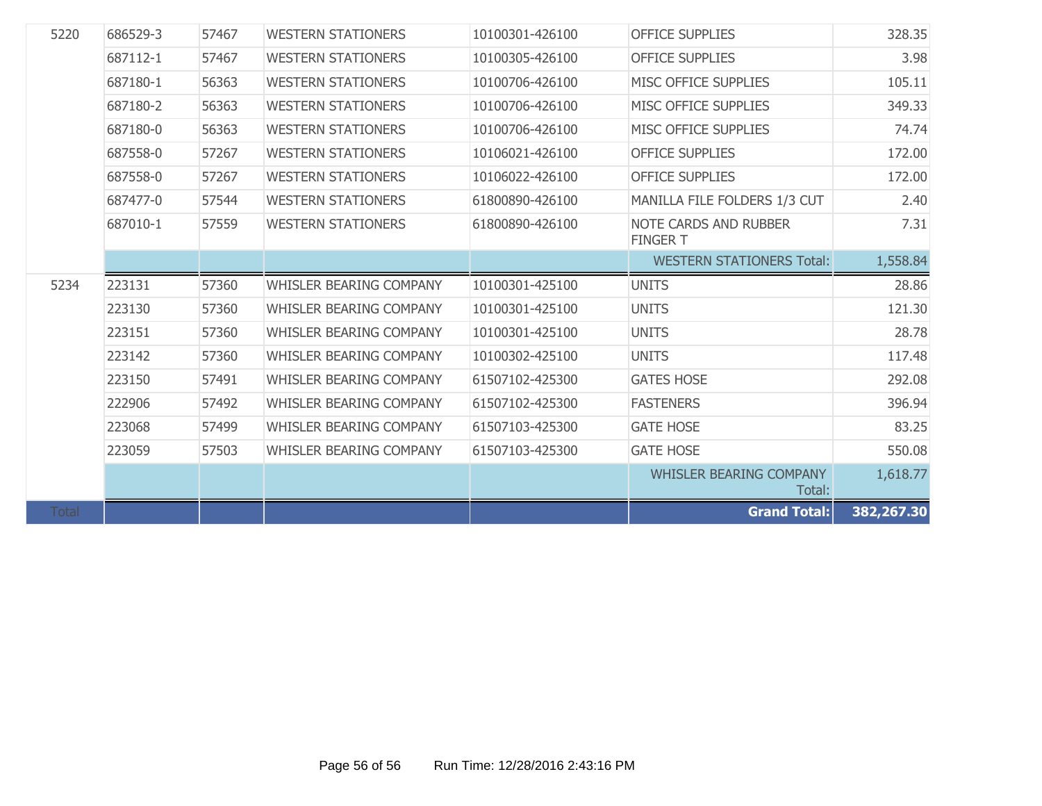| | | | | | | |
|---|---|---|---|---|---|---|
| 5220 | 686529-3 | 57467 | WESTERN STATIONERS | 10100301-426100 | OFFICE SUPPLIES | 328.35 |
| | 687112-1 | 57467 | WESTERN STATIONERS | 10100305-426100 | OFFICE SUPPLIES | 3.98 |
| | 687180-1 | 56363 | WESTERN STATIONERS | 10100706-426100 | MISC OFFICE SUPPLIES | 105.11 |
| | 687180-2 | 56363 | WESTERN STATIONERS | 10100706-426100 | MISC OFFICE SUPPLIES | 349.33 |
| | 687180-0 | 56363 | WESTERN STATIONERS | 10100706-426100 | MISC OFFICE SUPPLIES | 74.74 |
| | 687558-0 | 57267 | WESTERN STATIONERS | 10106021-426100 | OFFICE SUPPLIES | 172.00 |
| | 687558-0 | 57267 | WESTERN STATIONERS | 10106022-426100 | OFFICE SUPPLIES | 172.00 |
| | 687477-0 | 57544 | WESTERN STATIONERS | 61800890-426100 | MANILLA FILE FOLDERS 1/3 CUT | 2.40 |
| | 687010-1 | 57559 | WESTERN STATIONERS | 61800890-426100 | NOTE CARDS AND RUBBER FINGER T | 7.31 |
| | | | | | WESTERN STATIONERS Total: | 1,558.84 |
| 5234 | 223131 | 57360 | WHISLER BEARING COMPANY | 10100301-425100 | UNITS | 28.86 |
| | 223130 | 57360 | WHISLER BEARING COMPANY | 10100301-425100 | UNITS | 121.30 |
| | 223151 | 57360 | WHISLER BEARING COMPANY | 10100301-425100 | UNITS | 28.78 |
| | 223142 | 57360 | WHISLER BEARING COMPANY | 10100302-425100 | UNITS | 117.48 |
| | 223150 | 57491 | WHISLER BEARING COMPANY | 61507102-425300 | GATES HOSE | 292.08 |
| | 222906 | 57492 | WHISLER BEARING COMPANY | 61507102-425300 | FASTENERS | 396.94 |
| | 223068 | 57499 | WHISLER BEARING COMPANY | 61507103-425300 | GATE HOSE | 83.25 |
| | 223059 | 57503 | WHISLER BEARING COMPANY | 61507103-425300 | GATE HOSE | 550.08 |
| | | | | | WHISLER BEARING COMPANY Total: | 1,618.77 |
| Total | | | | | **Grand Total:** | **382,267.30** |

Run Time: 12/28/2016 2:43:16 PM